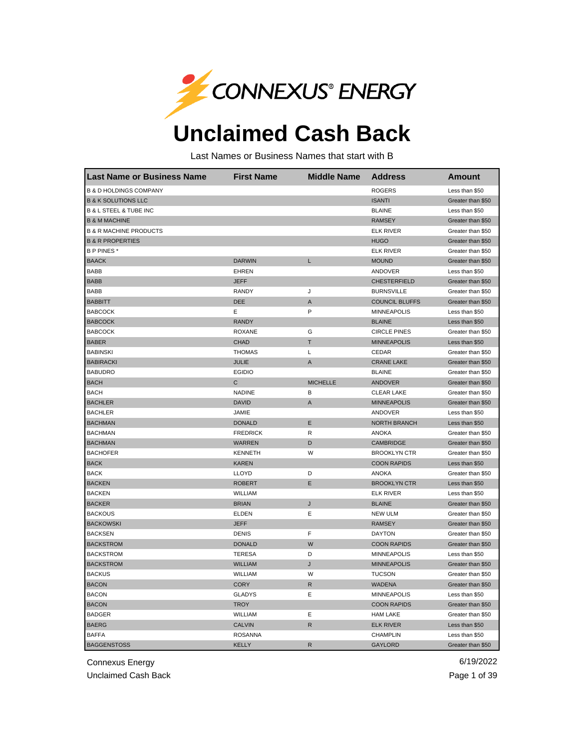# CONNEXUS® ENERGY

# Unclaimed Cash Back

Last Names or Business Names that start with B

| Last Name or Business Name | First Name | Middle Name | Address | Amount |
| --- | --- | --- | --- | --- |
| B & D HOLDINGS COMPANY | | | ROGERS | Less than $50 |
| B & K SOLUTIONS LLC | | | ISANTI | Greater than $50 |
| B & L STEEL & TUBE INC | | | BLAINE | Less than $50 |
| B & M MACHINE | | | RAMSEY | Greater than $50 |
| B & R MACHINE PRODUCTS | | | ELK RIVER | Greater than $50 |
| B & R PROPERTIES | | | HUGO | Greater than $50 |
| B P PINES * | | | ELK RIVER | Greater than $50 |
| BAACK | DARWIN | L | MOUND | Greater than $50 |
| BABB | EHREN | | ANDOVER | Less than $50 |
| BABB | JEFF | | CHESTERFIELD | Greater than $50 |
| BABB | RANDY | J | BURNSVILLE | Greater than $50 |
| BABBITT | DEE | A | COUNCIL BLUFFS | Greater than $50 |
| BABCOCK | E | P | MINNEAPOLIS | Less than $50 |
| BABCOCK | RANDY | | BLAINE | Less than $50 |
| BABCOCK | ROXANE | G | CIRCLE PINES | Greater than $50 |
| BABER | CHAD | T | MINNEAPOLIS | Less than $50 |
| BABINSKI | THOMAS | L | CEDAR | Greater than $50 |
| BABIRACKI | JULIE | A | CRANE LAKE | Greater than $50 |
| BABUDRO | EGIDIO | | BLAINE | Greater than $50 |
| BACH | C | MICHELLE | ANDOVER | Greater than $50 |
| BACH | NADINE | B | CLEAR LAKE | Greater than $50 |
| BACHLER | DAVID | A | MINNEAPOLIS | Greater than $50 |
| BACHLER | JAMIE | | ANDOVER | Less than $50 |
| BACHMAN | DONALD | E | NORTH BRANCH | Less than $50 |
| BACHMAN | FREDRICK | R | ANOKA | Greater than $50 |
| BACHMAN | WARREN | D | CAMBRIDGE | Greater than $50 |
| BACHOFER | KENNETH | W | BROOKLYN CTR | Greater than $50 |
| BACK | KAREN | | COON RAPIDS | Less than $50 |
| BACK | LLOYD | D | ANOKA | Greater than $50 |
| BACKEN | ROBERT | E | BROOKLYN CTR | Less than $50 |
| BACKEN | WILLIAM | | ELK RIVER | Less than $50 |
| BACKER | BRIAN | J | BLAINE | Greater than $50 |
| BACKOUS | ELDEN | E | NEW ULM | Greater than $50 |
| BACKOWSKI | JEFF | | RAMSEY | Greater than $50 |
| BACKSEN | DENIS | F | DAYTON | Greater than $50 |
| BACKSTROM | DONALD | W | COON RAPIDS | Greater than $50 |
| BACKSTROM | TERESA | D | MINNEAPOLIS | Less than $50 |
| BACKSTROM | WILLIAM | J | MINNEAPOLIS | Greater than $50 |
| BACKUS | WILLIAM | W | TUCSON | Greater than $50 |
| BACON | CORY | R | WADENA | Greater than $50 |
| BACON | GLADYS | E | MINNEAPOLIS | Less than $50 |
| BACON | TROY | | COON RAPIDS | Greater than $50 |
| BADGER | WILLIAM | E | HAM LAKE | Greater than $50 |
| BAERG | CALVIN | R | ELK RIVER | Less than $50 |
| BAFFA | ROSANNA | | CHAMPLIN | Less than $50 |
| BAGGENSTOSS | KELLY | R | GAYLORD | Greater than $50 |

Connexus Energy
Unclaimed Cash Back

6/19/2022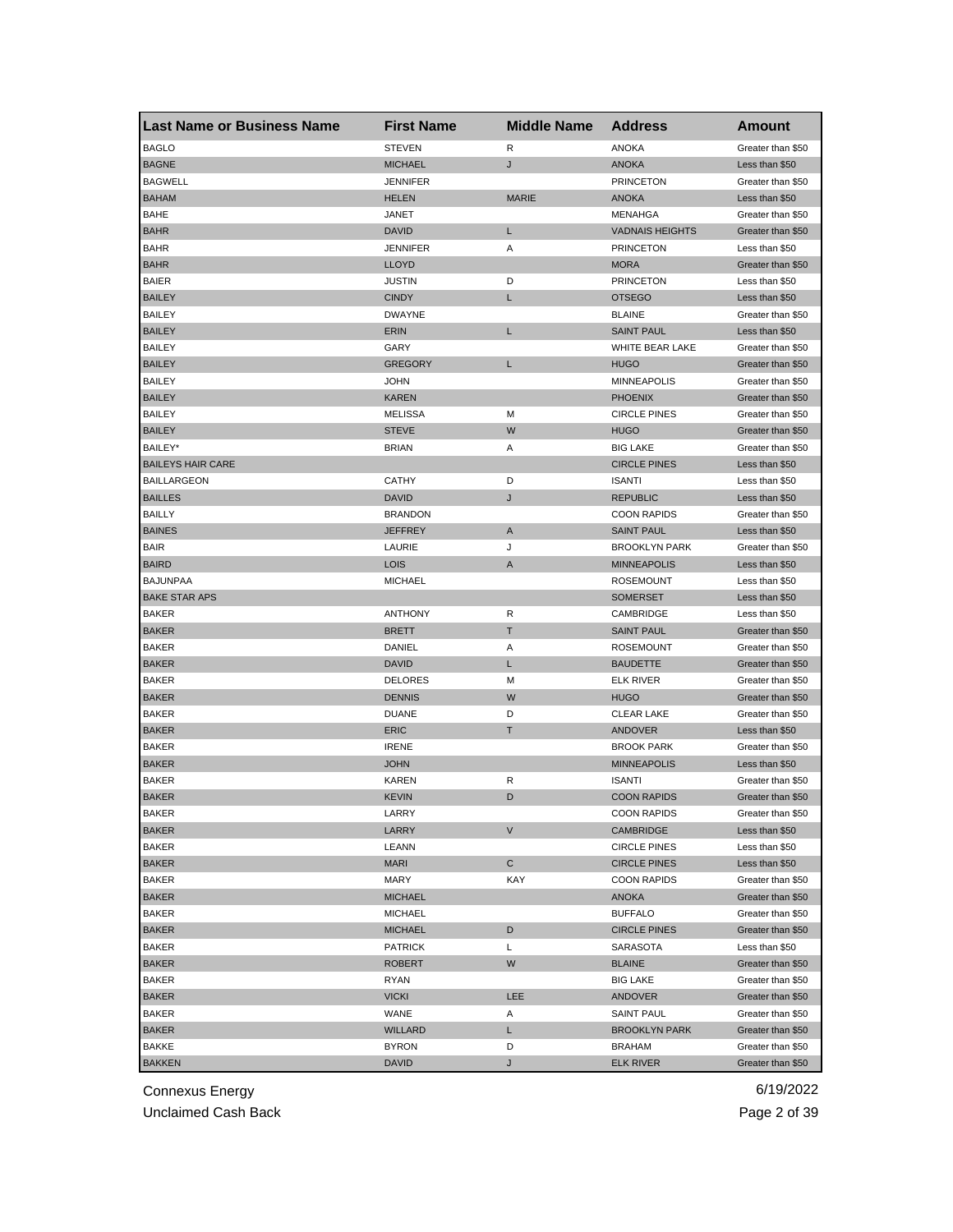| Last Name or Business Name | First Name | Middle Name | Address | Amount |
| --- | --- | --- | --- | --- |
| BAGLO | STEVEN | R | ANOKA | Greater than $50 |
| BAGNE | MICHAEL | J | ANOKA | Less than $50 |
| BAGWELL | JENNIFER | | PRINCETON | Greater than $50 |
| BAHAM | HELEN | MARIE | ANOKA | Less than $50 |
| BAHE | JANET | | MENAHGA | Greater than $50 |
| BAHR | DAVID | L | VADNAIS HEIGHTS | Greater than $50 |
| BAHR | JENNIFER | A | PRINCETON | Less than $50 |
| BAHR | LLOYD | | MORA | Greater than $50 |
| BAIER | JUSTIN | D | PRINCETON | Less than $50 |
| BAILEY | CINDY | L | OTSEGO | Less than $50 |
| BAILEY | DWAYNE | | BLAINE | Greater than $50 |
| BAILEY | ERIN | L | SAINT PAUL | Less than $50 |
| BAILEY | GARY | | WHITE BEAR LAKE | Greater than $50 |
| BAILEY | GREGORY | L | HUGO | Greater than $50 |
| BAILEY | JOHN | | MINNEAPOLIS | Greater than $50 |
| BAILEY | KAREN | | PHOENIX | Greater than $50 |
| BAILEY | MELISSA | M | CIRCLE PINES | Greater than $50 |
| BAILEY | STEVE | W | HUGO | Greater than $50 |
| BAILEY* | BRIAN | A | BIG LAKE | Greater than $50 |
| BAILEYS HAIR CARE | | | CIRCLE PINES | Less than $50 |
| BAILLARGEON | CATHY | D | ISANTI | Less than $50 |
| BAILLES | DAVID | J | REPUBLIC | Less than $50 |
| BAILLY | BRANDON | | COON RAPIDS | Greater than $50 |
| BAINES | JEFFREY | A | SAINT PAUL | Less than $50 |
| BAIR | LAURIE | J | BROOKLYN PARK | Greater than $50 |
| BAIRD | LOIS | A | MINNEAPOLIS | Less than $50 |
| BAJUNPAA | MICHAEL | | ROSEMOUNT | Less than $50 |
| BAKE STAR APS | | | SOMERSET | Less than $50 |
| BAKER | ANTHONY | R | CAMBRIDGE | Less than $50 |
| BAKER | BRETT | T | SAINT PAUL | Greater than $50 |
| BAKER | DANIEL | A | ROSEMOUNT | Greater than $50 |
| BAKER | DAVID | L | BAUDETTE | Greater than $50 |
| BAKER | DELORES | M | ELK RIVER | Greater than $50 |
| BAKER | DENNIS | W | HUGO | Greater than $50 |
| BAKER | DUANE | D | CLEAR LAKE | Greater than $50 |
| BAKER | ERIC | T | ANDOVER | Less than $50 |
| BAKER | IRENE | | BROOK PARK | Greater than $50 |
| BAKER | JOHN | | MINNEAPOLIS | Less than $50 |
| BAKER | KAREN | R | ISANTI | Greater than $50 |
| BAKER | KEVIN | D | COON RAPIDS | Greater than $50 |
| BAKER | LARRY | | COON RAPIDS | Greater than $50 |
| BAKER | LARRY | V | CAMBRIDGE | Less than $50 |
| BAKER | LEANN | | CIRCLE PINES | Less than $50 |
| BAKER | MARI | C | CIRCLE PINES | Less than $50 |
| BAKER | MARY | KAY | COON RAPIDS | Greater than $50 |
| BAKER | MICHAEL | | ANOKA | Greater than $50 |
| BAKER | MICHAEL | | BUFFALO | Greater than $50 |
| BAKER | MICHAEL | D | CIRCLE PINES | Greater than $50 |
| BAKER | PATRICK | L | SARASOTA | Less than $50 |
| BAKER | ROBERT | W | BLAINE | Greater than $50 |
| BAKER | RYAN | | BIG LAKE | Greater than $50 |
| BAKER | VICKI | LEE | ANDOVER | Greater than $50 |
| BAKER | WANE | A | SAINT PAUL | Greater than $50 |
| BAKER | WILLARD | L | BROOKLYN PARK | Greater than $50 |
| BAKKE | BYRON | D | BRAHAM | Greater than $50 |
| BAKKEN | DAVID | J | ELK RIVER | Greater than $50 |

Connexus Energy
Unclaimed Cash Back
6/19/2022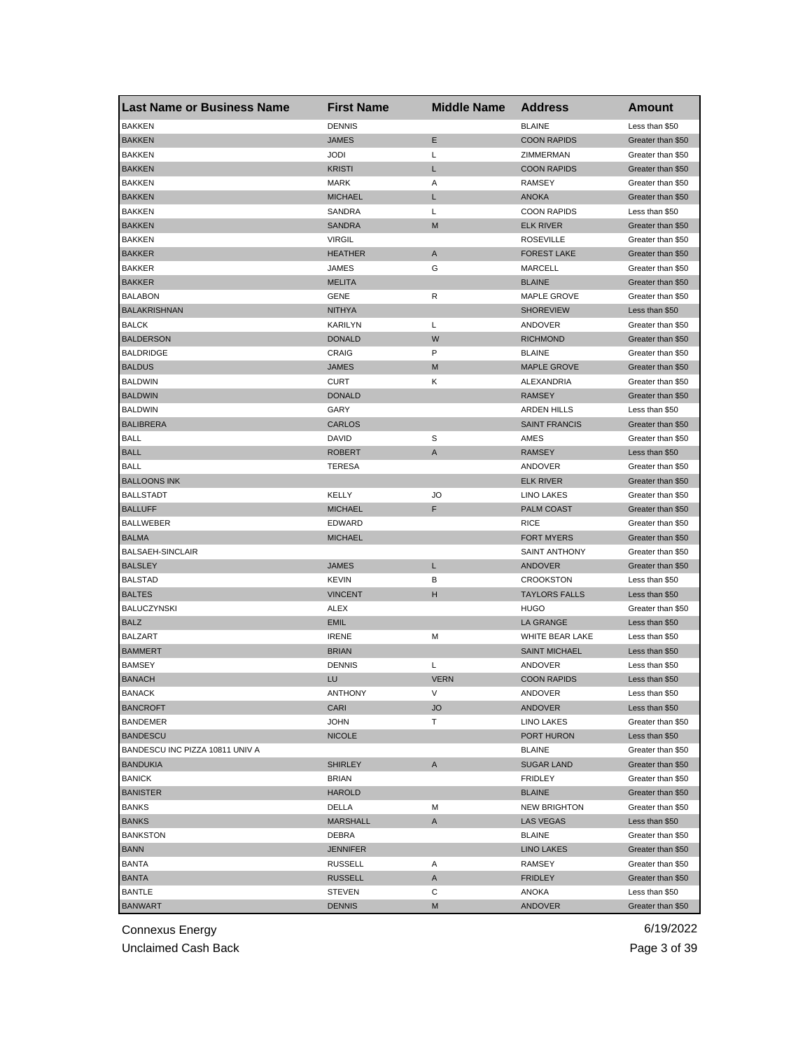| Last Name or Business Name | First Name | Middle Name | Address | Amount |
|---|---|---|---|---|
| BAKKEN | DENNIS | | BLAINE | Less than $50 |
| BAKKEN | JAMES | E | COON RAPIDS | Greater than $50 |
| BAKKEN | JODI | L | ZIMMERMAN | Greater than $50 |
| BAKKEN | KRISTI | L | COON RAPIDS | Greater than $50 |
| BAKKEN | MARK | A | RAMSEY | Greater than $50 |
| BAKKEN | MICHAEL | L | ANOKA | Greater than $50 |
| BAKKEN | SANDRA | L | COON RAPIDS | Less than $50 |
| BAKKEN | SANDRA | M | ELK RIVER | Greater than $50 |
| BAKKEN | VIRGIL | | ROSEVILLE | Greater than $50 |
| BAKKER | HEATHER | A | FOREST LAKE | Greater than $50 |
| BAKKER | JAMES | G | MARCELL | Greater than $50 |
| BAKKER | MELITA | | BLAINE | Greater than $50 |
| BALABON | GENE | R | MAPLE GROVE | Greater than $50 |
| BALAKRISHNAN | NITHYA | | SHOREVIEW | Less than $50 |
| BALCK | KARILYN | L | ANDOVER | Greater than $50 |
| BALDERSON | DONALD | W | RICHMOND | Greater than $50 |
| BALDRIDGE | CRAIG | P | BLAINE | Greater than $50 |
| BALDUS | JAMES | M | MAPLE GROVE | Greater than $50 |
| BALDWIN | CURT | K | ALEXANDRIA | Greater than $50 |
| BALDWIN | DONALD | | RAMSEY | Greater than $50 |
| BALDWIN | GARY | | ARDEN HILLS | Less than $50 |
| BALIBRERA | CARLOS | | SAINT FRANCIS | Greater than $50 |
| BALL | DAVID | S | AMES | Greater than $50 |
| BALL | ROBERT | A | RAMSEY | Less than $50 |
| BALL | TERESA | | ANDOVER | Greater than $50 |
| BALLOONS INK | | | ELK RIVER | Greater than $50 |
| BALLSTADT | KELLY | JO | LINO LAKES | Greater than $50 |
| BALLUFF | MICHAEL | F | PALM COAST | Greater than $50 |
| BALLWEBER | EDWARD | | RICE | Greater than $50 |
| BALMA | MICHAEL | | FORT MYERS | Greater than $50 |
| BALSAEH-SINCLAIR | | | SAINT ANTHONY | Greater than $50 |
| BALSLEY | JAMES | L | ANDOVER | Greater than $50 |
| BALSTAD | KEVIN | B | CROOKSTON | Less than $50 |
| BALTES | VINCENT | H | TAYLORS FALLS | Less than $50 |
| BALUCZYNSKI | ALEX | | HUGO | Greater than $50 |
| BALZ | EMIL | | LA GRANGE | Less than $50 |
| BALZART | IRENE | M | WHITE BEAR LAKE | Less than $50 |
| BAMMERT | BRIAN | | SAINT MICHAEL | Less than $50 |
| BAMSEY | DENNIS | L | ANDOVER | Less than $50 |
| BANACH | LU | VERN | COON RAPIDS | Less than $50 |
| BANACK | ANTHONY | V | ANDOVER | Less than $50 |
| BANCROFT | CARI | JO | ANDOVER | Less than $50 |
| BANDEMER | JOHN | T | LINO LAKES | Greater than $50 |
| BANDESCU | NICOLE | | PORT HURON | Less than $50 |
| BANDESCU INC PIZZA 10811 UNIV A | | | BLAINE | Greater than $50 |
| BANDUKIA | SHIRLEY | A | SUGAR LAND | Greater than $50 |
| BANICK | BRIAN | | FRIDLEY | Greater than $50 |
| BANISTER | HAROLD | | BLAINE | Greater than $50 |
| BANKS | DELLA | M | NEW BRIGHTON | Greater than $50 |
| BANKS | MARSHALL | A | LAS VEGAS | Less than $50 |
| BANKSTON | DEBRA | | BLAINE | Greater than $50 |
| BANN | JENNIFER | | LINO LAKES | Greater than $50 |
| BANTA | RUSSELL | A | RAMSEY | Greater than $50 |
| BANTA | RUSSELL | A | FRIDLEY | Greater than $50 |
| BANTLE | STEVEN | C | ANOKA | Less than $50 |
| BANWART | DENNIS | M | ANDOVER | Greater than $50 |

Connexus Energy
Unclaimed Cash Back
6/19/2022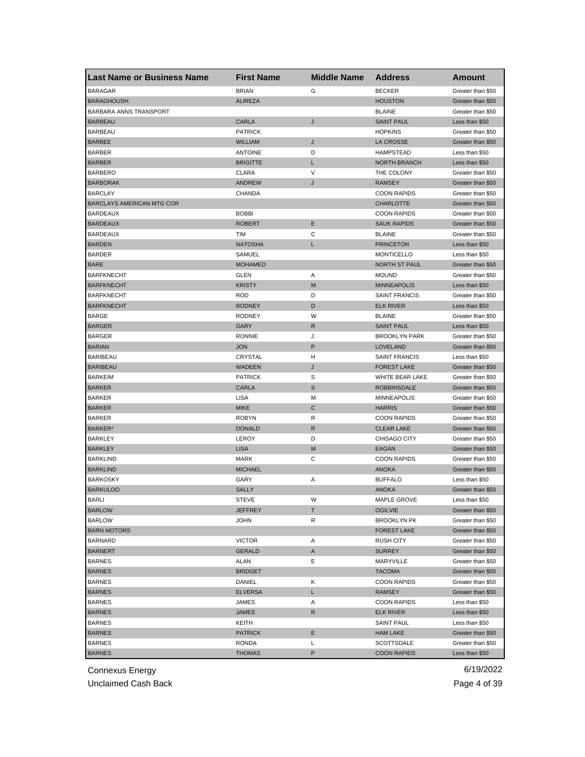| Last Name or Business Name | First Name | Middle Name | Address | Amount |
|---|---|---|---|---|
| BARAGAR | BRIAN | G | BECKER | Greater than $50 |
| BARAGHOUSH | ALIREZA | | HOUSTON | Greater than $50 |
| BARBARA ANNS TRANSPORT | | | BLAINE | Greater than $50 |
| BARBEAU | CARLA | J | SAINT PAUL | Less than $50 |
| BARBEAU | PATRICK | | HOPKINS | Greater than $50 |
| BARBEE | WILLIAM | J | LA CROSSE | Greater than $50 |
| BARBER | ANTOINE | D | HAMPSTEAD | Less than $50 |
| BARBER | BRIGITTE | L | NORTH BRANCH | Less than $50 |
| BARBERO | CLARA | V | THE COLONY | Greater than $50 |
| BARBORAK | ANDREW | J | RAMSEY | Greater than $50 |
| BARCLAY | CHANDA | | COON RAPIDS | Greater than $50 |
| BARCLAYS AMERICAN MTG COR | | | CHARLOTTE | Greater than $50 |
| BARDEAUX | BOBBI | | COON RAPIDS | Greater than $50 |
| BARDEAUX | ROBERT | E | SAUK RAPIDS | Greater than $50 |
| BARDEAUX | TIM | C | BLAINE | Greater than $50 |
| BARDEN | NATOSHA | L | PRINCETON | Less than $50 |
| BARDER | SAMUEL | | MONTICELLO | Less than $50 |
| BARE | MOHAMED | | NORTH ST PAUL | Greater than $50 |
| BARFKNECHT | GLEN | A | MOUND | Greater than $50 |
| BARFKNECHT | KRISTY | M | MINNEAPOLIS | Less than $50 |
| BARFKNECHT | ROD | D | SAINT FRANCIS | Greater than $50 |
| BARFKNECHT | RODNEY | D | ELK RIVER | Less than $50 |
| BARGE | RODNEY | W | BLAINE | Greater than $50 |
| BARGER | GARY | R | SAINT PAUL | Less than $50 |
| BARGER | RONNIE | J | BROOKLYN PARK | Greater than $50 |
| BARIAN | JON | P | LOVELAND | Greater than $50 |
| BARIBEAU | CRYSTAL | H | SAINT FRANCIS | Less than $50 |
| BARIBEAU | WADEEN | J | FOREST LAKE | Greater than $50 |
| BARKEIM | PATRICK | S | WHITE BEAR LAKE | Greater than $50 |
| BARKER | CARLA | S | ROBBINSDALE | Greater than $50 |
| BARKER | LISA | M | MINNEAPOLIS | Greater than $50 |
| BARKER | MIKE | C | HARRIS | Greater than $50 |
| BARKER | ROBYN | R | COON RAPIDS | Greater than $50 |
| BARKER* | DONALD | R | CLEAR LAKE | Greater than $50 |
| BARKLEY | LEROY | D | CHISAGO CITY | Greater than $50 |
| BARKLEY | LISA | M | EAGAN | Greater than $50 |
| BARKLIND | MARK | C | COON RAPIDS | Greater than $50 |
| BARKLIND | MICHAEL | | ANOKA | Greater than $50 |
| BARKOSKY | GARY | A | BUFFALO | Less than $50 |
| BARKULOO | SALLY | | ANOKA | Greater than $50 |
| BARLI | STEVE | W | MAPLE GROVE | Less than $50 |
| BARLOW | JEFFREY | T | OGILVIE | Greater than $50 |
| BARLOW | JOHN | R | BROOKLYN PK | Greater than $50 |
| BARN MOTORS | | | FOREST LAKE | Greater than $50 |
| BARNARD | VICTOR | A | RUSH CITY | Greater than $50 |
| BARNERT | GERALD | A | SURREY | Greater than $50 |
| BARNES | ALAN | E | MARYVILLE | Greater than $50 |
| BARNES | BRIDGET | | TACOMA | Greater than $50 |
| BARNES | DANIEL | K | COON RAPIDS | Greater than $50 |
| BARNES | ELVERSA | L | RAMSEY | Greater than $50 |
| BARNES | JAMES | A | COON RAPIDS | Less than $50 |
| BARNES | JAMES | R | ELK RIVER | Less than $50 |
| BARNES | KEITH | | SAINT PAUL | Less than $50 |
| BARNES | PATRICK | E | HAM LAKE | Greater than $50 |
| BARNES | RONDA | L | SCOTTSDALE | Greater than $50 |
| BARNES | THOMAS | P | COON RAPIDS | Less than $50 |

Connexus Energy
Unclaimed Cash Back

6/19/2022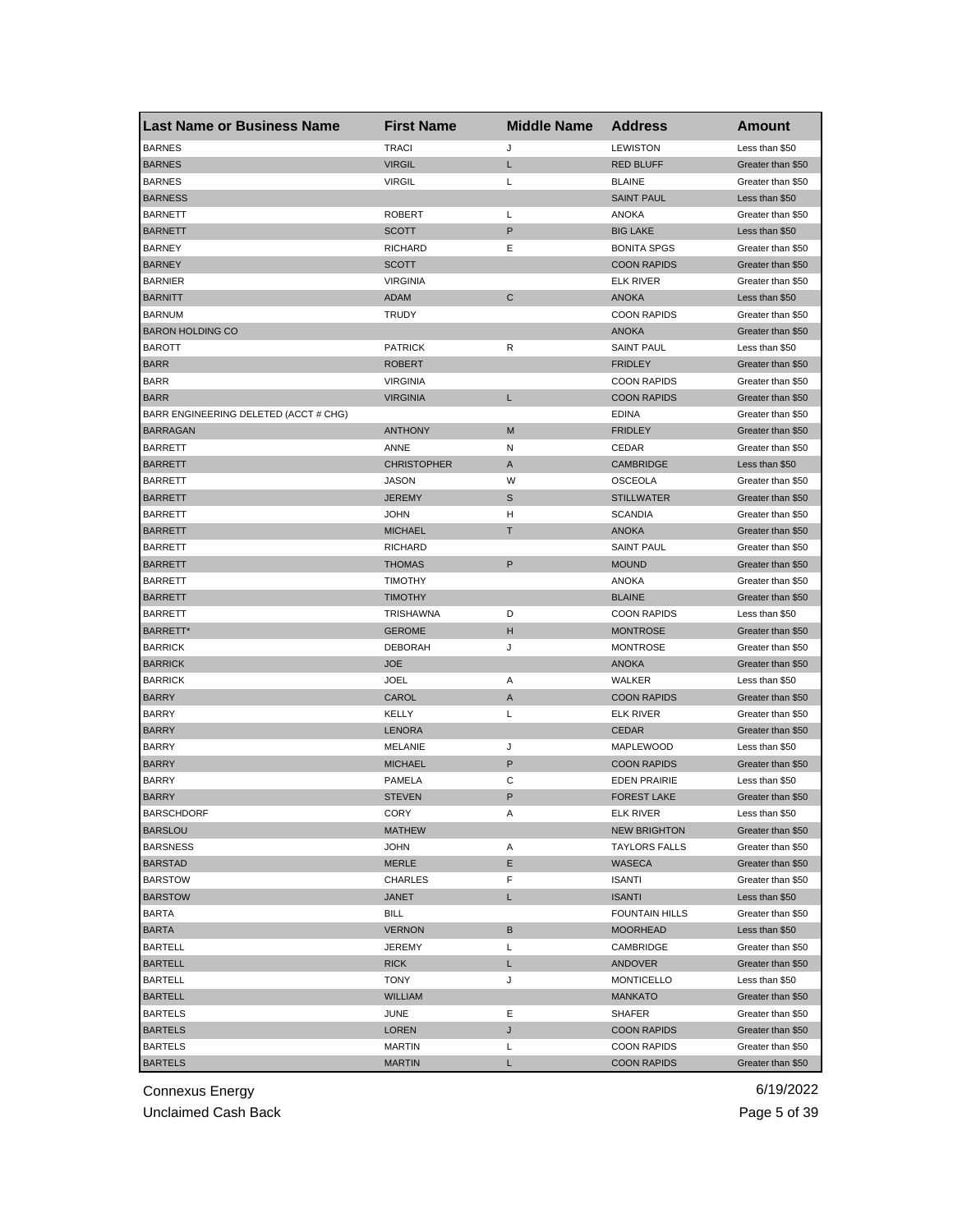| Last Name or Business Name | First Name | Middle Name | Address | Amount |
| --- | --- | --- | --- | --- |
| BARNES | TRACI | J | LEWISTON | Less than $50 |
| BARNES | VIRGIL | L | RED BLUFF | Greater than $50 |
| BARNES | VIRGIL | L | BLAINE | Greater than $50 |
| BARNESS | | | SAINT PAUL | Less than $50 |
| BARNETT | ROBERT | L | ANOKA | Greater than $50 |
| BARNETT | SCOTT | P | BIG LAKE | Less than $50 |
| BARNEY | RICHARD | E | BONITA SPGS | Greater than $50 |
| BARNEY | SCOTT | | COON RAPIDS | Greater than $50 |
| BARNIER | VIRGINIA | | ELK RIVER | Greater than $50 |
| BARNITT | ADAM | C | ANOKA | Less than $50 |
| BARNUM | TRUDY | | COON RAPIDS | Greater than $50 |
| BARON HOLDING CO | | | ANOKA | Greater than $50 |
| BAROTT | PATRICK | R | SAINT PAUL | Less than $50 |
| BARR | ROBERT | | FRIDLEY | Greater than $50 |
| BARR | VIRGINIA | | COON RAPIDS | Greater than $50 |
| BARR | VIRGINIA | L | COON RAPIDS | Greater than $50 |
| BARR ENGINEERING DELETED (ACCT # CHG) | | | EDINA | Greater than $50 |
| BARRAGAN | ANTHONY | M | FRIDLEY | Greater than $50 |
| BARRETT | ANNE | N | CEDAR | Greater than $50 |
| BARRETT | CHRISTOPHER | A | CAMBRIDGE | Less than $50 |
| BARRETT | JASON | W | OSCEOLA | Greater than $50 |
| BARRETT | JEREMY | S | STILLWATER | Greater than $50 |
| BARRETT | JOHN | H | SCANDIA | Greater than $50 |
| BARRETT | MICHAEL | T | ANOKA | Greater than $50 |
| BARRETT | RICHARD | | SAINT PAUL | Greater than $50 |
| BARRETT | THOMAS | P | MOUND | Greater than $50 |
| BARRETT | TIMOTHY | | ANOKA | Greater than $50 |
| BARRETT | TIMOTHY | | BLAINE | Greater than $50 |
| BARRETT | TRISHAWNA | D | COON RAPIDS | Less than $50 |
| BARRETT* | GEROME | H | MONTROSE | Greater than $50 |
| BARRICK | DEBORAH | J | MONTROSE | Greater than $50 |
| BARRICK | JOE | | ANOKA | Greater than $50 |
| BARRICK | JOEL | A | WALKER | Less than $50 |
| BARRY | CAROL | A | COON RAPIDS | Greater than $50 |
| BARRY | KELLY | L | ELK RIVER | Greater than $50 |
| BARRY | LENORA | | CEDAR | Greater than $50 |
| BARRY | MELANIE | J | MAPLEWOOD | Less than $50 |
| BARRY | MICHAEL | P | COON RAPIDS | Greater than $50 |
| BARRY | PAMELA | C | EDEN PRAIRIE | Less than $50 |
| BARRY | STEVEN | P | FOREST LAKE | Greater than $50 |
| BARSCHDORF | CORY | A | ELK RIVER | Less than $50 |
| BARSLOU | MATHEW | | NEW BRIGHTON | Greater than $50 |
| BARSNESS | JOHN | A | TAYLORS FALLS | Greater than $50 |
| BARSTAD | MERLE | E | WASECA | Greater than $50 |
| BARSTOW | CHARLES | F | ISANTI | Greater than $50 |
| BARSTOW | JANET | L | ISANTI | Less than $50 |
| BARTA | BILL | | FOUNTAIN HILLS | Greater than $50 |
| BARTA | VERNON | B | MOORHEAD | Less than $50 |
| BARTELL | JEREMY | L | CAMBRIDGE | Greater than $50 |
| BARTELL | RICK | L | ANDOVER | Greater than $50 |
| BARTELL | TONY | J | MONTICELLO | Less than $50 |
| BARTELL | WILLIAM | | MANKATO | Greater than $50 |
| BARTELS | JUNE | E | SHAFER | Greater than $50 |
| BARTELS | LOREN | J | COON RAPIDS | Greater than $50 |
| BARTELS | MARTIN | L | COON RAPIDS | Greater than $50 |
| BARTELS | MARTIN | L | COON RAPIDS | Greater than $50 |

Connexus Energy
Unclaimed Cash Back
6/19/2022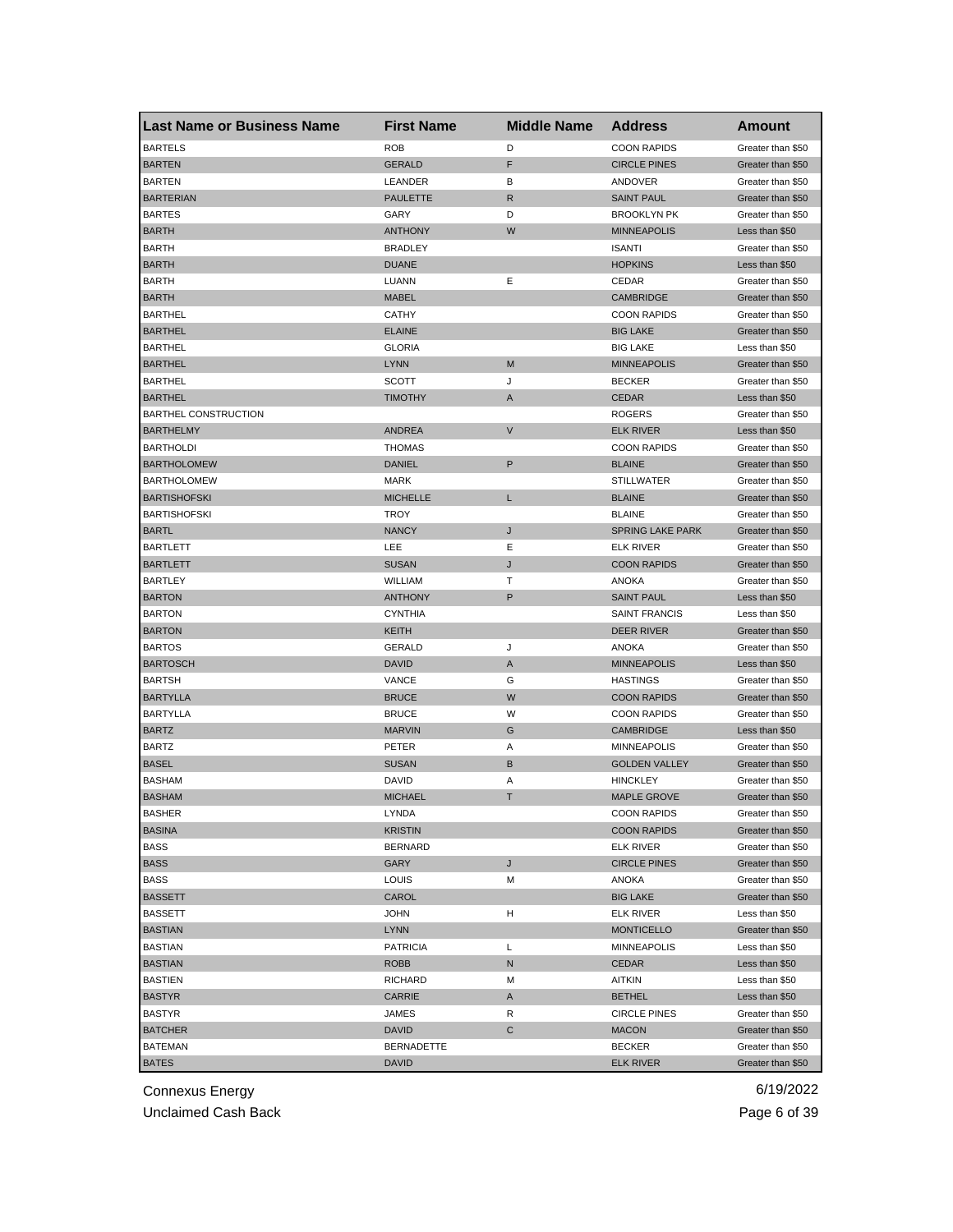| Last Name or Business Name | First Name | Middle Name | Address | Amount |
|---|---|---|---|---|
| BARTELS | ROB | D | COON RAPIDS | Greater than $50 |
| BARTEN | GERALD | F | CIRCLE PINES | Greater than $50 |
| BARTEN | LEANDER | B | ANDOVER | Greater than $50 |
| BARTERIAN | PAULETTE | R | SAINT PAUL | Greater than $50 |
| BARTES | GARY | D | BROOKLYN PK | Greater than $50 |
| BARTH | ANTHONY | W | MINNEAPOLIS | Less than $50 |
| BARTH | BRADLEY | | ISANTI | Greater than $50 |
| BARTH | DUANE | | HOPKINS | Less than $50 |
| BARTH | LUANN | E | CEDAR | Greater than $50 |
| BARTH | MABEL | | CAMBRIDGE | Greater than $50 |
| BARTHEL | CATHY | | COON RAPIDS | Greater than $50 |
| BARTHEL | ELAINE | | BIG LAKE | Greater than $50 |
| BARTHEL | GLORIA | | BIG LAKE | Less than $50 |
| BARTHEL | LYNN | M | MINNEAPOLIS | Greater than $50 |
| BARTHEL | SCOTT | J | BECKER | Greater than $50 |
| BARTHEL | TIMOTHY | A | CEDAR | Less than $50 |
| BARTHEL CONSTRUCTION | | | ROGERS | Greater than $50 |
| BARTHELMY | ANDREA | V | ELK RIVER | Less than $50 |
| BARTHOLDI | THOMAS | | COON RAPIDS | Greater than $50 |
| BARTHOLOMEW | DANIEL | P | BLAINE | Greater than $50 |
| BARTHOLOMEW | MARK | | STILLWATER | Greater than $50 |
| BARTISHOFSKI | MICHELLE | L | BLAINE | Greater than $50 |
| BARTISHOFSKI | TROY | | BLAINE | Greater than $50 |
| BARTL | NANCY | J | SPRING LAKE PARK | Greater than $50 |
| BARTLETT | LEE | E | ELK RIVER | Greater than $50 |
| BARTLETT | SUSAN | J | COON RAPIDS | Greater than $50 |
| BARTLEY | WILLIAM | T | ANOKA | Greater than $50 |
| BARTON | ANTHONY | P | SAINT PAUL | Less than $50 |
| BARTON | CYNTHIA | | SAINT FRANCIS | Less than $50 |
| BARTON | KEITH | | DEER RIVER | Greater than $50 |
| BARTOS | GERALD | J | ANOKA | Greater than $50 |
| BARTOSCH | DAVID | A | MINNEAPOLIS | Less than $50 |
| BARTSH | VANCE | G | HASTINGS | Greater than $50 |
| BARTYLLA | BRUCE | W | COON RAPIDS | Greater than $50 |
| BARTYLLA | BRUCE | W | COON RAPIDS | Greater than $50 |
| BARTZ | MARVIN | G | CAMBRIDGE | Less than $50 |
| BARTZ | PETER | A | MINNEAPOLIS | Greater than $50 |
| BASEL | SUSAN | B | GOLDEN VALLEY | Greater than $50 |
| BASHAM | DAVID | A | HINCKLEY | Greater than $50 |
| BASHAM | MICHAEL | T | MAPLE GROVE | Greater than $50 |
| BASHER | LYNDA | | COON RAPIDS | Greater than $50 |
| BASINA | KRISTIN | | COON RAPIDS | Greater than $50 |
| BASS | BERNARD | | ELK RIVER | Greater than $50 |
| BASS | GARY | J | CIRCLE PINES | Greater than $50 |
| BASS | LOUIS | M | ANOKA | Greater than $50 |
| BASSETT | CAROL | | BIG LAKE | Greater than $50 |
| BASSETT | JOHN | H | ELK RIVER | Less than $50 |
| BASTIAN | LYNN | | MONTICELLO | Greater than $50 |
| BASTIAN | PATRICIA | L | MINNEAPOLIS | Less than $50 |
| BASTIAN | ROBB | N | CEDAR | Less than $50 |
| BASTIEN | RICHARD | M | AITKIN | Less than $50 |
| BASTYR | CARRIE | A | BETHEL | Less than $50 |
| BASTYR | JAMES | R | CIRCLE PINES | Greater than $50 |
| BATCHER | DAVID | C | MACON | Greater than $50 |
| BATEMAN | BERNADETTE | | BECKER | Greater than $50 |
| BATES | DAVID | | ELK RIVER | Greater than $50 |

Connexus Energy
Unclaimed Cash Back
6/19/2022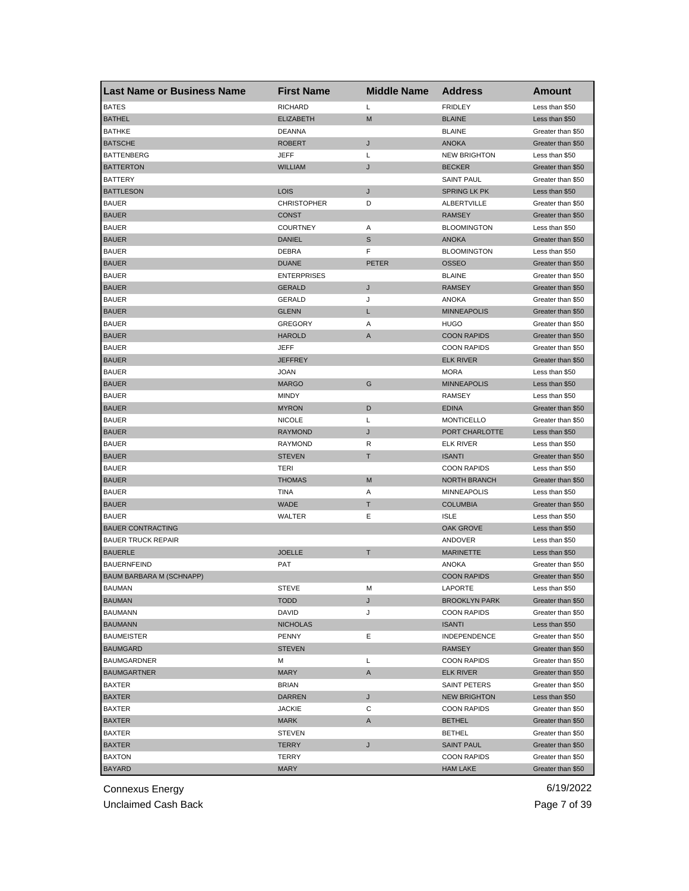| Last Name or Business Name | First Name | Middle Name | Address | Amount |
| --- | --- | --- | --- | --- |
| BATES | RICHARD | L | FRIDLEY | Less than $50 |
| BATHEL | ELIZABETH | M | BLAINE | Less than $50 |
| BATHKE | DEANNA | | BLAINE | Greater than $50 |
| BATSCHE | ROBERT | J | ANOKA | Greater than $50 |
| BATTENBERG | JEFF | L | NEW BRIGHTON | Less than $50 |
| BATTERTON | WILLIAM | J | BECKER | Greater than $50 |
| BATTERY | | | SAINT PAUL | Greater than $50 |
| BATTLESON | LOIS | J | SPRING LK PK | Less than $50 |
| BAUER | CHRISTOPHER | D | ALBERTVILLE | Greater than $50 |
| BAUER | CONST | | RAMSEY | Greater than $50 |
| BAUER | COURTNEY | A | BLOOMINGTON | Less than $50 |
| BAUER | DANIEL | S | ANOKA | Greater than $50 |
| BAUER | DEBRA | F | BLOOMINGTON | Less than $50 |
| BAUER | DUANE | PETER | OSSEO | Greater than $50 |
| BAUER | ENTERPRISES | | BLAINE | Greater than $50 |
| BAUER | GERALD | J | RAMSEY | Greater than $50 |
| BAUER | GERALD | J | ANOKA | Greater than $50 |
| BAUER | GLENN | L | MINNEAPOLIS | Greater than $50 |
| BAUER | GREGORY | A | HUGO | Greater than $50 |
| BAUER | HAROLD | A | COON RAPIDS | Greater than $50 |
| BAUER | JEFF | | COON RAPIDS | Greater than $50 |
| BAUER | JEFFREY | | ELK RIVER | Greater than $50 |
| BAUER | JOAN | | MORA | Less than $50 |
| BAUER | MARGO | G | MINNEAPOLIS | Less than $50 |
| BAUER | MINDY | | RAMSEY | Less than $50 |
| BAUER | MYRON | D | EDINA | Greater than $50 |
| BAUER | NICOLE | L | MONTICELLO | Greater than $50 |
| BAUER | RAYMOND | J | PORT CHARLOTTE | Less than $50 |
| BAUER | RAYMOND | R | ELK RIVER | Less than $50 |
| BAUER | STEVEN | T | ISANTI | Greater than $50 |
| BAUER | TERI | | COON RAPIDS | Less than $50 |
| BAUER | THOMAS | M | NORTH BRANCH | Greater than $50 |
| BAUER | TINA | A | MINNEAPOLIS | Less than $50 |
| BAUER | WADE | T | COLUMBIA | Greater than $50 |
| BAUER | WALTER | E | ISLE | Less than $50 |
| BAUER CONTRACTING | | | OAK GROVE | Less than $50 |
| BAUER TRUCK REPAIR | | | ANDOVER | Less than $50 |
| BAUERLE | JOELLE | T | MARINETTE | Less than $50 |
| BAUERNFEIND | PAT | | ANOKA | Greater than $50 |
| BAUM BARBARA M (SCHNAPP) | | | COON RAPIDS | Greater than $50 |
| BAUMAN | STEVE | M | LAPORTE | Less than $50 |
| BAUMAN | TODD | J | BROOKLYN PARK | Greater than $50 |
| BAUMANN | DAVID | J | COON RAPIDS | Greater than $50 |
| BAUMANN | NICHOLAS | | ISANTI | Less than $50 |
| BAUMEISTER | PENNY | E | INDEPENDENCE | Greater than $50 |
| BAUMGARD | STEVEN | | RAMSEY | Greater than $50 |
| BAUMGARDNER | M | L | COON RAPIDS | Greater than $50 |
| BAUMGARTNER | MARY | A | ELK RIVER | Greater than $50 |
| BAXTER | BRIAN | | SAINT PETERS | Greater than $50 |
| BAXTER | DARREN | J | NEW BRIGHTON | Less than $50 |
| BAXTER | JACKIE | C | COON RAPIDS | Greater than $50 |
| BAXTER | MARK | A | BETHEL | Greater than $50 |
| BAXTER | STEVEN | | BETHEL | Greater than $50 |
| BAXTER | TERRY | J | SAINT PAUL | Greater than $50 |
| BAXTON | TERRY | | COON RAPIDS | Greater than $50 |
| BAYARD | MARY | | HAM LAKE | Greater than $50 |

Connexus Energy
Unclaimed Cash Back

6/19/2022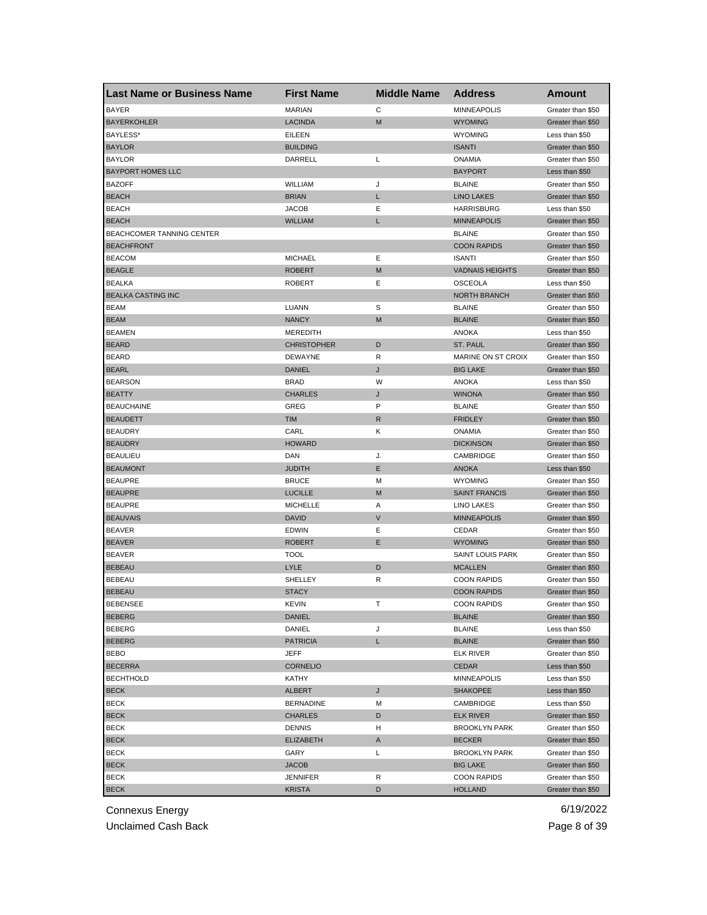| Last Name or Business Name | First Name | Middle Name | Address | Amount |
|---|---|---|---|---|
| BAYER | MARIAN | C | MINNEAPOLIS | Greater than $50 |
| BAYERKOHLER | LACINDA | M | WYOMING | Greater than $50 |
| BAYLESS* | EILEEN | | WYOMING | Less than $50 |
| BAYLOR | BUILDING | | ISANTI | Greater than $50 |
| BAYLOR | DARRELL | L | ONAMIA | Greater than $50 |
| BAYPORT HOMES LLC | | | BAYPORT | Less than $50 |
| BAZOFF | WILLIAM | J | BLAINE | Greater than $50 |
| BEACH | BRIAN | L | LINO LAKES | Greater than $50 |
| BEACH | JACOB | E | HARRISBURG | Less than $50 |
| BEACH | WILLIAM | L | MINNEAPOLIS | Greater than $50 |
| BEACHCOMER TANNING CENTER | | | BLAINE | Greater than $50 |
| BEACHFRONT | | | COON RAPIDS | Greater than $50 |
| BEACOM | MICHAEL | E | ISANTI | Greater than $50 |
| BEAGLE | ROBERT | M | VADNAIS HEIGHTS | Greater than $50 |
| BEALKA | ROBERT | E | OSCEOLA | Less than $50 |
| BEALKA CASTING INC | | | NORTH BRANCH | Greater than $50 |
| BEAM | LUANN | S | BLAINE | Greater than $50 |
| BEAM | NANCY | M | BLAINE | Greater than $50 |
| BEAMEN | MEREDITH | | ANOKA | Less than $50 |
| BEARD | CHRISTOPHER | D | ST. PAUL | Greater than $50 |
| BEARD | DEWAYNE | R | MARINE ON ST CROIX | Greater than $50 |
| BEARL | DANIEL | J | BIG LAKE | Greater than $50 |
| BEARSON | BRAD | W | ANOKA | Less than $50 |
| BEATTY | CHARLES | J | WINONA | Greater than $50 |
| BEAUCHAINE | GREG | P | BLAINE | Greater than $50 |
| BEAUDETT | TIM | R | FRIDLEY | Greater than $50 |
| BEAUDRY | CARL | K | ONAMIA | Greater than $50 |
| BEAUDRY | HOWARD | | DICKINSON | Greater than $50 |
| BEAULIEU | DAN | J. | CAMBRIDGE | Greater than $50 |
| BEAUMONT | JUDITH | E | ANOKA | Less than $50 |
| BEAUPRE | BRUCE | M | WYOMING | Greater than $50 |
| BEAUPRE | LUCILLE | M | SAINT FRANCIS | Greater than $50 |
| BEAUPRE | MICHELLE | A | LINO LAKES | Greater than $50 |
| BEAUVAIS | DAVID | V | MINNEAPOLIS | Greater than $50 |
| BEAVER | EDWIN | E | CEDAR | Greater than $50 |
| BEAVER | ROBERT | E | WYOMING | Greater than $50 |
| BEAVER | TOOL | | SAINT LOUIS PARK | Greater than $50 |
| BEBEAU | LYLE | D | MCALLEN | Greater than $50 |
| BEBEAU | SHELLEY | R | COON RAPIDS | Greater than $50 |
| BEBEAU | STACY | | COON RAPIDS | Greater than $50 |
| BEBENSEE | KEVIN | T | COON RAPIDS | Greater than $50 |
| BEBERG | DANIEL | | BLAINE | Greater than $50 |
| BEBERG | DANIEL | J | BLAINE | Less than $50 |
| BEBERG | PATRICIA | L | BLAINE | Greater than $50 |
| BEBO | JEFF | | ELK RIVER | Greater than $50 |
| BECERRA | CORNELIO | | CEDAR | Less than $50 |
| BECHTHOLD | KATHY | | MINNEAPOLIS | Less than $50 |
| BECK | ALBERT | J | SHAKOPEE | Less than $50 |
| BECK | BERNADINE | M | CAMBRIDGE | Less than $50 |
| BECK | CHARLES | D | ELK RIVER | Greater than $50 |
| BECK | DENNIS | H | BROOKLYN PARK | Greater than $50 |
| BECK | ELIZABETH | A | BECKER | Greater than $50 |
| BECK | GARY | L | BROOKLYN PARK | Greater than $50 |
| BECK | JACOB | | BIG LAKE | Greater than $50 |
| BECK | JENNIFER | R | COON RAPIDS | Greater than $50 |
| BECK | KRISTA | D | HOLLAND | Greater than $50 |

Connexus Energy
Unclaimed Cash Back

6/19/2022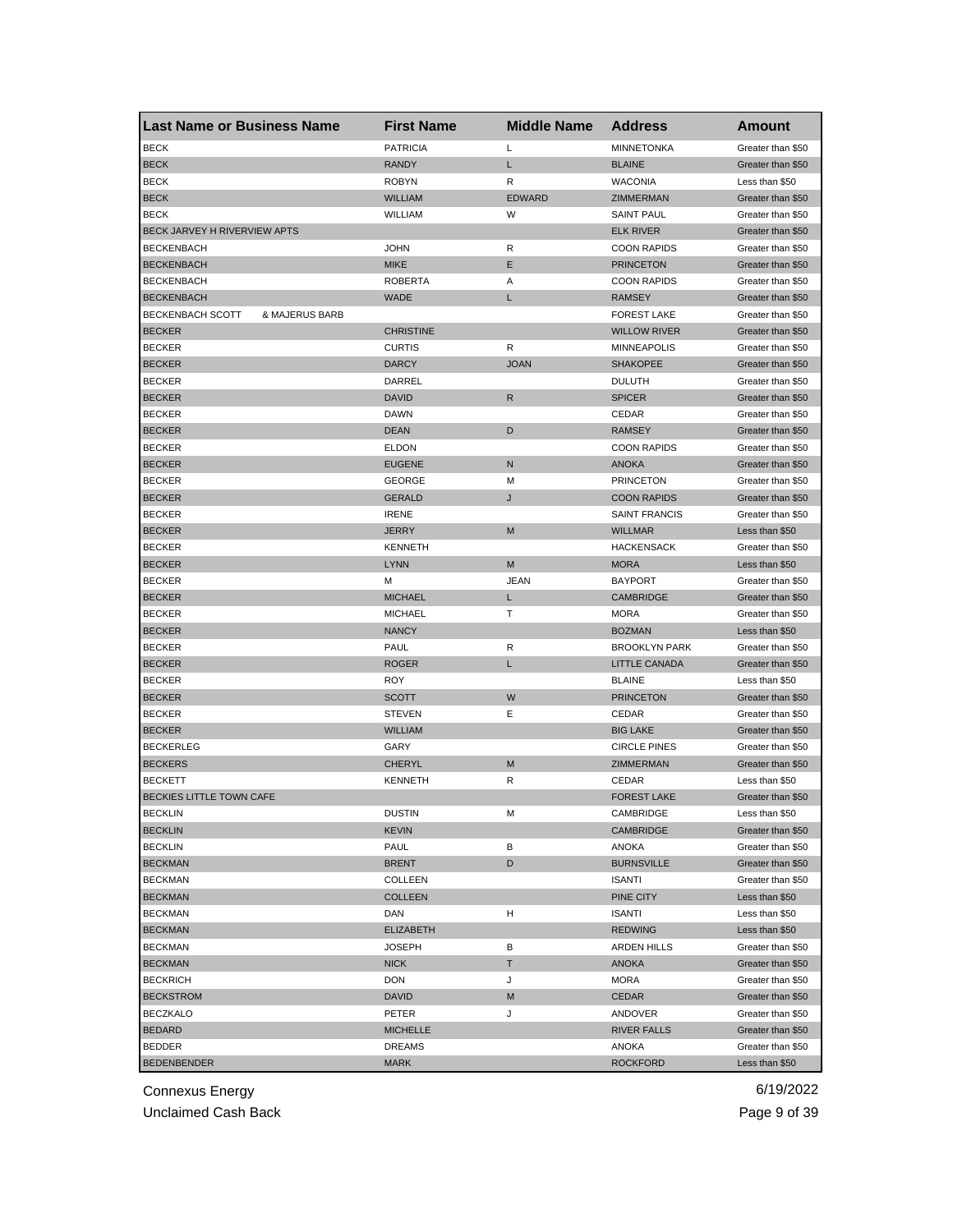| Last Name or Business Name | First Name | Middle Name | Address | Amount |
|---|---|---|---|---|
| BECK | PATRICIA | L | MINNETONKA | Greater than $50 |
| BECK | RANDY | L | BLAINE | Greater than $50 |
| BECK | ROBYN | R | WACONIA | Less than $50 |
| BECK | WILLIAM | EDWARD | ZIMMERMAN | Greater than $50 |
| BECK | WILLIAM | W | SAINT PAUL | Greater than $50 |
| BECK JARVEY H RIVERVIEW APTS | | | ELK RIVER | Greater than $50 |
| BECKENBACH | JOHN | R | COON RAPIDS | Greater than $50 |
| BECKENBACH | MIKE | E | PRINCETON | Greater than $50 |
| BECKENBACH | ROBERTA | A | COON RAPIDS | Greater than $50 |
| BECKENBACH | WADE | L | RAMSEY | Greater than $50 |
| BECKENBACH SCOTT & MAJERUS BARB | | | FOREST LAKE | Greater than $50 |
| BECKER | CHRISTINE | | WILLOW RIVER | Greater than $50 |
| BECKER | CURTIS | R | MINNEAPOLIS | Greater than $50 |
| BECKER | DARCY | JOAN | SHAKOPEE | Greater than $50 |
| BECKER | DARREL | | DULUTH | Greater than $50 |
| BECKER | DAVID | R | SPICER | Greater than $50 |
| BECKER | DAWN | | CEDAR | Greater than $50 |
| BECKER | DEAN | D | RAMSEY | Greater than $50 |
| BECKER | ELDON | | COON RAPIDS | Greater than $50 |
| BECKER | EUGENE | N | ANOKA | Greater than $50 |
| BECKER | GEORGE | M | PRINCETON | Greater than $50 |
| BECKER | GERALD | J | COON RAPIDS | Greater than $50 |
| BECKER | IRENE | | SAINT FRANCIS | Greater than $50 |
| BECKER | JERRY | M | WILLMAR | Less than $50 |
| BECKER | KENNETH | | HACKENSACK | Greater than $50 |
| BECKER | LYNN | M | MORA | Less than $50 |
| BECKER | M | JEAN | BAYPORT | Greater than $50 |
| BECKER | MICHAEL | L | CAMBRIDGE | Greater than $50 |
| BECKER | MICHAEL | T | MORA | Greater than $50 |
| BECKER | NANCY | | BOZMAN | Less than $50 |
| BECKER | PAUL | R | BROOKLYN PARK | Greater than $50 |
| BECKER | ROGER | L | LITTLE CANADA | Greater than $50 |
| BECKER | ROY | | BLAINE | Less than $50 |
| BECKER | SCOTT | W | PRINCETON | Greater than $50 |
| BECKER | STEVEN | E | CEDAR | Greater than $50 |
| BECKER | WILLIAM | | BIG LAKE | Greater than $50 |
| BECKERLEG | GARY | | CIRCLE PINES | Greater than $50 |
| BECKERS | CHERYL | M | ZIMMERMAN | Greater than $50 |
| BECKETT | KENNETH | R | CEDAR | Less than $50 |
| BECKIES LITTLE TOWN CAFE | | | FOREST LAKE | Greater than $50 |
| BECKLIN | DUSTIN | M | CAMBRIDGE | Less than $50 |
| BECKLIN | KEVIN | | CAMBRIDGE | Greater than $50 |
| BECKLIN | PAUL | B | ANOKA | Greater than $50 |
| BECKMAN | BRENT | D | BURNSVILLE | Greater than $50 |
| BECKMAN | COLLEEN | | ISANTI | Greater than $50 |
| BECKMAN | COLLEEN | | PINE CITY | Less than $50 |
| BECKMAN | DAN | H | ISANTI | Less than $50 |
| BECKMAN | ELIZABETH | | REDWING | Less than $50 |
| BECKMAN | JOSEPH | B | ARDEN HILLS | Greater than $50 |
| BECKMAN | NICK | T | ANOKA | Greater than $50 |
| BECKRICH | DON | J | MORA | Greater than $50 |
| BECKSTROM | DAVID | M | CEDAR | Greater than $50 |
| BECZKALO | PETER | J | ANDOVER | Greater than $50 |
| BEDARD | MICHELLE | | RIVER FALLS | Greater than $50 |
| BEDDER | DREAMS | | ANOKA | Greater than $50 |
| BEDENBENDER | MARK | | ROCKFORD | Less than $50 |

Connexus Energy 6/19/2022

Unclaimed Cash Back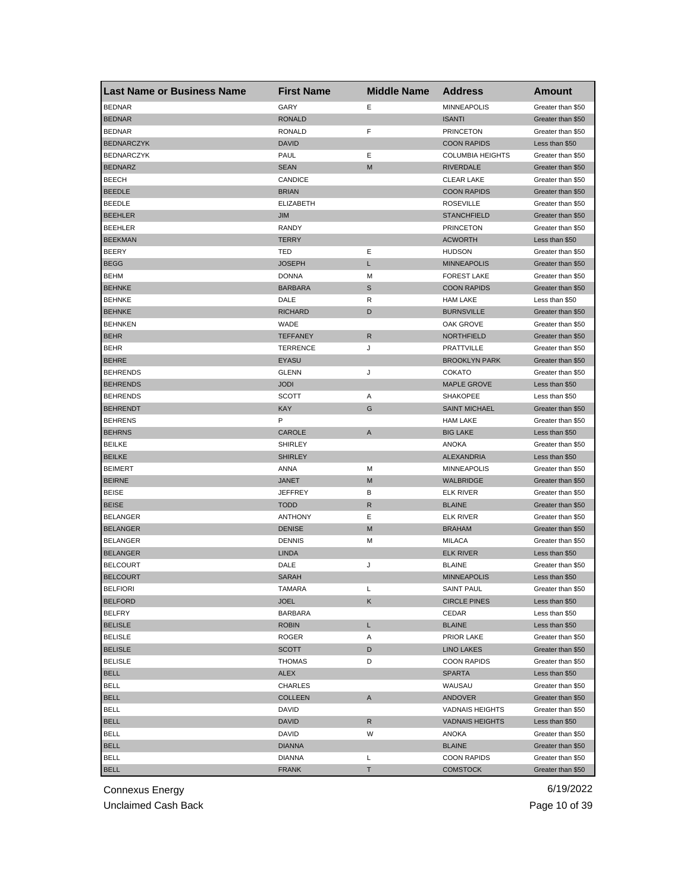| Last Name or Business Name | First Name | Middle Name | Address | Amount |
|---|---|---|---|---|
| BEDNAR | GARY | E | MINNEAPOLIS | Greater than $50 |
| BEDNAR | RONALD | | ISANTI | Greater than $50 |
| BEDNAR | RONALD | F | PRINCETON | Greater than $50 |
| BEDNARCZYK | DAVID | | COON RAPIDS | Less than $50 |
| BEDNARCZYK | PAUL | E | COLUMBIA HEIGHTS | Greater than $50 |
| BEDNARZ | SEAN | M | RIVERDALE | Greater than $50 |
| BEECH | CANDICE | | CLEAR LAKE | Greater than $50 |
| BEEDLE | BRIAN | | COON RAPIDS | Greater than $50 |
| BEEDLE | ELIZABETH | | ROSEVILLE | Greater than $50 |
| BEEHLER | JIM | | STANCHFIELD | Greater than $50 |
| BEEHLER | RANDY | | PRINCETON | Greater than $50 |
| BEEKMAN | TERRY | | ACWORTH | Less than $50 |
| BEERY | TED | E | HUDSON | Greater than $50 |
| BEGG | JOSEPH | L | MINNEAPOLIS | Greater than $50 |
| BEHM | DONNA | M | FOREST LAKE | Greater than $50 |
| BEHNKE | BARBARA | S | COON RAPIDS | Greater than $50 |
| BEHNKE | DALE | R | HAM LAKE | Less than $50 |
| BEHNKE | RICHARD | D | BURNSVILLE | Greater than $50 |
| BEHNKEN | WADE | | OAK GROVE | Greater than $50 |
| BEHR | TEFFANEY | R | NORTHFIELD | Greater than $50 |
| BEHR | TERRENCE | J | PRATTVILLE | Greater than $50 |
| BEHRE | EYASU | | BROOKLYN PARK | Greater than $50 |
| BEHRENDS | GLENN | J | COKATO | Greater than $50 |
| BEHRENDS | JODI | | MAPLE GROVE | Less than $50 |
| BEHRENDS | SCOTT | A | SHAKOPEE | Less than $50 |
| BEHRENDT | KAY | G | SAINT MICHAEL | Greater than $50 |
| BEHRENS | P | | HAM LAKE | Greater than $50 |
| BEHRNS | CAROLE | A | BIG LAKE | Less than $50 |
| BEILKE | SHIRLEY | | ANOKA | Greater than $50 |
| BEILKE | SHIRLEY | | ALEXANDRIA | Less than $50 |
| BEIMERT | ANNA | M | MINNEAPOLIS | Greater than $50 |
| BEIRNE | JANET | M | WALBRIDGE | Greater than $50 |
| BEISE | JEFFREY | B | ELK RIVER | Greater than $50 |
| BEISE | TODD | R | BLAINE | Greater than $50 |
| BELANGER | ANTHONY | E | ELK RIVER | Greater than $50 |
| BELANGER | DENISE | M | BRAHAM | Greater than $50 |
| BELANGER | DENNIS | M | MILACA | Greater than $50 |
| BELANGER | LINDA | | ELK RIVER | Less than $50 |
| BELCOURT | DALE | J | BLAINE | Greater than $50 |
| BELCOURT | SARAH | | MINNEAPOLIS | Less than $50 |
| BELFIORI | TAMARA | L | SAINT PAUL | Greater than $50 |
| BELFORD | JOEL | K | CIRCLE PINES | Less than $50 |
| BELFRY | BARBARA | | CEDAR | Less than $50 |
| BELISLE | ROBIN | L | BLAINE | Less than $50 |
| BELISLE | ROGER | A | PRIOR LAKE | Greater than $50 |
| BELISLE | SCOTT | D | LINO LAKES | Greater than $50 |
| BELISLE | THOMAS | D | COON RAPIDS | Greater than $50 |
| BELL | ALEX | | SPARTA | Less than $50 |
| BELL | CHARLES | | WAUSAU | Greater than $50 |
| BELL | COLLEEN | A | ANDOVER | Greater than $50 |
| BELL | DAVID | | VADNAIS HEIGHTS | Greater than $50 |
| BELL | DAVID | R | VADNAIS HEIGHTS | Less than $50 |
| BELL | DAVID | W | ANOKA | Greater than $50 |
| BELL | DIANNA | | BLAINE | Greater than $50 |
| BELL | DIANNA | L | COON RAPIDS | Greater than $50 |
| BELL | FRANK | T | COMSTOCK | Greater than $50 |

Connexus Energy 6/19/2022

Unclaimed Cash Back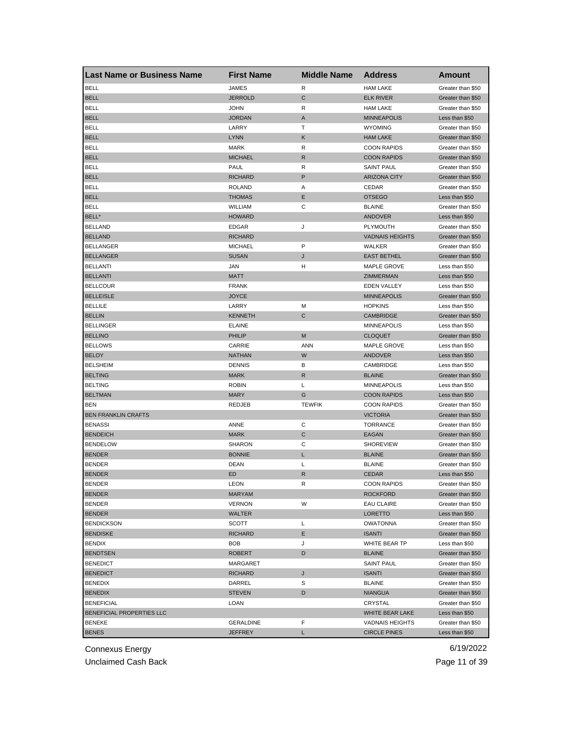| Last Name or Business Name | First Name | Middle Name | Address | Amount |
|---|---|---|---|---|
| BELL | JAMES | R | HAM LAKE | Greater than $50 |
| BELL | JERROLD | C | ELK RIVER | Greater than $50 |
| BELL | JOHN | R | HAM LAKE | Greater than $50 |
| BELL | JORDAN | A | MINNEAPOLIS | Less than $50 |
| BELL | LARRY | T | WYOMING | Greater than $50 |
| BELL | LYNN | K | HAM LAKE | Greater than $50 |
| BELL | MARK | R | COON RAPIDS | Greater than $50 |
| BELL | MICHAEL | R | COON RAPIDS | Greater than $50 |
| BELL | PAUL | R | SAINT PAUL | Greater than $50 |
| BELL | RICHARD | P | ARIZONA CITY | Greater than $50 |
| BELL | ROLAND | A | CEDAR | Greater than $50 |
| BELL | THOMAS | E | OTSEGO | Less than $50 |
| BELL | WILLIAM | C | BLAINE | Greater than $50 |
| BELL* | HOWARD | | ANDOVER | Less than $50 |
| BELLAND | EDGAR | J | PLYMOUTH | Greater than $50 |
| BELLAND | RICHARD | | VADNAIS HEIGHTS | Greater than $50 |
| BELLANGER | MICHAEL | P | WALKER | Greater than $50 |
| BELLANGER | SUSAN | J | EAST BETHEL | Greater than $50 |
| BELLANTI | JAN | H | MAPLE GROVE | Less than $50 |
| BELLANTI | MATT | | ZIMMERMAN | Less than $50 |
| BELLCOUR | FRANK | | EDEN VALLEY | Less than $50 |
| BELLEISLE | JOYCE | | MINNEAPOLIS | Greater than $50 |
| BELLILE | LARRY | M | HOPKINS | Less than $50 |
| BELLIN | KENNETH | C | CAMBRIDGE | Greater than $50 |
| BELLINGER | ELAINE | | MINNEAPOLIS | Less than $50 |
| BELLINO | PHILIP | M | CLOQUET | Greater than $50 |
| BELLOWS | CARRIE | ANN | MAPLE GROVE | Less than $50 |
| BELOY | NATHAN | W | ANDOVER | Less than $50 |
| BELSHEIM | DENNIS | B | CAMBRIDGE | Less than $50 |
| BELTING | MARK | R | BLAINE | Greater than $50 |
| BELTING | ROBIN | L | MINNEAPOLIS | Less than $50 |
| BELTMAN | MARY | G | COON RAPIDS | Less than $50 |
| BEN | REDJEB | TEWFIK | COON RAPIDS | Greater than $50 |
| BEN FRANKLIN CRAFTS | | | VICTORIA | Greater than $50 |
| BENASSI | ANNE | C | TORRANCE | Greater than $50 |
| BENDEICH | MARK | C | EAGAN | Greater than $50 |
| BENDELOW | SHARON | C | SHOREVIEW | Greater than $50 |
| BENDER | BONNIE | L | BLAINE | Greater than $50 |
| BENDER | DEAN | L | BLAINE | Greater than $50 |
| BENDER | ED | R | CEDAR | Less than $50 |
| BENDER | LEON | R | COON RAPIDS | Greater than $50 |
| BENDER | MARYAM | | ROCKFORD | Greater than $50 |
| BENDER | VERNON | W | EAU CLAIRE | Greater than $50 |
| BENDER | WALTER | | LORETTO | Less than $50 |
| BENDICKSON | SCOTT | L | OWATONNA | Greater than $50 |
| BENDISKE | RICHARD | E | ISANTI | Greater than $50 |
| BENDIX | BOB | J | WHITE BEAR TP | Less than $50 |
| BENDTSEN | ROBERT | D | BLAINE | Greater than $50 |
| BENEDICT | MARGARET | | SAINT PAUL | Greater than $50 |
| BENEDICT | RICHARD | J | ISANTI | Greater than $50 |
| BENEDIX | DARREL | S | BLAINE | Greater than $50 |
| BENEDIX | STEVEN | D | NIANGUA | Greater than $50 |
| BENEFICIAL | LOAN | | CRYSTAL | Greater than $50 |
| BENEFICIAL PROPERTIES LLC | | | WHITE BEAR LAKE | Less than $50 |
| BENEKE | GERALDINE | F | VADNAIS HEIGHTS | Greater than $50 |
| BENES | JEFFREY | L | CIRCLE PINES | Less than $50 |

Connexus Energy
Unclaimed Cash Back

6/19/2022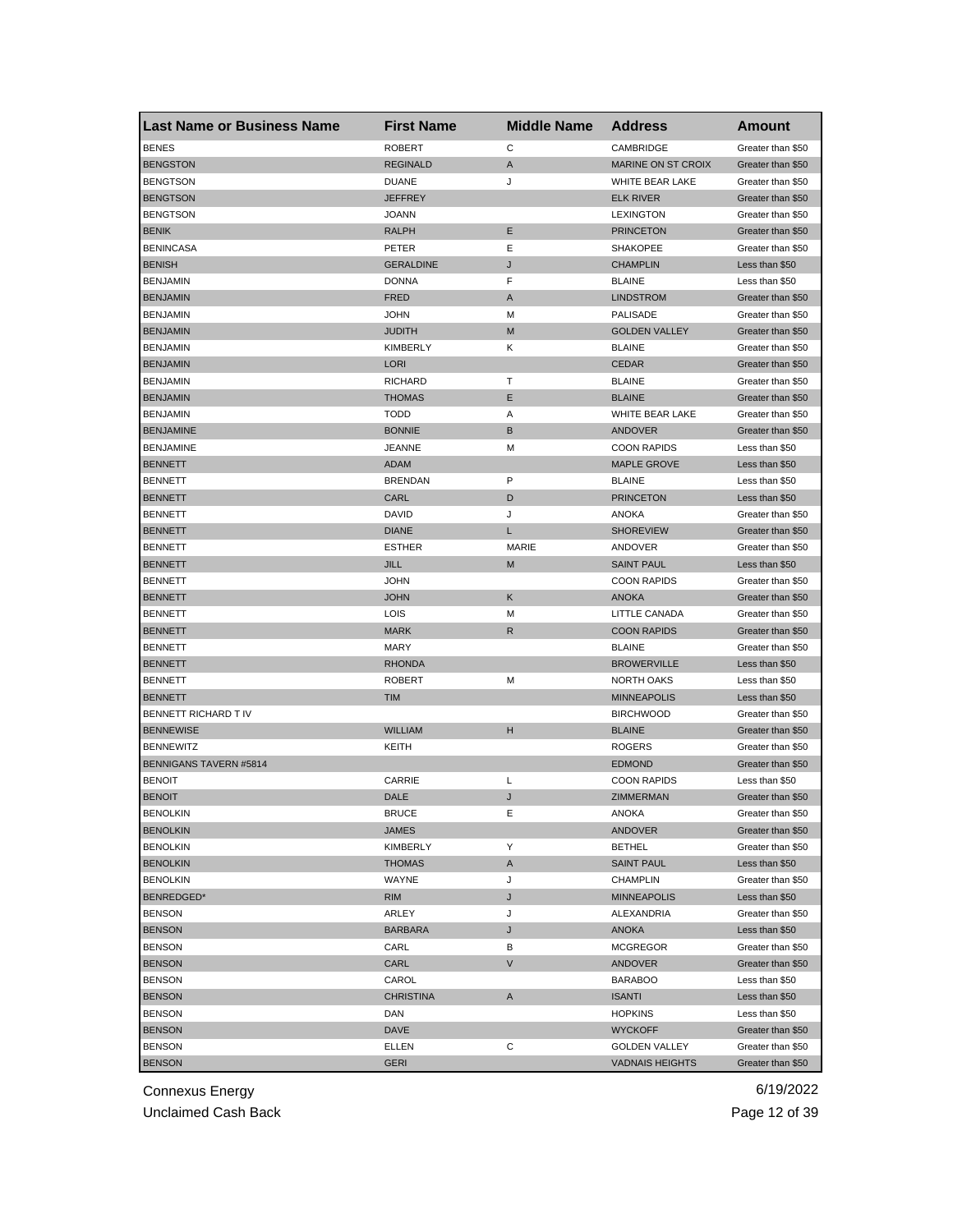| Last Name or Business Name | First Name | Middle Name | Address | Amount |
|---|---|---|---|---|
| BENES | ROBERT | C | CAMBRIDGE | Greater than $50 |
| BENGSTON | REGINALD | A | MARINE ON ST CROIX | Greater than $50 |
| BENGTSON | DUANE | J | WHITE BEAR LAKE | Greater than $50 |
| BENGTSON | JEFFREY | | ELK RIVER | Greater than $50 |
| BENGTSON | JOANN | | LEXINGTON | Greater than $50 |
| BENIK | RALPH | E | PRINCETON | Greater than $50 |
| BENINCASA | PETER | E | SHAKOPEE | Greater than $50 |
| BENISH | GERALDINE | J | CHAMPLIN | Less than $50 |
| BENJAMIN | DONNA | F | BLAINE | Less than $50 |
| BENJAMIN | FRED | A | LINDSTROM | Greater than $50 |
| BENJAMIN | JOHN | M | PALISADE | Greater than $50 |
| BENJAMIN | JUDITH | M | GOLDEN VALLEY | Greater than $50 |
| BENJAMIN | KIMBERLY | K | BLAINE | Greater than $50 |
| BENJAMIN | LORI | | CEDAR | Greater than $50 |
| BENJAMIN | RICHARD | T | BLAINE | Greater than $50 |
| BENJAMIN | THOMAS | E | BLAINE | Greater than $50 |
| BENJAMIN | TODD | A | WHITE BEAR LAKE | Greater than $50 |
| BENJAMINE | BONNIE | B | ANDOVER | Greater than $50 |
| BENJAMINE | JEANNE | M | COON RAPIDS | Less than $50 |
| BENNETT | ADAM | | MAPLE GROVE | Less than $50 |
| BENNETT | BRENDAN | P | BLAINE | Less than $50 |
| BENNETT | CARL | D | PRINCETON | Less than $50 |
| BENNETT | DAVID | J | ANOKA | Greater than $50 |
| BENNETT | DIANE | L | SHOREVIEW | Greater than $50 |
| BENNETT | ESTHER | MARIE | ANDOVER | Greater than $50 |
| BENNETT | JILL | M | SAINT PAUL | Less than $50 |
| BENNETT | JOHN | | COON RAPIDS | Greater than $50 |
| BENNETT | JOHN | K | ANOKA | Greater than $50 |
| BENNETT | LOIS | M | LITTLE CANADA | Greater than $50 |
| BENNETT | MARK | R | COON RAPIDS | Greater than $50 |
| BENNETT | MARY | | BLAINE | Greater than $50 |
| BENNETT | RHONDA | | BROWERVILLE | Less than $50 |
| BENNETT | ROBERT | M | NORTH OAKS | Less than $50 |
| BENNETT | TIM | | MINNEAPOLIS | Less than $50 |
| BENNETT RICHARD T IV | | | BIRCHWOOD | Greater than $50 |
| BENNEWISE | WILLIAM | H | BLAINE | Greater than $50 |
| BENNEWITZ | KEITH | | ROGERS | Greater than $50 |
| BENNIGANS TAVERN #5814 | | | EDMOND | Greater than $50 |
| BENOIT | CARRIE | L | COON RAPIDS | Less than $50 |
| BENOIT | DALE | J | ZIMMERMAN | Greater than $50 |
| BENOLKIN | BRUCE | E | ANOKA | Greater than $50 |
| BENOLKIN | JAMES | | ANDOVER | Greater than $50 |
| BENOLKIN | KIMBERLY | Y | BETHEL | Greater than $50 |
| BENOLKIN | THOMAS | A | SAINT PAUL | Less than $50 |
| BENOLKIN | WAYNE | J | CHAMPLIN | Greater than $50 |
| BENREDGED* | RIM | J | MINNEAPOLIS | Less than $50 |
| BENSON | ARLEY | J | ALEXANDRIA | Greater than $50 |
| BENSON | BARBARA | J | ANOKA | Less than $50 |
| BENSON | CARL | B | MCGREGOR | Greater than $50 |
| BENSON | CARL | V | ANDOVER | Greater than $50 |
| BENSON | CAROL | | BARABOO | Less than $50 |
| BENSON | CHRISTINA | A | ISANTI | Less than $50 |
| BENSON | DAN | | HOPKINS | Less than $50 |
| BENSON | DAVE | | WYCKOFF | Greater than $50 |
| BENSON | ELLEN | C | GOLDEN VALLEY | Greater than $50 |
| BENSON | GERI | | VADNAIS HEIGHTS | Greater than $50 |

Connexus Energy
Unclaimed Cash Back

6/19/2022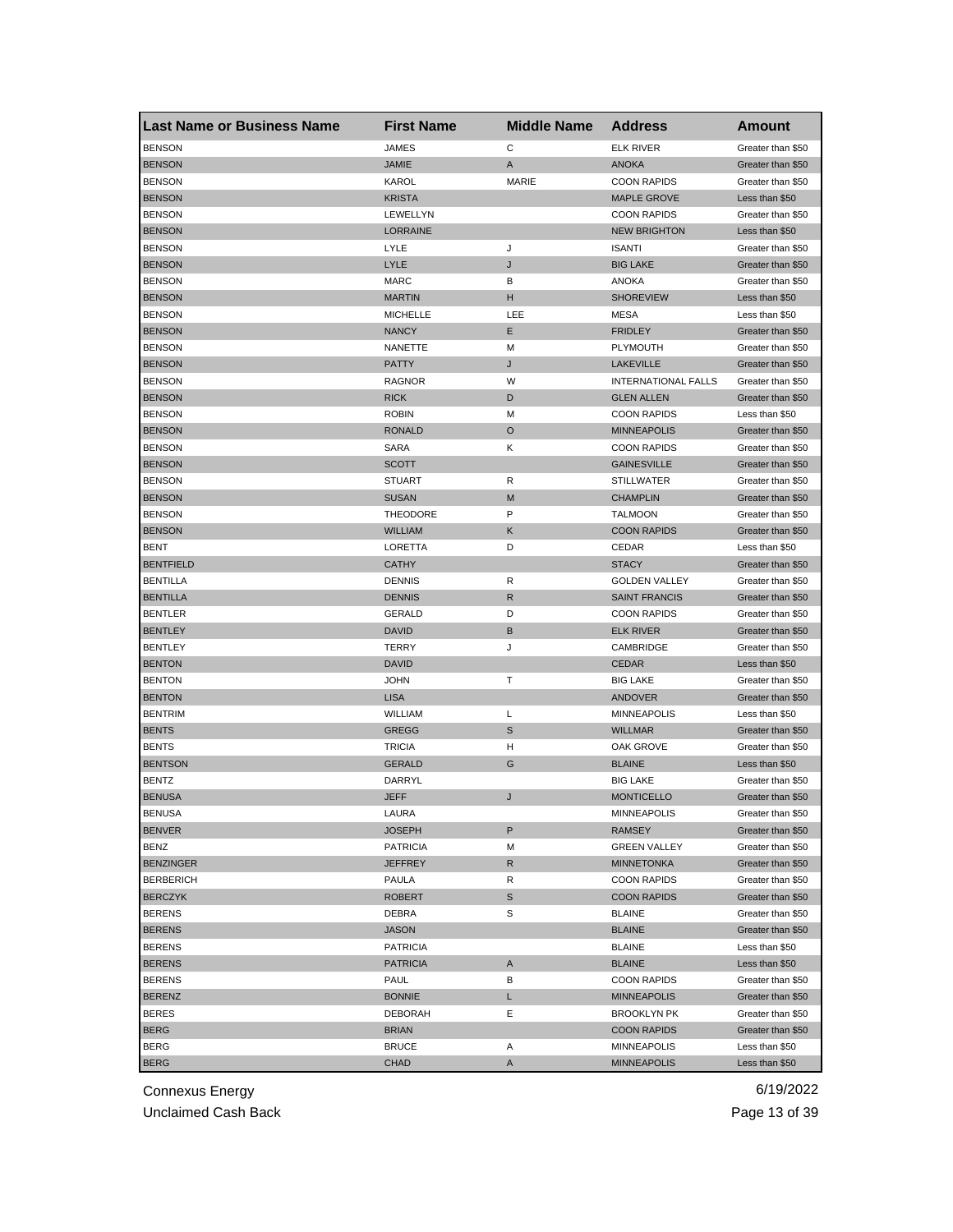| Last Name or Business Name | First Name | Middle Name | Address | Amount |
|---|---|---|---|---|
| BENSON | JAMES | C | ELK RIVER | Greater than $50 |
| BENSON | JAMIE | A | ANOKA | Greater than $50 |
| BENSON | KAROL | MARIE | COON RAPIDS | Greater than $50 |
| BENSON | KRISTA | | MAPLE GROVE | Less than $50 |
| BENSON | LEWELLYN | | COON RAPIDS | Greater than $50 |
| BENSON | LORRAINE | | NEW BRIGHTON | Less than $50 |
| BENSON | LYLE | J | ISANTI | Greater than $50 |
| BENSON | LYLE | J | BIG LAKE | Greater than $50 |
| BENSON | MARC | B | ANOKA | Greater than $50 |
| BENSON | MARTIN | H | SHOREVIEW | Less than $50 |
| BENSON | MICHELLE | LEE | MESA | Less than $50 |
| BENSON | NANCY | E | FRIDLEY | Greater than $50 |
| BENSON | NANETTE | M | PLYMOUTH | Greater than $50 |
| BENSON | PATTY | J | LAKEVILLE | Greater than $50 |
| BENSON | RAGNOR | W | INTERNATIONAL FALLS | Greater than $50 |
| BENSON | RICK | D | GLEN ALLEN | Greater than $50 |
| BENSON | ROBIN | M | COON RAPIDS | Less than $50 |
| BENSON | RONALD | O | MINNEAPOLIS | Greater than $50 |
| BENSON | SARA | K | COON RAPIDS | Greater than $50 |
| BENSON | SCOTT | | GAINESVILLE | Greater than $50 |
| BENSON | STUART | R | STILLWATER | Greater than $50 |
| BENSON | SUSAN | M | CHAMPLIN | Greater than $50 |
| BENSON | THEODORE | P | TALMOON | Greater than $50 |
| BENSON | WILLIAM | K | COON RAPIDS | Greater than $50 |
| BENT | LORETTA | D | CEDAR | Less than $50 |
| BENTFIELD | CATHY | | STACY | Greater than $50 |
| BENTILLA | DENNIS | R | GOLDEN VALLEY | Greater than $50 |
| BENTILLA | DENNIS | R | SAINT FRANCIS | Greater than $50 |
| BENTLER | GERALD | D | COON RAPIDS | Greater than $50 |
| BENTLEY | DAVID | B | ELK RIVER | Greater than $50 |
| BENTLEY | TERRY | J | CAMBRIDGE | Greater than $50 |
| BENTON | DAVID | | CEDAR | Less than $50 |
| BENTON | JOHN | T | BIG LAKE | Greater than $50 |
| BENTON | LISA | | ANDOVER | Greater than $50 |
| BENTRIM | WILLIAM | L | MINNEAPOLIS | Less than $50 |
| BENTS | GREGG | S | WILLMAR | Greater than $50 |
| BENTS | TRICIA | H | OAK GROVE | Greater than $50 |
| BENTSON | GERALD | G | BLAINE | Less than $50 |
| BENTZ | DARRYL | | BIG LAKE | Greater than $50 |
| BENUSA | JEFF | J | MONTICELLO | Greater than $50 |
| BENUSA | LAURA | | MINNEAPOLIS | Greater than $50 |
| BENVER | JOSEPH | P | RAMSEY | Greater than $50 |
| BENZ | PATRICIA | M | GREEN VALLEY | Greater than $50 |
| BENZINGER | JEFFREY | R | MINNETONKA | Greater than $50 |
| BERBERICH | PAULA | R | COON RAPIDS | Greater than $50 |
| BERCZYK | ROBERT | S | COON RAPIDS | Greater than $50 |
| BERENS | DEBRA | S | BLAINE | Greater than $50 |
| BERENS | JASON | | BLAINE | Greater than $50 |
| BERENS | PATRICIA | | BLAINE | Less than $50 |
| BERENS | PATRICIA | A | BLAINE | Less than $50 |
| BERENS | PAUL | B | COON RAPIDS | Greater than $50 |
| BERENZ | BONNIE | L | MINNEAPOLIS | Greater than $50 |
| BERES | DEBORAH | E | BROOKLYN PK | Greater than $50 |
| BERG | BRIAN | | COON RAPIDS | Greater than $50 |
| BERG | BRUCE | A | MINNEAPOLIS | Less than $50 |
| BERG | CHAD | A | MINNEAPOLIS | Less than $50 |

Connexus Energy
Unclaimed Cash Back

6/19/2022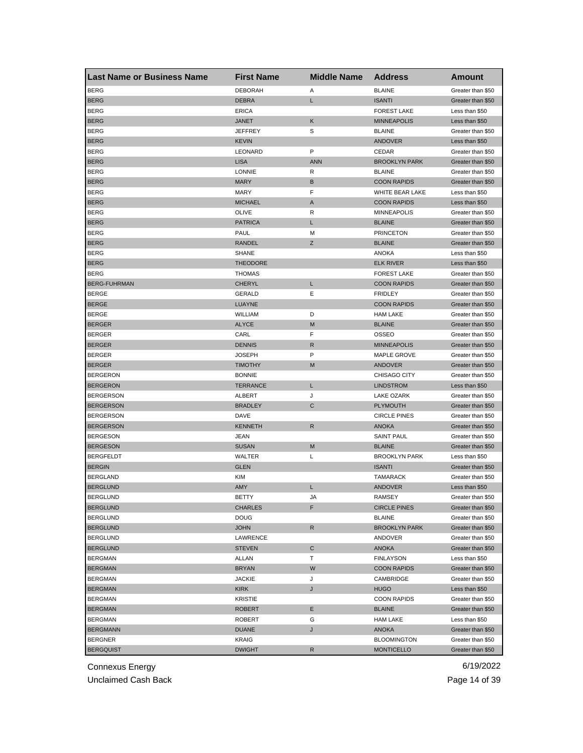| Last Name or Business Name | First Name | Middle Name | Address | Amount |
|---|---|---|---|---|
| BERG | DEBORAH | A | BLAINE | Greater than $50 |
| BERG | DEBRA | L | ISANTI | Greater than $50 |
| BERG | ERICA | | FOREST LAKE | Less than $50 |
| BERG | JANET | K | MINNEAPOLIS | Less than $50 |
| BERG | JEFFREY | S | BLAINE | Greater than $50 |
| BERG | KEVIN | | ANDOVER | Less than $50 |
| BERG | LEONARD | P | CEDAR | Greater than $50 |
| BERG | LISA | ANN | BROOKLYN PARK | Greater than $50 |
| BERG | LONNIE | R | BLAINE | Greater than $50 |
| BERG | MARY | B | COON RAPIDS | Greater than $50 |
| BERG | MARY | F | WHITE BEAR LAKE | Less than $50 |
| BERG | MICHAEL | A | COON RAPIDS | Less than $50 |
| BERG | OLIVE | R | MINNEAPOLIS | Greater than $50 |
| BERG | PATRICA | L | BLAINE | Greater than $50 |
| BERG | PAUL | M | PRINCETON | Greater than $50 |
| BERG | RANDEL | Z | BLAINE | Greater than $50 |
| BERG | SHANE | | ANOKA | Less than $50 |
| BERG | THEODORE | | ELK RIVER | Less than $50 |
| BERG | THOMAS | | FOREST LAKE | Greater than $50 |
| BERG-FUHRMAN | CHERYL | L | COON RAPIDS | Greater than $50 |
| BERGE | GERALD | E | FRIDLEY | Greater than $50 |
| BERGE | LUAYNE | | COON RAPIDS | Greater than $50 |
| BERGE | WILLIAM | D | HAM LAKE | Greater than $50 |
| BERGER | ALYCE | M | BLAINE | Greater than $50 |
| BERGER | CARL | F | OSSEO | Greater than $50 |
| BERGER | DENNIS | R | MINNEAPOLIS | Greater than $50 |
| BERGER | JOSEPH | P | MAPLE GROVE | Greater than $50 |
| BERGER | TIMOTHY | M | ANDOVER | Greater than $50 |
| BERGERON | BONNIE | | CHISAGO CITY | Greater than $50 |
| BERGERON | TERRANCE | L | LINDSTROM | Less than $50 |
| BERGERSON | ALBERT | J | LAKE OZARK | Greater than $50 |
| BERGERSON | BRADLEY | C | PLYMOUTH | Greater than $50 |
| BERGERSON | DAVE | | CIRCLE PINES | Greater than $50 |
| BERGERSON | KENNETH | R | ANOKA | Greater than $50 |
| BERGESON | JEAN | | SAINT PAUL | Greater than $50 |
| BERGESON | SUSAN | M | BLAINE | Greater than $50 |
| BERGFELDT | WALTER | L | BROOKLYN PARK | Less than $50 |
| BERGIN | GLEN | | ISANTI | Greater than $50 |
| BERGLAND | KIM | | TAMARACK | Greater than $50 |
| BERGLUND | AMY | L | ANDOVER | Less than $50 |
| BERGLUND | BETTY | JA | RAMSEY | Greater than $50 |
| BERGLUND | CHARLES | F | CIRCLE PINES | Greater than $50 |
| BERGLUND | DOUG | | BLAINE | Greater than $50 |
| BERGLUND | JOHN | R | BROOKLYN PARK | Greater than $50 |
| BERGLUND | LAWRENCE | | ANDOVER | Greater than $50 |
| BERGLUND | STEVEN | C | ANOKA | Greater than $50 |
| BERGMAN | ALLAN | T | FINLAYSON | Less than $50 |
| BERGMAN | BRYAN | W | COON RAPIDS | Greater than $50 |
| BERGMAN | JACKIE | J | CAMBRIDGE | Greater than $50 |
| BERGMAN | KIRK | J | HUGO | Less than $50 |
| BERGMAN | KRISTIE | | COON RAPIDS | Greater than $50 |
| BERGMAN | ROBERT | E | BLAINE | Greater than $50 |
| BERGMAN | ROBERT | G | HAM LAKE | Less than $50 |
| BERGMANN | DUANE | J | ANOKA | Greater than $50 |
| BERGNER | KRAIG | | BLOOMINGTON | Greater than $50 |
| BERGQUIST | DWIGHT | R | MONTICELLO | Greater than $50 |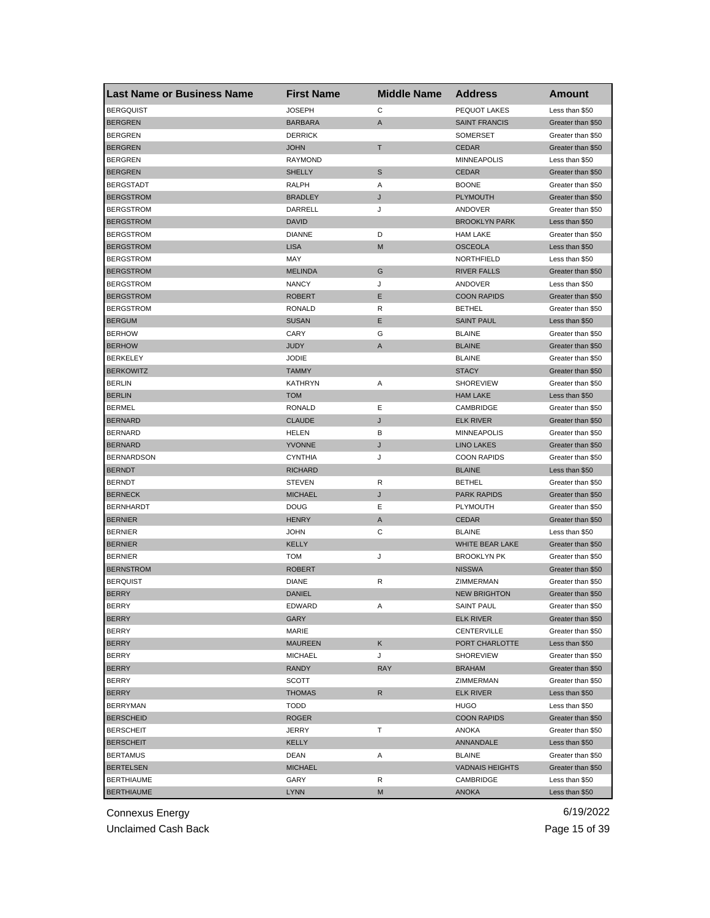| Last Name or Business Name | First Name | Middle Name | Address | Amount |
|---|---|---|---|---|
| BERGQUIST | JOSEPH | C | PEQUOT LAKES | Less than $50 |
| BERGREN | BARBARA | A | SAINT FRANCIS | Greater than $50 |
| BERGREN | DERRICK | | SOMERSET | Greater than $50 |
| BERGREN | JOHN | T | CEDAR | Greater than $50 |
| BERGREN | RAYMOND | | MINNEAPOLIS | Less than $50 |
| BERGREN | SHELLY | S | CEDAR | Greater than $50 |
| BERGSTADT | RALPH | A | BOONE | Greater than $50 |
| BERGSTROM | BRADLEY | J | PLYMOUTH | Greater than $50 |
| BERGSTROM | DARRELL | J | ANDOVER | Greater than $50 |
| BERGSTROM | DAVID | | BROOKLYN PARK | Less than $50 |
| BERGSTROM | DIANNE | D | HAM LAKE | Greater than $50 |
| BERGSTROM | LISA | M | OSCEOLA | Less than $50 |
| BERGSTROM | MAY | | NORTHFIELD | Less than $50 |
| BERGSTROM | MELINDA | G | RIVER FALLS | Greater than $50 |
| BERGSTROM | NANCY | J | ANDOVER | Less than $50 |
| BERGSTROM | ROBERT | E | COON RAPIDS | Greater than $50 |
| BERGSTROM | RONALD | R | BETHEL | Greater than $50 |
| BERGUM | SUSAN | E | SAINT PAUL | Less than $50 |
| BERHOW | CARY | G | BLAINE | Greater than $50 |
| BERHOW | JUDY | A | BLAINE | Greater than $50 |
| BERKELEY | JODIE | | BLAINE | Greater than $50 |
| BERKOWITZ | TAMMY | | STACY | Greater than $50 |
| BERLIN | KATHRYN | A | SHOREVIEW | Greater than $50 |
| BERLIN | TOM | | HAM LAKE | Less than $50 |
| BERMEL | RONALD | E | CAMBRIDGE | Greater than $50 |
| BERNARD | CLAUDE | J | ELK RIVER | Greater than $50 |
| BERNARD | HELEN | B | MINNEAPOLIS | Greater than $50 |
| BERNARD | YVONNE | J | LINO LAKES | Greater than $50 |
| BERNARDSON | CYNTHIA | J | COON RAPIDS | Greater than $50 |
| BERNDT | RICHARD | | BLAINE | Less than $50 |
| BERNDT | STEVEN | R | BETHEL | Greater than $50 |
| BERNECK | MICHAEL | J | PARK RAPIDS | Greater than $50 |
| BERNHARDT | DOUG | E | PLYMOUTH | Greater than $50 |
| BERNIER | HENRY | A | CEDAR | Greater than $50 |
| BERNIER | JOHN | C | BLAINE | Less than $50 |
| BERNIER | KELLY | | WHITE BEAR LAKE | Greater than $50 |
| BERNIER | TOM | J | BROOKLYN PK | Greater than $50 |
| BERNSTROM | ROBERT | | NISSWA | Greater than $50 |
| BERQUIST | DIANE | R | ZIMMERMAN | Greater than $50 |
| BERRY | DANIEL | | NEW BRIGHTON | Greater than $50 |
| BERRY | EDWARD | A | SAINT PAUL | Greater than $50 |
| BERRY | GARY | | ELK RIVER | Greater than $50 |
| BERRY | MARIE | | CENTERVILLE | Greater than $50 |
| BERRY | MAUREEN | K | PORT CHARLOTTE | Less than $50 |
| BERRY | MICHAEL | J | SHOREVIEW | Greater than $50 |
| BERRY | RANDY | RAY | BRAHAM | Greater than $50 |
| BERRY | SCOTT | | ZIMMERMAN | Greater than $50 |
| BERRY | THOMAS | R | ELK RIVER | Less than $50 |
| BERRYMAN | TODD | | HUGO | Less than $50 |
| BERSCHEID | ROGER | | COON RAPIDS | Greater than $50 |
| BERSCHEIT | JERRY | T | ANOKA | Greater than $50 |
| BERSCHEIT | KELLY | | ANNANDALE | Less than $50 |
| BERTAMUS | DEAN | A | BLAINE | Greater than $50 |
| BERTELSEN | MICHAEL | | VADNAIS HEIGHTS | Greater than $50 |
| BERTHIAUME | GARY | R | CAMBRIDGE | Less than $50 |
| BERTHIAUME | LYNN | M | ANOKA | Less than $50 |

Connexus Energy
Unclaimed Cash Back
6/19/2022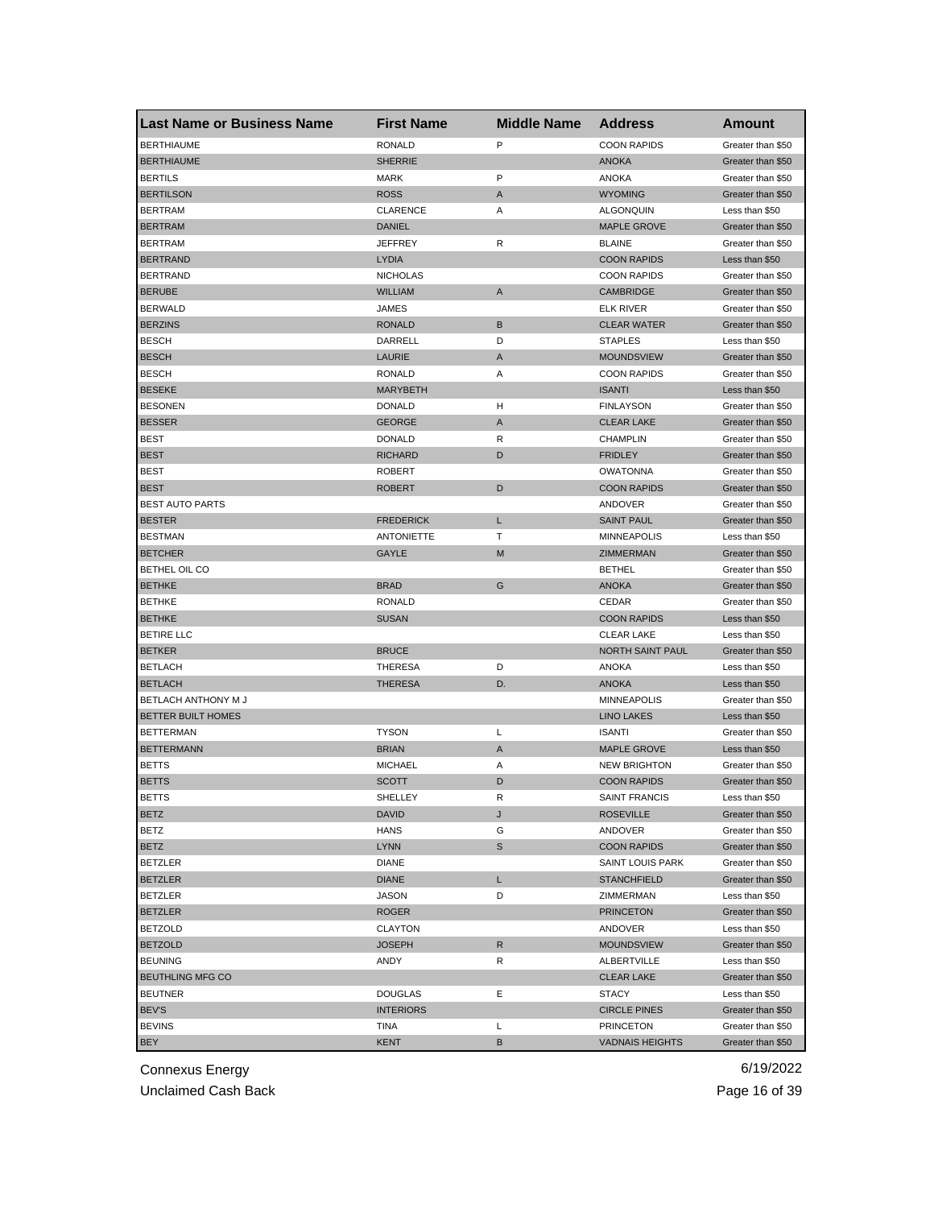| Last Name or Business Name | First Name | Middle Name | Address | Amount |
| --- | --- | --- | --- | --- |
| BERTHIAUME | RONALD | P | COON RAPIDS | Greater than $50 |
| BERTHIAUME | SHERRIE | | ANOKA | Greater than $50 |
| BERTILS | MARK | P | ANOKA | Greater than $50 |
| BERTILSON | ROSS | A | WYOMING | Greater than $50 |
| BERTRAM | CLARENCE | A | ALGONQUIN | Less than $50 |
| BERTRAM | DANIEL | | MAPLE GROVE | Greater than $50 |
| BERTRAM | JEFFREY | R | BLAINE | Greater than $50 |
| BERTRAND | LYDIA | | COON RAPIDS | Less than $50 |
| BERTRAND | NICHOLAS | | COON RAPIDS | Greater than $50 |
| BERUBE | WILLIAM | A | CAMBRIDGE | Greater than $50 |
| BERWALD | JAMES | | ELK RIVER | Greater than $50 |
| BERZINS | RONALD | B | CLEAR WATER | Greater than $50 |
| BESCH | DARRELL | D | STAPLES | Less than $50 |
| BESCH | LAURIE | A | MOUNDSVIEW | Greater than $50 |
| BESCH | RONALD | A | COON RAPIDS | Greater than $50 |
| BESEKE | MARYBETH | | ISANTI | Less than $50 |
| BESONEN | DONALD | H | FINLAYSON | Greater than $50 |
| BESSER | GEORGE | A | CLEAR LAKE | Greater than $50 |
| BEST | DONALD | R | CHAMPLIN | Greater than $50 |
| BEST | RICHARD | D | FRIDLEY | Greater than $50 |
| BEST | ROBERT | | OWATONNA | Greater than $50 |
| BEST | ROBERT | D | COON RAPIDS | Greater than $50 |
| BEST AUTO PARTS | | | ANDOVER | Greater than $50 |
| BESTER | FREDERICK | L | SAINT PAUL | Greater than $50 |
| BESTMAN | ANTONIETTE | T | MINNEAPOLIS | Less than $50 |
| BETCHER | GAYLE | M | ZIMMERMAN | Greater than $50 |
| BETHEL OIL CO | | | BETHEL | Greater than $50 |
| BETHKE | BRAD | G | ANOKA | Greater than $50 |
| BETHKE | RONALD | | CEDAR | Greater than $50 |
| BETHKE | SUSAN | | COON RAPIDS | Less than $50 |
| BETIRE LLC | | | CLEAR LAKE | Less than $50 |
| BETKER | BRUCE | | NORTH SAINT PAUL | Greater than $50 |
| BETLACH | THERESA | D | ANOKA | Less than $50 |
| BETLACH | THERESA | D. | ANOKA | Less than $50 |
| BETLACH ANTHONY M J | | | MINNEAPOLIS | Greater than $50 |
| BETTER BUILT HOMES | | | LINO LAKES | Less than $50 |
| BETTERMAN | TYSON | L | ISANTI | Greater than $50 |
| BETTERMANN | BRIAN | A | MAPLE GROVE | Less than $50 |
| BETTS | MICHAEL | A | NEW BRIGHTON | Greater than $50 |
| BETTS | SCOTT | D | COON RAPIDS | Greater than $50 |
| BETTS | SHELLEY | R | SAINT FRANCIS | Less than $50 |
| BETZ | DAVID | J | ROSEVILLE | Greater than $50 |
| BETZ | HANS | G | ANDOVER | Greater than $50 |
| BETZ | LYNN | S | COON RAPIDS | Greater than $50 |
| BETZLER | DIANE | | SAINT LOUIS PARK | Greater than $50 |
| BETZLER | DIANE | L | STANCHFIELD | Greater than $50 |
| BETZLER | JASON | D | ZIMMERMAN | Less than $50 |
| BETZLER | ROGER | | PRINCETON | Greater than $50 |
| BETZOLD | CLAYTON | | ANDOVER | Less than $50 |
| BETZOLD | JOSEPH | R | MOUNDSVIEW | Greater than $50 |
| BEUNING | ANDY | R | ALBERTVILLE | Less than $50 |
| BEUTHLING MFG CO | | | CLEAR LAKE | Greater than $50 |
| BEUTNER | DOUGLAS | E | STACY | Less than $50 |
| BEV'S | INTERIORS | | CIRCLE PINES | Greater than $50 |
| BEVINS | TINA | L | PRINCETON | Greater than $50 |
| BEY | KENT | B | VADNAIS HEIGHTS | Greater than $50 |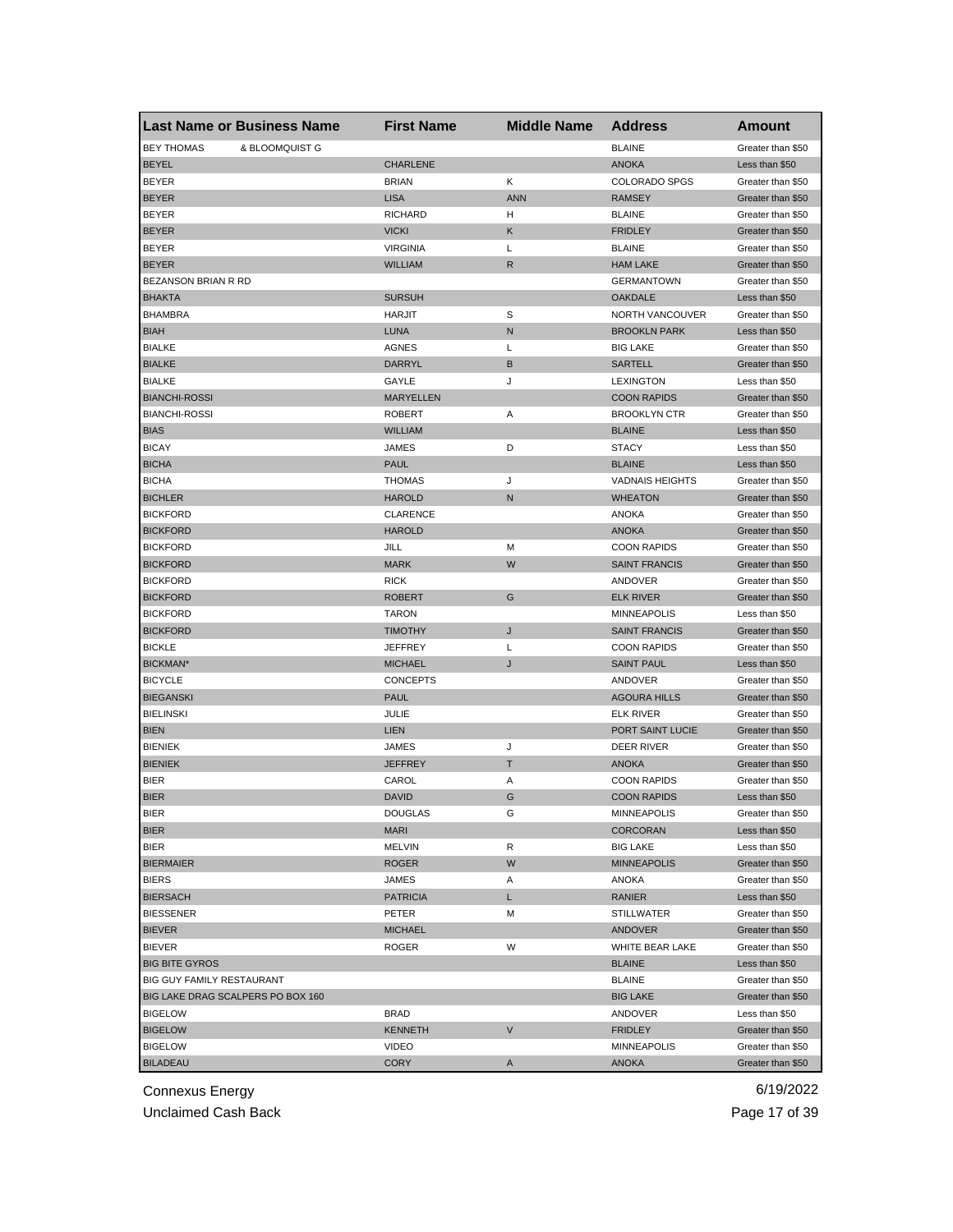| Last Name or Business Name | First Name | Middle Name | Address | Amount |
|---|---|---|---|---|
| BEY THOMAS & BLOOMQUIST G | | | BLAINE | Greater than $50 |
| BEYEL | CHARLENE | | ANOKA | Less than $50 |
| BEYER | BRIAN | K | COLORADO SPGS | Greater than $50 |
| BEYER | LISA | ANN | RAMSEY | Greater than $50 |
| BEYER | RICHARD | H | BLAINE | Greater than $50 |
| BEYER | VICKI | K | FRIDLEY | Greater than $50 |
| BEYER | VIRGINIA | L | BLAINE | Greater than $50 |
| BEYER | WILLIAM | R | HAM LAKE | Greater than $50 |
| BEZANSON BRIAN R RD | | | GERMANTOWN | Greater than $50 |
| BHAKTA | SURSUH | | OAKDALE | Less than $50 |
| BHAMBRA | HARJIT | S | NORTH VANCOUVER | Greater than $50 |
| BIAH | LUNA | N | BROOKLN PARK | Less than $50 |
| BIALKE | AGNES | L | BIG LAKE | Greater than $50 |
| BIALKE | DARRYL | B | SARTELL | Greater than $50 |
| BIALKE | GAYLE | J | LEXINGTON | Less than $50 |
| BIANCHI-ROSSI | MARYELLEN | | COON RAPIDS | Greater than $50 |
| BIANCHI-ROSSI | ROBERT | A | BROOKLYN CTR | Greater than $50 |
| BIAS | WILLIAM | | BLAINE | Less than $50 |
| BICAY | JAMES | D | STACY | Less than $50 |
| BICHA | PAUL | | BLAINE | Less than $50 |
| BICHA | THOMAS | J | VADNAIS HEIGHTS | Greater than $50 |
| BICHLER | HAROLD | N | WHEATON | Greater than $50 |
| BICKFORD | CLARENCE | | ANOKA | Greater than $50 |
| BICKFORD | HAROLD | | ANOKA | Greater than $50 |
| BICKFORD | JILL | M | COON RAPIDS | Greater than $50 |
| BICKFORD | MARK | W | SAINT FRANCIS | Greater than $50 |
| BICKFORD | RICK | | ANDOVER | Greater than $50 |
| BICKFORD | ROBERT | G | ELK RIVER | Greater than $50 |
| BICKFORD | TARON | | MINNEAPOLIS | Less than $50 |
| BICKFORD | TIMOTHY | J | SAINT FRANCIS | Greater than $50 |
| BICKLE | JEFFREY | L | COON RAPIDS | Greater than $50 |
| BICKMAN* | MICHAEL | J | SAINT PAUL | Less than $50 |
| BICYCLE | CONCEPTS | | ANDOVER | Greater than $50 |
| BIEGANSKI | PAUL | | AGOURA HILLS | Greater than $50 |
| BIELINSKI | JULIE | | ELK RIVER | Greater than $50 |
| BIEN | LIEN | | PORT SAINT LUCIE | Greater than $50 |
| BIENIEK | JAMES | J | DEER RIVER | Greater than $50 |
| BIENIEK | JEFFREY | T | ANOKA | Greater than $50 |
| BIER | CAROL | A | COON RAPIDS | Greater than $50 |
| BIER | DAVID | G | COON RAPIDS | Less than $50 |
| BIER | DOUGLAS | G | MINNEAPOLIS | Greater than $50 |
| BIER | MARI | | CORCORAN | Less than $50 |
| BIER | MELVIN | R | BIG LAKE | Less than $50 |
| BIERMAIER | ROGER | W | MINNEAPOLIS | Greater than $50 |
| BIERS | JAMES | A | ANOKA | Greater than $50 |
| BIERSACH | PATRICIA | L | RANIER | Less than $50 |
| BIESSENER | PETER | M | STILLWATER | Greater than $50 |
| BIEVER | MICHAEL | | ANDOVER | Greater than $50 |
| BIEVER | ROGER | W | WHITE BEAR LAKE | Greater than $50 |
| BIG BITE GYROS | | | BLAINE | Less than $50 |
| BIG GUY FAMILY RESTAURANT | | | BLAINE | Greater than $50 |
| BIG LAKE DRAG SCALPERS PO BOX 160 | | | BIG LAKE | Greater than $50 |
| BIGELOW | BRAD | | ANDOVER | Less than $50 |
| BIGELOW | KENNETH | V | FRIDLEY | Greater than $50 |
| BIGELOW | VIDEO | | MINNEAPOLIS | Greater than $50 |
| BILADEAU | CORY | A | ANOKA | Greater than $50 |

Connexus Energy
Unclaimed Cash Back

6/19/2022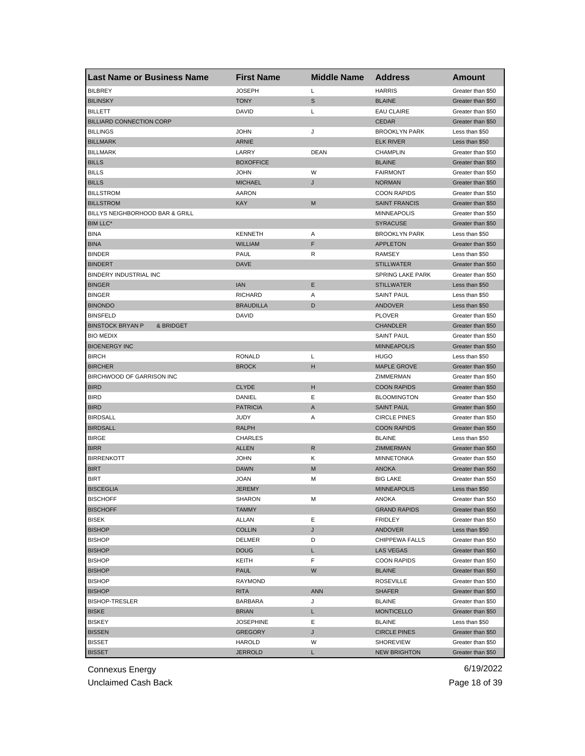| Last Name or Business Name | First Name | Middle Name | Address | Amount |
|---|---|---|---|---|
| BILBREY | JOSEPH | L | HARRIS | Greater than $50 |
| BILINSKY | TONY | S | BLAINE | Greater than $50 |
| BILLETT | DAVID | L | EAU CLAIRE | Greater than $50 |
| BILLIARD CONNECTION CORP | | | CEDAR | Greater than $50 |
| BILLINGS | JOHN | J | BROOKLYN PARK | Less than $50 |
| BILLMARK | ARNIE | | ELK RIVER | Less than $50 |
| BILLMARK | LARRY | DEAN | CHAMPLIN | Greater than $50 |
| BILLS | BOXOFFICE | | BLAINE | Greater than $50 |
| BILLS | JOHN | W | FAIRMONT | Greater than $50 |
| BILLS | MICHAEL | J | NORMAN | Greater than $50 |
| BILLSTROM | AARON | | COON RAPIDS | Greater than $50 |
| BILLSTROM | KAY | M | SAINT FRANCIS | Greater than $50 |
| BILLYS NEIGHBORHOOD BAR & GRILL | | | MINNEAPOLIS | Greater than $50 |
| BIM LLC* | | | SYRACUSE | Greater than $50 |
| BINA | KENNETH | A | BROOKLYN PARK | Less than $50 |
| BINA | WILLIAM | F | APPLETON | Greater than $50 |
| BINDER | PAUL | R | RAMSEY | Less than $50 |
| BINDERT | DAVE | | STILLWATER | Greater than $50 |
| BINDERY INDUSTRIAL INC | | | SPRING LAKE PARK | Greater than $50 |
| BINGER | IAN | E | STILLWATER | Less than $50 |
| BINGER | RICHARD | A | SAINT PAUL | Less than $50 |
| BINONDO | BRAUDILLA | D | ANDOVER | Less than $50 |
| BINSFELD | DAVID | | PLOVER | Greater than $50 |
| BINSTOCK BRYAN P & BRIDGET | | | CHANDLER | Greater than $50 |
| BIO MEDIX | | | SAINT PAUL | Greater than $50 |
| BIOENERGY INC | | | MINNEAPOLIS | Greater than $50 |
| BIRCH | RONALD | L | HUGO | Less than $50 |
| BIRCHER | BROCK | H | MAPLE GROVE | Greater than $50 |
| BIRCHWOOD OF GARRISON INC | | | ZIMMERMAN | Greater than $50 |
| BIRD | CLYDE | H | COON RAPIDS | Greater than $50 |
| BIRD | DANIEL | E | BLOOMINGTON | Greater than $50 |
| BIRD | PATRICIA | A | SAINT PAUL | Greater than $50 |
| BIRDSALL | JUDY | A | CIRCLE PINES | Greater than $50 |
| BIRDSALL | RALPH | | COON RAPIDS | Greater than $50 |
| BIRGE | CHARLES | | BLAINE | Less than $50 |
| BIRR | ALLEN | R | ZIMMERMAN | Greater than $50 |
| BIRRENKOTT | JOHN | K | MINNETONKA | Greater than $50 |
| BIRT | DAWN | M | ANOKA | Greater than $50 |
| BIRT | JOAN | M | BIG LAKE | Greater than $50 |
| BISCEGLIA | JEREMY | | MINNEAPOLIS | Less than $50 |
| BISCHOFF | SHARON | M | ANOKA | Greater than $50 |
| BISCHOFF | TAMMY | | GRAND RAPIDS | Greater than $50 |
| BISEK | ALLAN | E | FRIDLEY | Greater than $50 |
| BISHOP | COLLIN | J | ANDOVER | Less than $50 |
| BISHOP | DELMER | D | CHIPPEWA FALLS | Greater than $50 |
| BISHOP | DOUG | L | LAS VEGAS | Greater than $50 |
| BISHOP | KEITH | F | COON RAPIDS | Greater than $50 |
| BISHOP | PAUL | W | BLAINE | Greater than $50 |
| BISHOP | RAYMOND | | ROSEVILLE | Greater than $50 |
| BISHOP | RITA | ANN | SHAFER | Greater than $50 |
| BISHOP-TRESLER | BARBARA | J | BLAINE | Greater than $50 |
| BISKE | BRIAN | L | MONTICELLO | Greater than $50 |
| BISKEY | JOSEPHINE | E | BLAINE | Less than $50 |
| BISSEN | GREGORY | J | CIRCLE PINES | Greater than $50 |
| BISSET | HAROLD | W | SHOREVIEW | Greater than $50 |
| BISSET | JERROLD | L | NEW BRIGHTON | Greater than $50 |

Connexus Energy
Unclaimed Cash Back

6/19/2022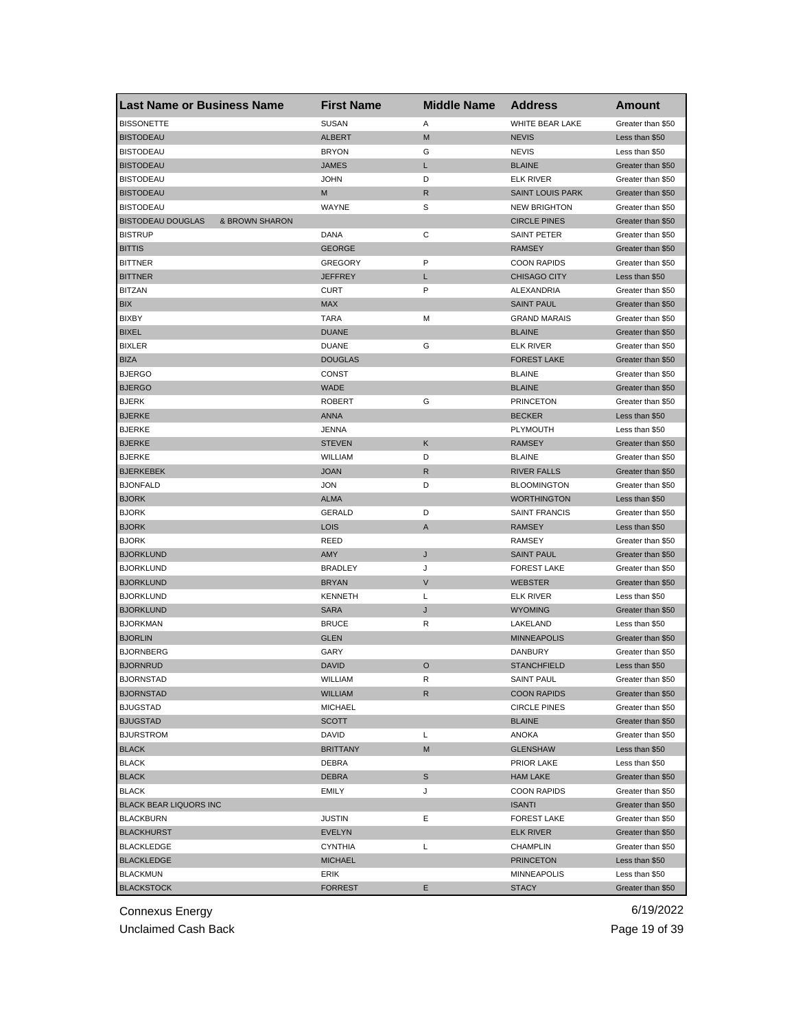| Last Name or Business Name | First Name | Middle Name | Address | Amount |
|---|---|---|---|---|
| BISSONETTE | SUSAN | A | WHITE BEAR LAKE | Greater than $50 |
| BISTODEAU | ALBERT | M | NEVIS | Less than $50 |
| BISTODEAU | BRYON | G | NEVIS | Less than $50 |
| BISTODEAU | JAMES | L | BLAINE | Greater than $50 |
| BISTODEAU | JOHN | D | ELK RIVER | Greater than $50 |
| BISTODEAU | M | R | SAINT LOUIS PARK | Greater than $50 |
| BISTODEAU | WAYNE | S | NEW BRIGHTON | Greater than $50 |
| BISTODEAU DOUGLAS & BROWN SHARON | | | CIRCLE PINES | Greater than $50 |
| BISTRUP | DANA | C | SAINT PETER | Greater than $50 |
| BITTIS | GEORGE | | RAMSEY | Greater than $50 |
| BITTNER | GREGORY | P | COON RAPIDS | Greater than $50 |
| BITTNER | JEFFREY | L | CHISAGO CITY | Less than $50 |
| BITZAN | CURT | P | ALEXANDRIA | Greater than $50 |
| BIX | MAX | | SAINT PAUL | Greater than $50 |
| BIXBY | TARA | M | GRAND MARAIS | Greater than $50 |
| BIXEL | DUANE | | BLAINE | Greater than $50 |
| BIXLER | DUANE | G | ELK RIVER | Greater than $50 |
| BIZA | DOUGLAS | | FOREST LAKE | Greater than $50 |
| BJERGO | CONST | | BLAINE | Greater than $50 |
| BJERGO | WADE | | BLAINE | Greater than $50 |
| BJERK | ROBERT | G | PRINCETON | Greater than $50 |
| BJERKE | ANNA | | BECKER | Less than $50 |
| BJERKE | JENNA | | PLYMOUTH | Less than $50 |
| BJERKE | STEVEN | K | RAMSEY | Greater than $50 |
| BJERKE | WILLIAM | D | BLAINE | Greater than $50 |
| BJERKEBEK | JOAN | R | RIVER FALLS | Greater than $50 |
| BJONFALD | JON | D | BLOOMINGTON | Greater than $50 |
| BJORK | ALMA | | WORTHINGTON | Less than $50 |
| BJORK | GERALD | D | SAINT FRANCIS | Greater than $50 |
| BJORK | LOIS | A | RAMSEY | Less than $50 |
| BJORK | REED | | RAMSEY | Greater than $50 |
| BJORKLUND | AMY | J | SAINT PAUL | Greater than $50 |
| BJORKLUND | BRADLEY | J | FOREST LAKE | Greater than $50 |
| BJORKLUND | BRYAN | V | WEBSTER | Greater than $50 |
| BJORKLUND | KENNETH | L | ELK RIVER | Less than $50 |
| BJORKLUND | SARA | J | WYOMING | Greater than $50 |
| BJORKMAN | BRUCE | R | LAKELAND | Less than $50 |
| BJORLIN | GLEN | | MINNEAPOLIS | Greater than $50 |
| BJORNBERG | GARY | | DANBURY | Greater than $50 |
| BJORNRUD | DAVID | O | STANCHFIELD | Less than $50 |
| BJORNSTAD | WILLIAM | R | SAINT PAUL | Greater than $50 |
| BJORNSTAD | WILLIAM | R | COON RAPIDS | Greater than $50 |
| BJUGSTAD | MICHAEL | | CIRCLE PINES | Greater than $50 |
| BJUGSTAD | SCOTT | | BLAINE | Greater than $50 |
| BJURSTROM | DAVID | L | ANOKA | Greater than $50 |
| BLACK | BRITTANY | M | GLENSHAW | Less than $50 |
| BLACK | DEBRA | | PRIOR LAKE | Less than $50 |
| BLACK | DEBRA | S | HAM LAKE | Greater than $50 |
| BLACK | EMILY | J | COON RAPIDS | Greater than $50 |
| BLACK BEAR LIQUORS INC | | | ISANTI | Greater than $50 |
| BLACKBURN | JUSTIN | E | FOREST LAKE | Greater than $50 |
| BLACKHURST | EVELYN | | ELK RIVER | Greater than $50 |
| BLACKLEDGE | CYNTHIA | L | CHAMPLIN | Greater than $50 |
| BLACKLEDGE | MICHAEL | | PRINCETON | Less than $50 |
| BLACKMUN | ERIK | | MINNEAPOLIS | Less than $50 |
| BLACKSTOCK | FORREST | E | STACY | Greater than $50 |

Connexus Energy
Unclaimed Cash Back

6/19/2022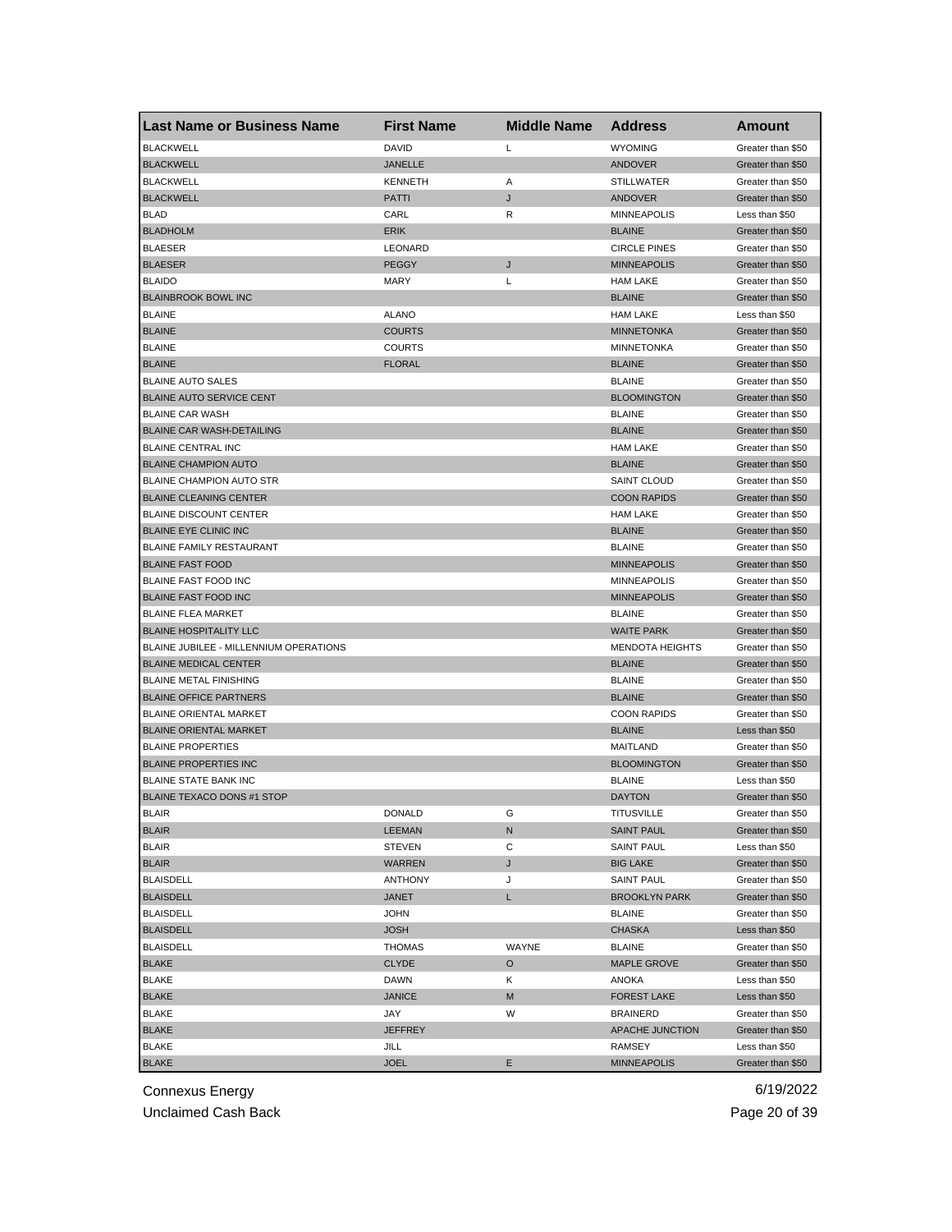| Last Name or Business Name | First Name | Middle Name | Address | Amount |
| --- | --- | --- | --- | --- |
| BLACKWELL | DAVID | L | WYOMING | Greater than $50 |
| BLACKWELL | JANELLE | | ANDOVER | Greater than $50 |
| BLACKWELL | KENNETH | A | STILLWATER | Greater than $50 |
| BLACKWELL | PATTI | J | ANDOVER | Greater than $50 |
| BLAD | CARL | R | MINNEAPOLIS | Less than $50 |
| BLADHOLM | ERIK | | BLAINE | Greater than $50 |
| BLAESER | LEONARD | | CIRCLE PINES | Greater than $50 |
| BLAESER | PEGGY | J | MINNEAPOLIS | Greater than $50 |
| BLAIDO | MARY | L | HAM LAKE | Greater than $50 |
| BLAINBROOK BOWL INC | | | BLAINE | Greater than $50 |
| BLAINE | ALANO | | HAM LAKE | Less than $50 |
| BLAINE | COURTS | | MINNETONKA | Greater than $50 |
| BLAINE | COURTS | | MINNETONKA | Greater than $50 |
| BLAINE | FLORAL | | BLAINE | Greater than $50 |
| BLAINE AUTO SALES | | | BLAINE | Greater than $50 |
| BLAINE AUTO SERVICE CENT | | | BLOOMINGTON | Greater than $50 |
| BLAINE CAR WASH | | | BLAINE | Greater than $50 |
| BLAINE CAR WASH-DETAILING | | | BLAINE | Greater than $50 |
| BLAINE CENTRAL INC | | | HAM LAKE | Greater than $50 |
| BLAINE CHAMPION AUTO | | | BLAINE | Greater than $50 |
| BLAINE CHAMPION AUTO STR | | | SAINT CLOUD | Greater than $50 |
| BLAINE CLEANING CENTER | | | COON RAPIDS | Greater than $50 |
| BLAINE DISCOUNT CENTER | | | HAM LAKE | Greater than $50 |
| BLAINE EYE CLINIC INC | | | BLAINE | Greater than $50 |
| BLAINE FAMILY RESTAURANT | | | BLAINE | Greater than $50 |
| BLAINE FAST FOOD | | | MINNEAPOLIS | Greater than $50 |
| BLAINE FAST FOOD INC | | | MINNEAPOLIS | Greater than $50 |
| BLAINE FAST FOOD INC | | | MINNEAPOLIS | Greater than $50 |
| BLAINE FLEA MARKET | | | BLAINE | Greater than $50 |
| BLAINE HOSPITALITY LLC | | | WAITE PARK | Greater than $50 |
| BLAINE JUBILEE - MILLENNIUM OPERATIONS | | | MENDOTA HEIGHTS | Greater than $50 |
| BLAINE MEDICAL CENTER | | | BLAINE | Greater than $50 |
| BLAINE METAL FINISHING | | | BLAINE | Greater than $50 |
| BLAINE OFFICE PARTNERS | | | BLAINE | Greater than $50 |
| BLAINE ORIENTAL MARKET | | | COON RAPIDS | Greater than $50 |
| BLAINE ORIENTAL MARKET | | | BLAINE | Less than $50 |
| BLAINE PROPERTIES | | | MAITLAND | Greater than $50 |
| BLAINE PROPERTIES INC | | | BLOOMINGTON | Greater than $50 |
| BLAINE STATE BANK INC | | | BLAINE | Less than $50 |
| BLAINE TEXACO DONS #1 STOP | | | DAYTON | Greater than $50 |
| BLAIR | DONALD | G | TITUSVILLE | Greater than $50 |
| BLAIR | LEEMAN | N | SAINT PAUL | Greater than $50 |
| BLAIR | STEVEN | C | SAINT PAUL | Less than $50 |
| BLAIR | WARREN | J | BIG LAKE | Greater than $50 |
| BLAISDELL | ANTHONY | J | SAINT PAUL | Greater than $50 |
| BLAISDELL | JANET | L | BROOKLYN PARK | Greater than $50 |
| BLAISDELL | JOHN | | BLAINE | Greater than $50 |
| BLAISDELL | JOSH | | CHASKA | Less than $50 |
| BLAISDELL | THOMAS | WAYNE | BLAINE | Greater than $50 |
| BLAKE | CLYDE | O | MAPLE GROVE | Greater than $50 |
| BLAKE | DAWN | K | ANOKA | Less than $50 |
| BLAKE | JANICE | M | FOREST LAKE | Less than $50 |
| BLAKE | JAY | W | BRAINERD | Greater than $50 |
| BLAKE | JEFFREY | | APACHE JUNCTION | Greater than $50 |
| BLAKE | JILL | | RAMSEY | Less than $50 |
| BLAKE | JOEL | E | MINNEAPOLIS | Greater than $50 |

Connexus Energy
Unclaimed Cash Back

6/19/2022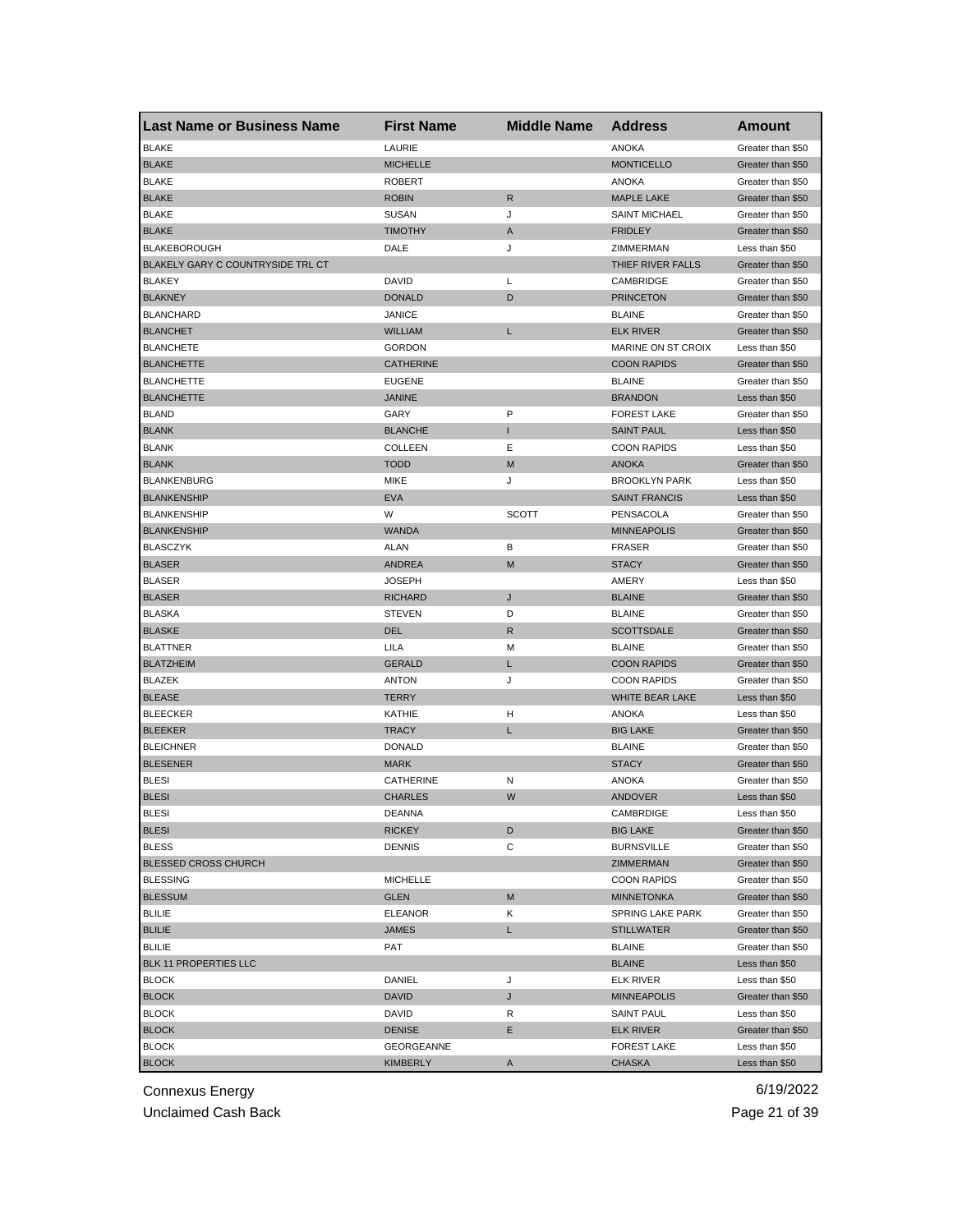| Last Name or Business Name | First Name | Middle Name | Address | Amount |
|---|---|---|---|---|
| BLAKE | LAURIE | | ANOKA | Greater than $50 |
| BLAKE | MICHELLE | | MONTICELLO | Greater than $50 |
| BLAKE | ROBERT | | ANOKA | Greater than $50 |
| BLAKE | ROBIN | R | MAPLE LAKE | Greater than $50 |
| BLAKE | SUSAN | J | SAINT MICHAEL | Greater than $50 |
| BLAKE | TIMOTHY | A | FRIDLEY | Greater than $50 |
| BLAKEBOROUGH | DALE | J | ZIMMERMAN | Less than $50 |
| BLAKELY GARY C COUNTRYSIDE TRL CT | | | THIEF RIVER FALLS | Greater than $50 |
| BLAKEY | DAVID | L | CAMBRIDGE | Greater than $50 |
| BLAKNEY | DONALD | D | PRINCETON | Greater than $50 |
| BLANCHARD | JANICE | | BLAINE | Greater than $50 |
| BLANCHET | WILLIAM | L | ELK RIVER | Greater than $50 |
| BLANCHETE | GORDON | | MARINE ON ST CROIX | Less than $50 |
| BLANCHETTE | CATHERINE | | COON RAPIDS | Greater than $50 |
| BLANCHETTE | EUGENE | | BLAINE | Greater than $50 |
| BLANCHETTE | JANINE | | BRANDON | Less than $50 |
| BLAND | GARY | P | FOREST LAKE | Greater than $50 |
| BLANK | BLANCHE | I | SAINT PAUL | Less than $50 |
| BLANK | COLLEEN | E | COON RAPIDS | Less than $50 |
| BLANK | TODD | M | ANOKA | Greater than $50 |
| BLANKENBURG | MIKE | J | BROOKLYN PARK | Less than $50 |
| BLANKENSHIP | EVA | | SAINT FRANCIS | Less than $50 |
| BLANKENSHIP | W | SCOTT | PENSACOLA | Greater than $50 |
| BLANKENSHIP | WANDA | | MINNEAPOLIS | Greater than $50 |
| BLASCZYK | ALAN | B | FRASER | Greater than $50 |
| BLASER | ANDREA | M | STACY | Greater than $50 |
| BLASER | JOSEPH | | AMERY | Less than $50 |
| BLASER | RICHARD | J | BLAINE | Greater than $50 |
| BLASKA | STEVEN | D | BLAINE | Greater than $50 |
| BLASKE | DEL | R | SCOTTSDALE | Greater than $50 |
| BLATTNER | LILA | M | BLAINE | Greater than $50 |
| BLATZHEIM | GERALD | L | COON RAPIDS | Greater than $50 |
| BLAZEK | ANTON | J | COON RAPIDS | Greater than $50 |
| BLEASE | TERRY | | WHITE BEAR LAKE | Less than $50 |
| BLEECKER | KATHIE | H | ANOKA | Less than $50 |
| BLEEKER | TRACY | L | BIG LAKE | Greater than $50 |
| BLEICHNER | DONALD | | BLAINE | Greater than $50 |
| BLESENER | MARK | | STACY | Greater than $50 |
| BLESI | CATHERINE | N | ANOKA | Greater than $50 |
| BLESI | CHARLES | W | ANDOVER | Less than $50 |
| BLESI | DEANNA | | CAMBRDIGE | Less than $50 |
| BLESI | RICKEY | D | BIG LAKE | Greater than $50 |
| BLESS | DENNIS | C | BURNSVILLE | Greater than $50 |
| BLESSED CROSS CHURCH | | | ZIMMERMAN | Greater than $50 |
| BLESSING | MICHELLE | | COON RAPIDS | Greater than $50 |
| BLESSUM | GLEN | M | MINNETONKA | Greater than $50 |
| BLILIE | ELEANOR | K | SPRING LAKE PARK | Greater than $50 |
| BLILIE | JAMES | L | STILLWATER | Greater than $50 |
| BLILIE | PAT | | BLAINE | Greater than $50 |
| BLK 11 PROPERTIES LLC | | | BLAINE | Less than $50 |
| BLOCK | DANIEL | J | ELK RIVER | Less than $50 |
| BLOCK | DAVID | J | MINNEAPOLIS | Greater than $50 |
| BLOCK | DAVID | R | SAINT PAUL | Less than $50 |
| BLOCK | DENISE | E | ELK RIVER | Greater than $50 |
| BLOCK | GEORGEANNE | | FOREST LAKE | Less than $50 |
| BLOCK | KIMBERLY | A | CHASKA | Less than $50 |

Connexus Energy
Unclaimed Cash Back

6/19/2022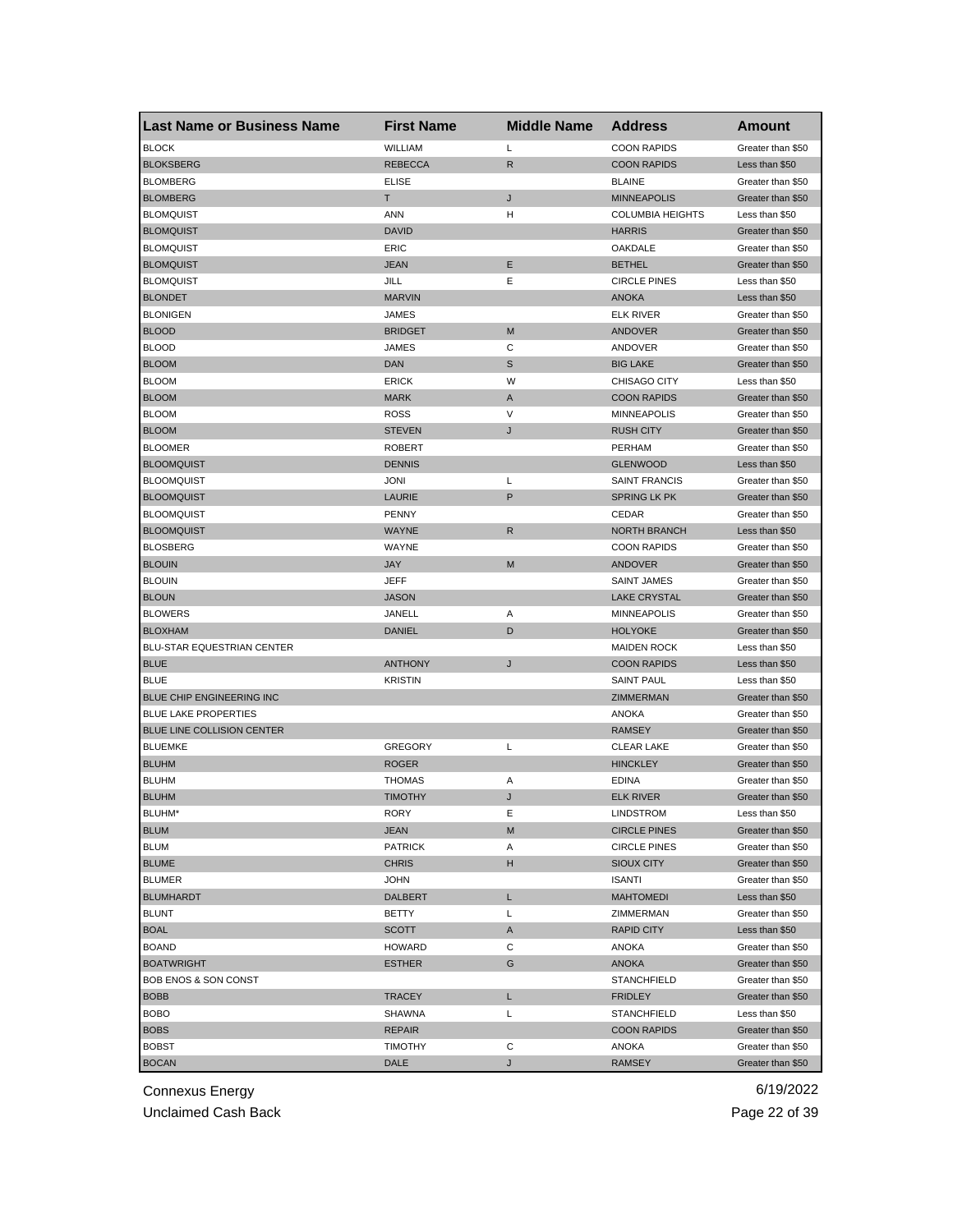| Last Name or Business Name | First Name | Middle Name | Address | Amount |
|---|---|---|---|---|
| BLOCK | WILLIAM | L | COON RAPIDS | Greater than $50 |
| BLOKSBERG | REBECCA | R | COON RAPIDS | Less than $50 |
| BLOMBERG | ELISE | | BLAINE | Greater than $50 |
| BLOMBERG | T | J | MINNEAPOLIS | Greater than $50 |
| BLOMQUIST | ANN | H | COLUMBIA HEIGHTS | Less than $50 |
| BLOMQUIST | DAVID | | HARRIS | Greater than $50 |
| BLOMQUIST | ERIC | | OAKDALE | Greater than $50 |
| BLOMQUIST | JEAN | E | BETHEL | Greater than $50 |
| BLOMQUIST | JILL | E | CIRCLE PINES | Less than $50 |
| BLONDET | MARVIN | | ANOKA | Less than $50 |
| BLONIGEN | JAMES | | ELK RIVER | Greater than $50 |
| BLOOD | BRIDGET | M | ANDOVER | Greater than $50 |
| BLOOD | JAMES | C | ANDOVER | Greater than $50 |
| BLOOM | DAN | S | BIG LAKE | Greater than $50 |
| BLOOM | ERICK | W | CHISAGO CITY | Less than $50 |
| BLOOM | MARK | A | COON RAPIDS | Greater than $50 |
| BLOOM | ROSS | V | MINNEAPOLIS | Greater than $50 |
| BLOOM | STEVEN | J | RUSH CITY | Greater than $50 |
| BLOOMER | ROBERT | | PERHAM | Greater than $50 |
| BLOOMQUIST | DENNIS | | GLENWOOD | Less than $50 |
| BLOOMQUIST | JONI | L | SAINT FRANCIS | Greater than $50 |
| BLOOMQUIST | LAURIE | P | SPRING LK PK | Greater than $50 |
| BLOOMQUIST | PENNY | | CEDAR | Greater than $50 |
| BLOOMQUIST | WAYNE | R | NORTH BRANCH | Less than $50 |
| BLOSBERG | WAYNE | | COON RAPIDS | Greater than $50 |
| BLOUIN | JAY | M | ANDOVER | Greater than $50 |
| BLOUIN | JEFF | | SAINT JAMES | Greater than $50 |
| BLOUN | JASON | | LAKE CRYSTAL | Greater than $50 |
| BLOWERS | JANELL | A | MINNEAPOLIS | Greater than $50 |
| BLOXHAM | DANIEL | D | HOLYOKE | Greater than $50 |
| BLU-STAR EQUESTRIAN CENTER | | | MAIDEN ROCK | Less than $50 |
| BLUE | ANTHONY | J | COON RAPIDS | Less than $50 |
| BLUE | KRISTIN | | SAINT PAUL | Less than $50 |
| BLUE CHIP ENGINEERING INC | | | ZIMMERMAN | Greater than $50 |
| BLUE LAKE PROPERTIES | | | ANOKA | Greater than $50 |
| BLUE LINE COLLISION CENTER | | | RAMSEY | Greater than $50 |
| BLUEMKE | GREGORY | L | CLEAR LAKE | Greater than $50 |
| BLUHM | ROGER | | HINCKLEY | Greater than $50 |
| BLUHM | THOMAS | A | EDINA | Greater than $50 |
| BLUHM | TIMOTHY | J | ELK RIVER | Greater than $50 |
| BLUHM* | RORY | E | LINDSTROM | Less than $50 |
| BLUM | JEAN | M | CIRCLE PINES | Greater than $50 |
| BLUM | PATRICK | A | CIRCLE PINES | Greater than $50 |
| BLUME | CHRIS | H | SIOUX CITY | Greater than $50 |
| BLUMER | JOHN | | ISANTI | Greater than $50 |
| BLUMHARDT | DALBERT | L | MAHTOMEDI | Less than $50 |
| BLUNT | BETTY | L | ZIMMERMAN | Greater than $50 |
| BOAL | SCOTT | A | RAPID CITY | Less than $50 |
| BOAND | HOWARD | C | ANOKA | Greater than $50 |
| BOATWRIGHT | ESTHER | G | ANOKA | Greater than $50 |
| BOB ENOS & SON CONST | | | STANCHFIELD | Greater than $50 |
| BOBB | TRACEY | L | FRIDLEY | Greater than $50 |
| BOBO | SHAWNA | L | STANCHFIELD | Less than $50 |
| BOBS | REPAIR | | COON RAPIDS | Greater than $50 |
| BOBST | TIMOTHY | C | ANOKA | Greater than $50 |
| BOCAN | DALE | J | RAMSEY | Greater than $50 |

Connexus Energy
Unclaimed Cash Back
6/19/2022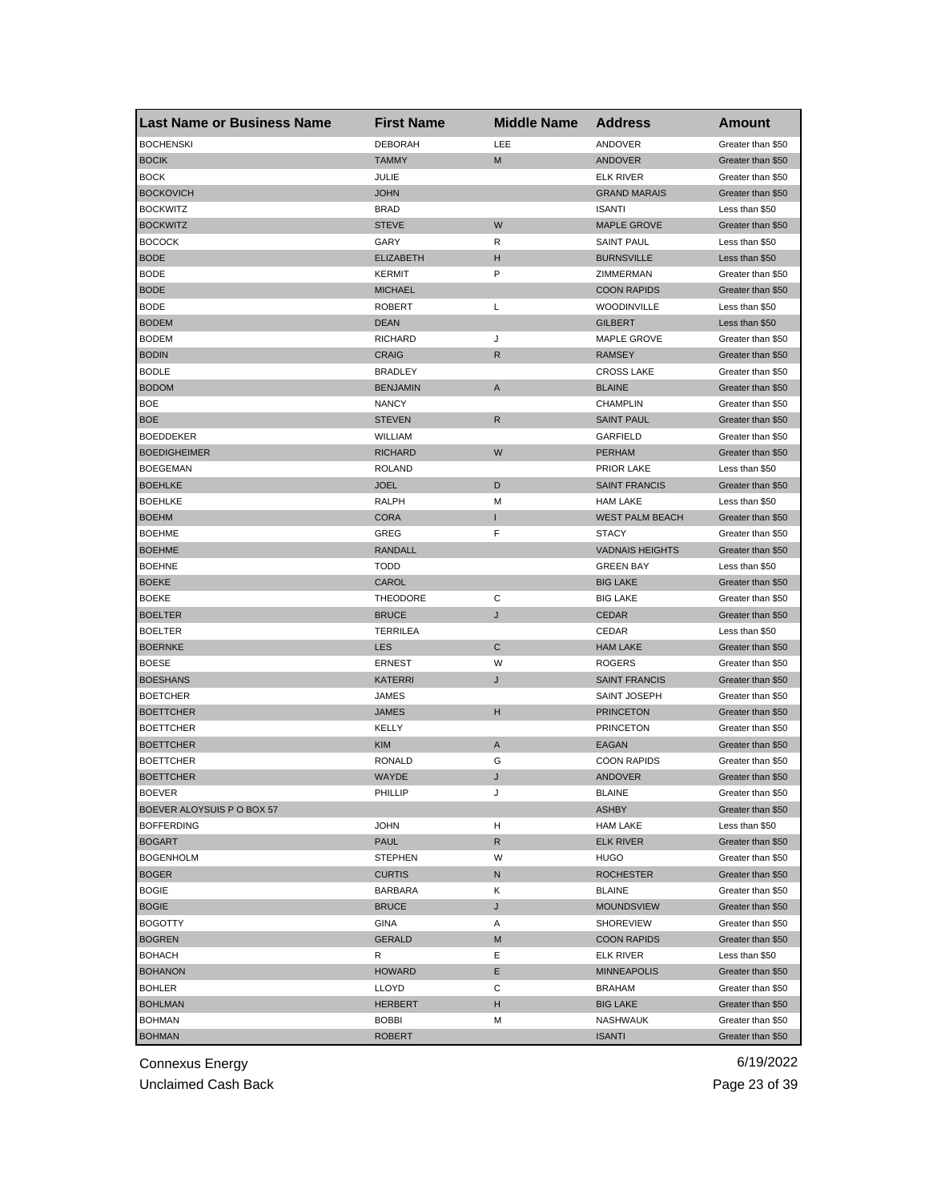| Last Name or Business Name | First Name | Middle Name | Address | Amount |
| --- | --- | --- | --- | --- |
| BOCHENSKI | DEBORAH | LEE | ANDOVER | Greater than $50 |
| BOCIK | TAMMY | M | ANDOVER | Greater than $50 |
| BOCK | JULIE | | ELK RIVER | Greater than $50 |
| BOCKOVICH | JOHN | | GRAND MARAIS | Greater than $50 |
| BOCKWITZ | BRAD | | ISANTI | Less than $50 |
| BOCKWITZ | STEVE | W | MAPLE GROVE | Greater than $50 |
| BOCOCK | GARY | R | SAINT PAUL | Less than $50 |
| BODE | ELIZABETH | H | BURNSVILLE | Less than $50 |
| BODE | KERMIT | P | ZIMMERMAN | Greater than $50 |
| BODE | MICHAEL | | COON RAPIDS | Greater than $50 |
| BODE | ROBERT | L | WOODINVILLE | Less than $50 |
| BODEM | DEAN | | GILBERT | Less than $50 |
| BODEM | RICHARD | J | MAPLE GROVE | Greater than $50 |
| BODIN | CRAIG | R | RAMSEY | Greater than $50 |
| BODLE | BRADLEY | | CROSS LAKE | Greater than $50 |
| BODOM | BENJAMIN | A | BLAINE | Greater than $50 |
| BOE | NANCY | | CHAMPLIN | Greater than $50 |
| BOE | STEVEN | R | SAINT PAUL | Greater than $50 |
| BOEDDEKER | WILLIAM | | GARFIELD | Greater than $50 |
| BOEDIGHEIMER | RICHARD | W | PERHAM | Greater than $50 |
| BOEGEMAN | ROLAND | | PRIOR LAKE | Less than $50 |
| BOEHLKE | JOEL | D | SAINT FRANCIS | Greater than $50 |
| BOEHLKE | RALPH | M | HAM LAKE | Less than $50 |
| BOEHM | CORA | I | WEST PALM BEACH | Greater than $50 |
| BOEHME | GREG | F | STACY | Greater than $50 |
| BOEHME | RANDALL | | VADNAIS HEIGHTS | Greater than $50 |
| BOEHNE | TODD | | GREEN BAY | Less than $50 |
| BOEKE | CAROL | | BIG LAKE | Greater than $50 |
| BOEKE | THEODORE | C | BIG LAKE | Greater than $50 |
| BOELTER | BRUCE | J | CEDAR | Greater than $50 |
| BOELTER | TERRILEA | | CEDAR | Less than $50 |
| BOERNKE | LES | C | HAM LAKE | Greater than $50 |
| BOESE | ERNEST | W | ROGERS | Greater than $50 |
| BOESHANS | KATERRI | J | SAINT FRANCIS | Greater than $50 |
| BOETCHER | JAMES | | SAINT JOSEPH | Greater than $50 |
| BOETTCHER | JAMES | H | PRINCETON | Greater than $50 |
| BOETTCHER | KELLY | | PRINCETON | Greater than $50 |
| BOETTCHER | KIM | A | EAGAN | Greater than $50 |
| BOETTCHER | RONALD | G | COON RAPIDS | Greater than $50 |
| BOETTCHER | WAYDE | J | ANDOVER | Greater than $50 |
| BOEVER | PHILLIP | J | BLAINE | Greater than $50 |
| BOEVER ALOYSUIS P O BOX 57 | | | ASHBY | Greater than $50 |
| BOFFERDING | JOHN | H | HAM LAKE | Less than $50 |
| BOGART | PAUL | R | ELK RIVER | Greater than $50 |
| BOGENHOLM | STEPHEN | W | HUGO | Greater than $50 |
| BOGER | CURTIS | N | ROCHESTER | Greater than $50 |
| BOGIE | BARBARA | K | BLAINE | Greater than $50 |
| BOGIE | BRUCE | J | MOUNDSVIEW | Greater than $50 |
| BOGOTTY | GINA | A | SHOREVIEW | Greater than $50 |
| BOGREN | GERALD | M | COON RAPIDS | Greater than $50 |
| BOHACH | R | E | ELK RIVER | Less than $50 |
| BOHANON | HOWARD | E | MINNEAPOLIS | Greater than $50 |
| BOHLER | LLOYD | C | BRAHAM | Greater than $50 |
| BOHLMAN | HERBERT | H | BIG LAKE | Greater than $50 |
| BOHMAN | BOBBI | M | NASHWAUK | Greater than $50 |
| BOHMAN | ROBERT | | ISANTI | Greater than $50 |

Connexus Energy 6/19/2022

Unclaimed Cash Back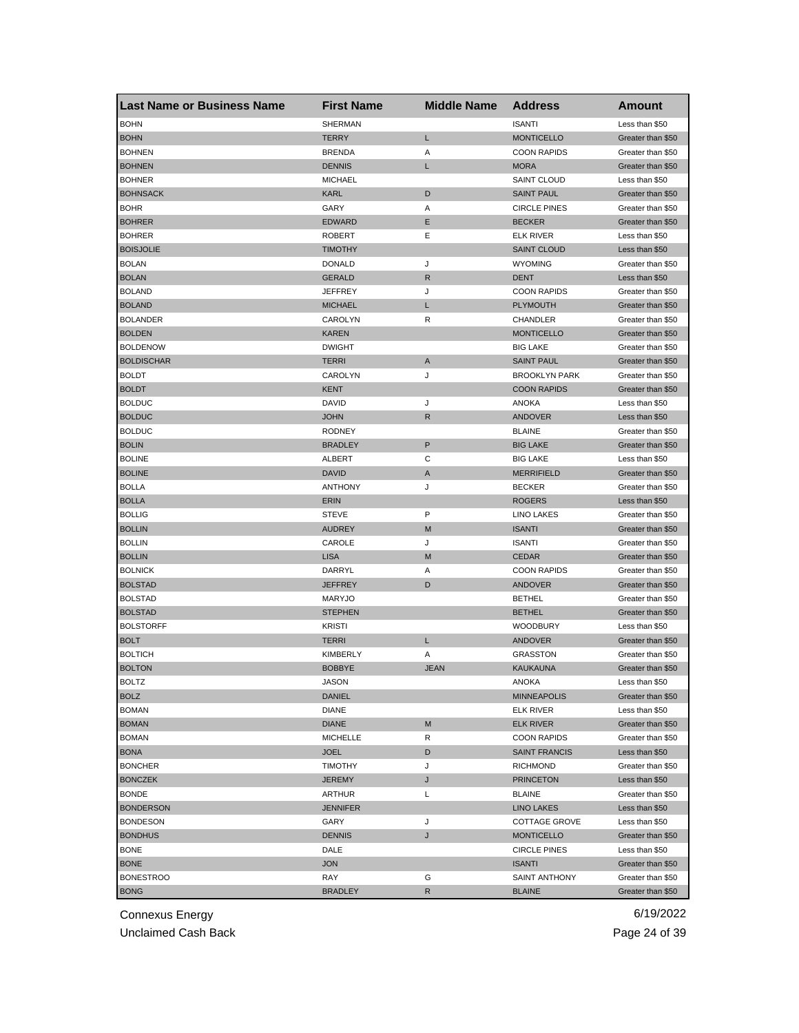| Last Name or Business Name | First Name | Middle Name | Address | Amount |
|---|---|---|---|---|
| BOHN | SHERMAN | | ISANTI | Less than $50 |
| BOHN | TERRY | L | MONTICELLO | Greater than $50 |
| BOHNEN | BRENDA | A | COON RAPIDS | Greater than $50 |
| BOHNEN | DENNIS | L | MORA | Greater than $50 |
| BOHNER | MICHAEL | | SAINT CLOUD | Less than $50 |
| BOHNSACK | KARL | D | SAINT PAUL | Greater than $50 |
| BOHR | GARY | A | CIRCLE PINES | Greater than $50 |
| BOHRER | EDWARD | E | BECKER | Greater than $50 |
| BOHRER | ROBERT | E | ELK RIVER | Less than $50 |
| BOISJOLIE | TIMOTHY | | SAINT CLOUD | Less than $50 |
| BOLAN | DONALD | J | WYOMING | Greater than $50 |
| BOLAN | GERALD | R | DENT | Less than $50 |
| BOLAND | JEFFREY | J | COON RAPIDS | Greater than $50 |
| BOLAND | MICHAEL | L | PLYMOUTH | Greater than $50 |
| BOLANDER | CAROLYN | R | CHANDLER | Greater than $50 |
| BOLDEN | KAREN | | MONTICELLO | Greater than $50 |
| BOLDENOW | DWIGHT | | BIG LAKE | Greater than $50 |
| BOLDISCHAR | TERRI | A | SAINT PAUL | Greater than $50 |
| BOLDT | CAROLYN | J | BROOKLYN PARK | Greater than $50 |
| BOLDT | KENT | | COON RAPIDS | Greater than $50 |
| BOLDUC | DAVID | J | ANOKA | Less than $50 |
| BOLDUC | JOHN | R | ANDOVER | Less than $50 |
| BOLDUC | RODNEY | | BLAINE | Greater than $50 |
| BOLIN | BRADLEY | P | BIG LAKE | Greater than $50 |
| BOLINE | ALBERT | C | BIG LAKE | Less than $50 |
| BOLINE | DAVID | A | MERRIFIELD | Greater than $50 |
| BOLLA | ANTHONY | J | BECKER | Greater than $50 |
| BOLLA | ERIN | | ROGERS | Less than $50 |
| BOLLIG | STEVE | P | LINO LAKES | Greater than $50 |
| BOLLIN | AUDREY | M | ISANTI | Greater than $50 |
| BOLLIN | CAROLE | J | ISANTI | Greater than $50 |
| BOLLIN | LISA | M | CEDAR | Greater than $50 |
| BOLNICK | DARRYL | A | COON RAPIDS | Greater than $50 |
| BOLSTAD | JEFFREY | D | ANDOVER | Greater than $50 |
| BOLSTAD | MARYJO | | BETHEL | Greater than $50 |
| BOLSTAD | STEPHEN | | BETHEL | Greater than $50 |
| BOLSTORFF | KRISTI | | WOODBURY | Less than $50 |
| BOLT | TERRI | L | ANDOVER | Greater than $50 |
| BOLTICH | KIMBERLY | A | GRASSTON | Greater than $50 |
| BOLTON | BOBBYE | JEAN | KAUKAUNA | Greater than $50 |
| BOLTZ | JASON | | ANOKA | Less than $50 |
| BOLZ | DANIEL | | MINNEAPOLIS | Greater than $50 |
| BOMAN | DIANE | | ELK RIVER | Less than $50 |
| BOMAN | DIANE | M | ELK RIVER | Greater than $50 |
| BOMAN | MICHELLE | R | COON RAPIDS | Greater than $50 |
| BONA | JOEL | D | SAINT FRANCIS | Less than $50 |
| BONCHER | TIMOTHY | J | RICHMOND | Greater than $50 |
| BONCZEK | JEREMY | J | PRINCETON | Less than $50 |
| BONDE | ARTHUR | L | BLAINE | Greater than $50 |
| BONDERSON | JENNIFER | | LINO LAKES | Less than $50 |
| BONDESON | GARY | J | COTTAGE GROVE | Less than $50 |
| BONDHUS | DENNIS | J | MONTICELLO | Greater than $50 |
| BONE | DALE | | CIRCLE PINES | Less than $50 |
| BONE | JON | | ISANTI | Greater than $50 |
| BONESTROO | RAY | G | SAINT ANTHONY | Greater than $50 |
| BONG | BRADLEY | R | BLAINE | Greater than $50 |

Connexus Energy 6/19/2022

Unclaimed Cash Back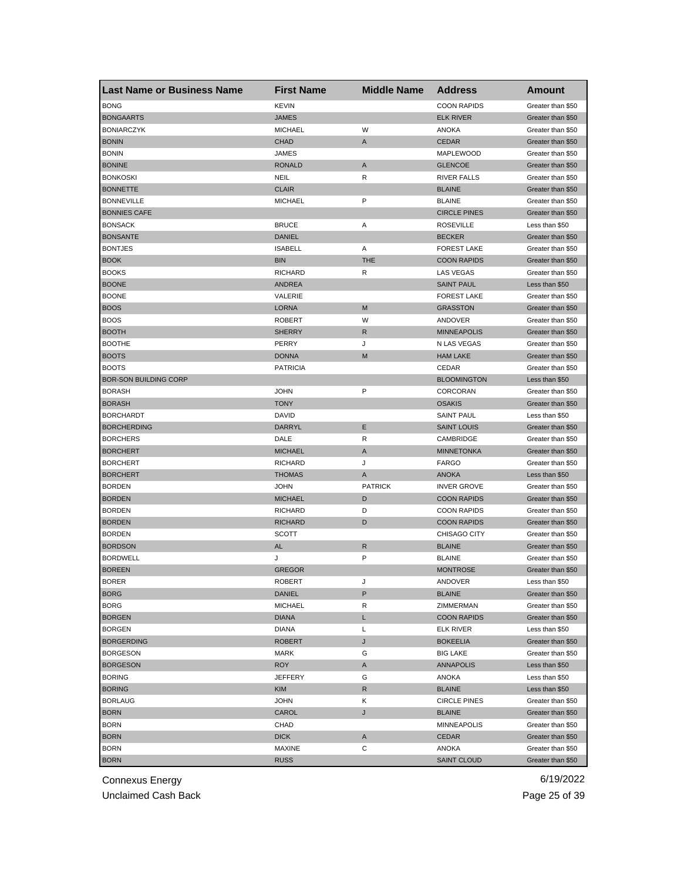| Last Name or Business Name | First Name | Middle Name | Address | Amount |
|---|---|---|---|---|
| BONG | KEVIN | | COON RAPIDS | Greater than $50 |
| BONGAARTS | JAMES | | ELK RIVER | Greater than $50 |
| BONIARCZYK | MICHAEL | W | ANOKA | Greater than $50 |
| BONIN | CHAD | A | CEDAR | Greater than $50 |
| BONIN | JAMES | | MAPLEWOOD | Greater than $50 |
| BONINE | RONALD | A | GLENCOE | Greater than $50 |
| BONKOSKI | NEIL | R | RIVER FALLS | Greater than $50 |
| BONNETTE | CLAIR | | BLAINE | Greater than $50 |
| BONNEVILLE | MICHAEL | P | BLAINE | Greater than $50 |
| BONNIES CAFE | | | CIRCLE PINES | Greater than $50 |
| BONSACK | BRUCE | A | ROSEVILLE | Less than $50 |
| BONSANTE | DANIEL | | BECKER | Greater than $50 |
| BONTJES | ISABELL | A | FOREST LAKE | Greater than $50 |
| BOOK | BIN | THE | COON RAPIDS | Greater than $50 |
| BOOKS | RICHARD | R | LAS VEGAS | Greater than $50 |
| BOONE | ANDREA | | SAINT PAUL | Less than $50 |
| BOONE | VALERIE | | FOREST LAKE | Greater than $50 |
| BOOS | LORNA | M | GRASSTON | Greater than $50 |
| BOOS | ROBERT | W | ANDOVER | Greater than $50 |
| BOOTH | SHERRY | R | MINNEAPOLIS | Greater than $50 |
| BOOTHE | PERRY | J | N LAS VEGAS | Greater than $50 |
| BOOTS | DONNA | M | HAM LAKE | Greater than $50 |
| BOOTS | PATRICIA | | CEDAR | Greater than $50 |
| BOR-SON BUILDING CORP | | | BLOOMINGTON | Less than $50 |
| BORASH | JOHN | P | CORCORAN | Greater than $50 |
| BORASH | TONY | | OSAKIS | Greater than $50 |
| BORCHARDT | DAVID | | SAINT PAUL | Less than $50 |
| BORCHERDING | DARRYL | E | SAINT LOUIS | Greater than $50 |
| BORCHERS | DALE | R | CAMBRIDGE | Greater than $50 |
| BORCHERT | MICHAEL | A | MINNETONKA | Greater than $50 |
| BORCHERT | RICHARD | J | FARGO | Greater than $50 |
| BORCHERT | THOMAS | A | ANOKA | Less than $50 |
| BORDEN | JOHN | PATRICK | INVER GROVE | Greater than $50 |
| BORDEN | MICHAEL | D | COON RAPIDS | Greater than $50 |
| BORDEN | RICHARD | D | COON RAPIDS | Greater than $50 |
| BORDEN | RICHARD | D | COON RAPIDS | Greater than $50 |
| BORDEN | SCOTT | | CHISAGO CITY | Greater than $50 |
| BORDSON | AL | R | BLAINE | Greater than $50 |
| BORDWELL | J | P | BLAINE | Greater than $50 |
| BOREEN | GREGOR | | MONTROSE | Greater than $50 |
| BORER | ROBERT | J | ANDOVER | Less than $50 |
| BORG | DANIEL | P | BLAINE | Greater than $50 |
| BORG | MICHAEL | R | ZIMMERMAN | Greater than $50 |
| BORGEN | DIANA | L | COON RAPIDS | Greater than $50 |
| BORGEN | DIANA | L | ELK RIVER | Less than $50 |
| BORGERDING | ROBERT | J | BOKEELIA | Greater than $50 |
| BORGESON | MARK | G | BIG LAKE | Greater than $50 |
| BORGESON | ROY | A | ANNAPOLIS | Less than $50 |
| BORING | JEFFERY | G | ANOKA | Less than $50 |
| BORING | KIM | R | BLAINE | Less than $50 |
| BORLAUG | JOHN | K | CIRCLE PINES | Greater than $50 |
| BORN | CAROL | J | BLAINE | Greater than $50 |
| BORN | CHAD | | MINNEAPOLIS | Greater than $50 |
| BORN | DICK | A | CEDAR | Greater than $50 |
| BORN | MAXINE | C | ANOKA | Greater than $50 |
| BORN | RUSS | | SAINT CLOUD | Greater than $50 |

Connexus Energy
Unclaimed Cash Back
6/19/2022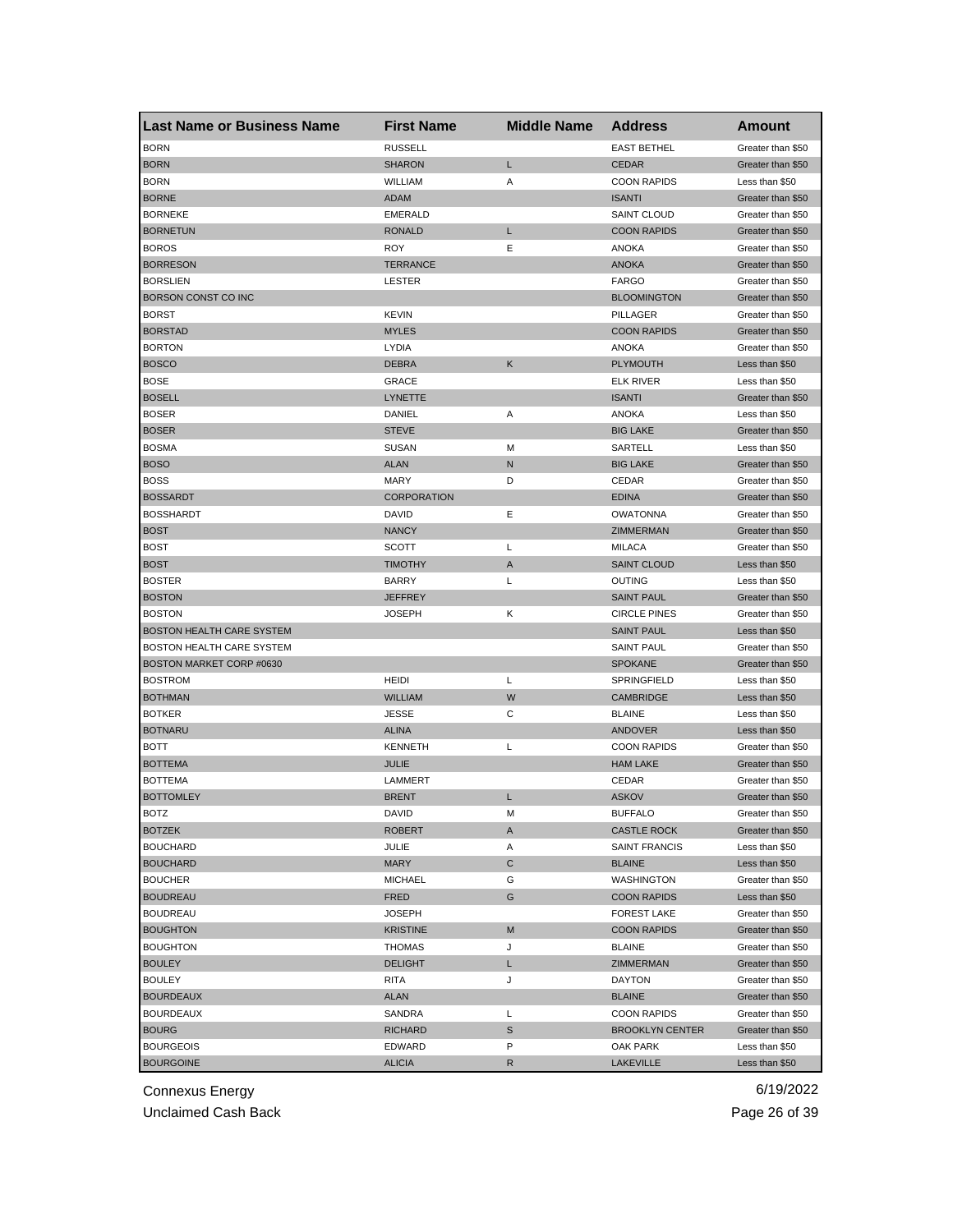| Last Name or Business Name | First Name | Middle Name | Address | Amount |
|---|---|---|---|---|
| BORN | RUSSELL | | EAST BETHEL | Greater than $50 |
| BORN | SHARON | L | CEDAR | Greater than $50 |
| BORN | WILLIAM | A | COON RAPIDS | Less than $50 |
| BORNE | ADAM | | ISANTI | Greater than $50 |
| BORNEKE | EMERALD | | SAINT CLOUD | Greater than $50 |
| BORNETUN | RONALD | L | COON RAPIDS | Greater than $50 |
| BOROS | ROY | E | ANOKA | Greater than $50 |
| BORRESON | TERRANCE | | ANOKA | Greater than $50 |
| BORSLIEN | LESTER | | FARGO | Greater than $50 |
| BORSON CONST CO INC | | | BLOOMINGTON | Greater than $50 |
| BORST | KEVIN | | PILLAGER | Greater than $50 |
| BORSTAD | MYLES | | COON RAPIDS | Greater than $50 |
| BORTON | LYDIA | | ANOKA | Greater than $50 |
| BOSCO | DEBRA | K | PLYMOUTH | Less than $50 |
| BOSE | GRACE | | ELK RIVER | Less than $50 |
| BOSELL | LYNETTE | | ISANTI | Greater than $50 |
| BOSER | DANIEL | A | ANOKA | Less than $50 |
| BOSER | STEVE | | BIG LAKE | Greater than $50 |
| BOSMA | SUSAN | M | SARTELL | Less than $50 |
| BOSO | ALAN | N | BIG LAKE | Greater than $50 |
| BOSS | MARY | D | CEDAR | Greater than $50 |
| BOSSARDT | CORPORATION | | EDINA | Greater than $50 |
| BOSSHARDT | DAVID | E | OWATONNA | Greater than $50 |
| BOST | NANCY | | ZIMMERMAN | Greater than $50 |
| BOST | SCOTT | L | MILACA | Greater than $50 |
| BOST | TIMOTHY | A | SAINT CLOUD | Less than $50 |
| BOSTER | BARRY | L | OUTING | Less than $50 |
| BOSTON | JEFFREY | | SAINT PAUL | Greater than $50 |
| BOSTON | JOSEPH | K | CIRCLE PINES | Greater than $50 |
| BOSTON HEALTH CARE SYSTEM | | | SAINT PAUL | Less than $50 |
| BOSTON HEALTH CARE SYSTEM | | | SAINT PAUL | Greater than $50 |
| BOSTON MARKET CORP #0630 | | | SPOKANE | Greater than $50 |
| BOSTROM | HEIDI | L | SPRINGFIELD | Less than $50 |
| BOTHMAN | WILLIAM | W | CAMBRIDGE | Less than $50 |
| BOTKER | JESSE | C | BLAINE | Less than $50 |
| BOTNARU | ALINA | | ANDOVER | Less than $50 |
| BOTT | KENNETH | L | COON RAPIDS | Greater than $50 |
| BOTTEMA | JULIE | | HAM LAKE | Greater than $50 |
| BOTTEMA | LAMMERT | | CEDAR | Greater than $50 |
| BOTTOMLEY | BRENT | L | ASKOV | Greater than $50 |
| BOTZ | DAVID | M | BUFFALO | Greater than $50 |
| BOTZEK | ROBERT | A | CASTLE ROCK | Greater than $50 |
| BOUCHARD | JULIE | A | SAINT FRANCIS | Less than $50 |
| BOUCHARD | MARY | C | BLAINE | Less than $50 |
| BOUCHER | MICHAEL | G | WASHINGTON | Greater than $50 |
| BOUDREAU | FRED | G | COON RAPIDS | Less than $50 |
| BOUDREAU | JOSEPH | | FOREST LAKE | Greater than $50 |
| BOUGHTON | KRISTINE | M | COON RAPIDS | Greater than $50 |
| BOUGHTON | THOMAS | J | BLAINE | Greater than $50 |
| BOULEY | DELIGHT | L | ZIMMERMAN | Greater than $50 |
| BOULEY | RITA | J | DAYTON | Greater than $50 |
| BOURDEAUX | ALAN | | BLAINE | Greater than $50 |
| BOURDEAUX | SANDRA | L | COON RAPIDS | Greater than $50 |
| BOURG | RICHARD | S | BROOKLYN CENTER | Greater than $50 |
| BOURGEOIS | EDWARD | P | OAK PARK | Less than $50 |
| BOURGOINE | ALICIA | R | LAKEVILLE | Less than $50 |

Connexus Energy 6/19/2022

Unclaimed Cash Back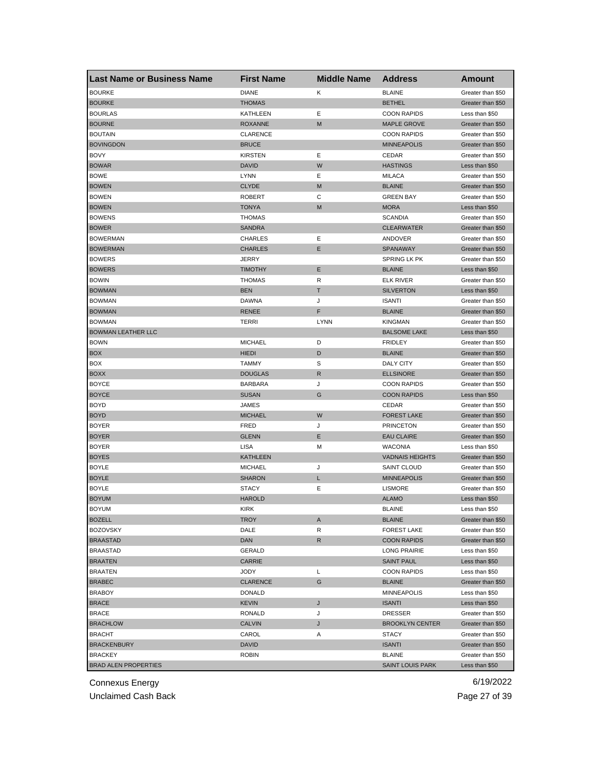| Last Name or Business Name | First Name | Middle Name | Address | Amount |
| --- | --- | --- | --- | --- |
| BOURKE | DIANE | K | BLAINE | Greater than $50 |
| BOURKE | THOMAS | | BETHEL | Greater than $50 |
| BOURLAS | KATHLEEN | E | COON RAPIDS | Less than $50 |
| BOURNE | ROXANNE | M | MAPLE GROVE | Greater than $50 |
| BOUTAIN | CLARENCE | | COON RAPIDS | Greater than $50 |
| BOVINGDON | BRUCE | | MINNEAPOLIS | Greater than $50 |
| BOVY | KIRSTEN | E | CEDAR | Greater than $50 |
| BOWAR | DAVID | W | HASTINGS | Less than $50 |
| BOWE | LYNN | E | MILACA | Greater than $50 |
| BOWEN | CLYDE | M | BLAINE | Greater than $50 |
| BOWEN | ROBERT | C | GREEN BAY | Greater than $50 |
| BOWEN | TONYA | M | MORA | Less than $50 |
| BOWENS | THOMAS | | SCANDIA | Greater than $50 |
| BOWER | SANDRA | | CLEARWATER | Greater than $50 |
| BOWERMAN | CHARLES | E | ANDOVER | Greater than $50 |
| BOWERMAN | CHARLES | E | SPANAWAY | Greater than $50 |
| BOWERS | JERRY | | SPRING LK PK | Greater than $50 |
| BOWERS | TIMOTHY | E | BLAINE | Less than $50 |
| BOWIN | THOMAS | R | ELK RIVER | Greater than $50 |
| BOWMAN | BEN | T | SILVERTON | Less than $50 |
| BOWMAN | DAWNA | J | ISANTI | Greater than $50 |
| BOWMAN | RENEE | F | BLAINE | Greater than $50 |
| BOWMAN | TERRI | LYNN | KINGMAN | Greater than $50 |
| BOWMAN LEATHER LLC | | | BALSOME LAKE | Less than $50 |
| BOWN | MICHAEL | D | FRIDLEY | Greater than $50 |
| BOX | HIEDI | D | BLAINE | Greater than $50 |
| BOX | TAMMY | S | DALY CITY | Greater than $50 |
| BOXX | DOUGLAS | R | ELLSINORE | Greater than $50 |
| BOYCE | BARBARA | J | COON RAPIDS | Greater than $50 |
| BOYCE | SUSAN | G | COON RAPIDS | Less than $50 |
| BOYD | JAMES | | CEDAR | Greater than $50 |
| BOYD | MICHAEL | W | FOREST LAKE | Greater than $50 |
| BOYER | FRED | J | PRINCETON | Greater than $50 |
| BOYER | GLENN | E | EAU CLAIRE | Greater than $50 |
| BOYER | LISA | M | WACONIA | Less than $50 |
| BOYES | KATHLEEN | | VADNAIS HEIGHTS | Greater than $50 |
| BOYLE | MICHAEL | J | SAINT CLOUD | Greater than $50 |
| BOYLE | SHARON | L | MINNEAPOLIS | Greater than $50 |
| BOYLE | STACY | E | LISMORE | Greater than $50 |
| BOYUM | HAROLD | | ALAMO | Less than $50 |
| BOYUM | KIRK | | BLAINE | Less than $50 |
| BOZELL | TROY | A | BLAINE | Greater than $50 |
| BOZOVSKY | DALE | R | FOREST LAKE | Greater than $50 |
| BRAASTAD | DAN | R | COON RAPIDS | Greater than $50 |
| BRAASTAD | GERALD | | LONG PRAIRIE | Less than $50 |
| BRAATEN | CARRIE | | SAINT PAUL | Less than $50 |
| BRAATEN | JODY | L | COON RAPIDS | Less than $50 |
| BRABEC | CLARENCE | G | BLAINE | Greater than $50 |
| BRABOY | DONALD | | MINNEAPOLIS | Less than $50 |
| BRACE | KEVIN | J | ISANTI | Less than $50 |
| BRACE | RONALD | J | DRESSER | Greater than $50 |
| BRACHLOW | CALVIN | J | BROOKLYN CENTER | Greater than $50 |
| BRACHT | CAROL | A | STACY | Greater than $50 |
| BRACKENBURY | DAVID | | ISANTI | Greater than $50 |
| BRACKEY | ROBIN | | BLAINE | Greater than $50 |
| BRAD ALEN PROPERTIES | | | SAINT LOUIS PARK | Less than $50 |

Connexus Energy  
Unclaimed Cash Back  
6/19/2022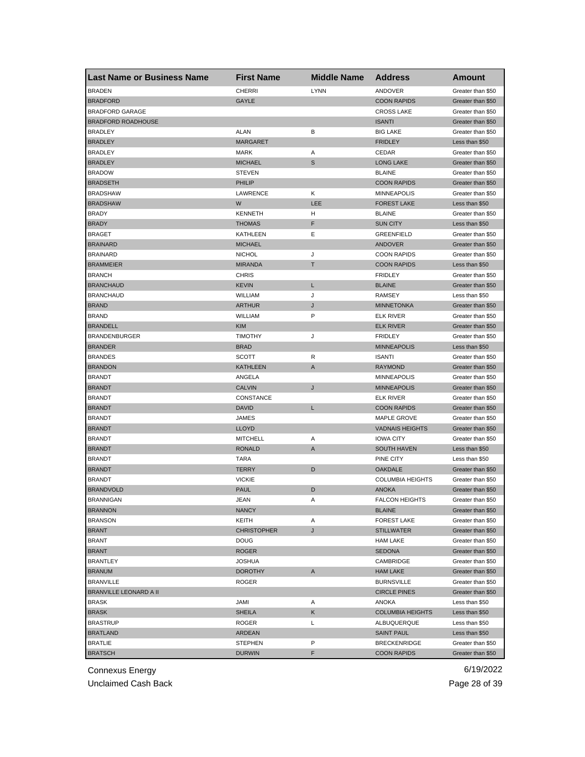| Last Name or Business Name | First Name | Middle Name | Address | Amount |
|---|---|---|---|---|
| BRADEN | CHERRI | LYNN | ANDOVER | Greater than $50 |
| BRADFORD | GAYLE | | COON RAPIDS | Greater than $50 |
| BRADFORD GARAGE | | | CROSS LAKE | Greater than $50 |
| BRADFORD ROADHOUSE | | | ISANTI | Greater than $50 |
| BRADLEY | ALAN | B | BIG LAKE | Greater than $50 |
| BRADLEY | MARGARET | | FRIDLEY | Less than $50 |
| BRADLEY | MARK | A | CEDAR | Greater than $50 |
| BRADLEY | MICHAEL | S | LONG LAKE | Greater than $50 |
| BRADOW | STEVEN | | BLAINE | Greater than $50 |
| BRADSETH | PHILIP | | COON RAPIDS | Greater than $50 |
| BRADSHAW | LAWRENCE | K | MINNEAPOLIS | Greater than $50 |
| BRADSHAW | W | LEE | FOREST LAKE | Less than $50 |
| BRADY | KENNETH | H | BLAINE | Greater than $50 |
| BRADY | THOMAS | F | SUN CITY | Less than $50 |
| BRAGET | KATHLEEN | E | GREENFIELD | Greater than $50 |
| BRAINARD | MICHAEL | | ANDOVER | Greater than $50 |
| BRAINARD | NICHOL | J | COON RAPIDS | Greater than $50 |
| BRAMMEIER | MIRANDA | T | COON RAPIDS | Less than $50 |
| BRANCH | CHRIS | | FRIDLEY | Greater than $50 |
| BRANCHAUD | KEVIN | L | BLAINE | Greater than $50 |
| BRANCHAUD | WILLIAM | J | RAMSEY | Less than $50 |
| BRAND | ARTHUR | J | MINNETONKA | Greater than $50 |
| BRAND | WILLIAM | P | ELK RIVER | Greater than $50 |
| BRANDELL | KIM | | ELK RIVER | Greater than $50 |
| BRANDENBURGER | TIMOTHY | J | FRIDLEY | Greater than $50 |
| BRANDER | BRAD | | MINNEAPOLIS | Less than $50 |
| BRANDES | SCOTT | R | ISANTI | Greater than $50 |
| BRANDON | KATHLEEN | A | RAYMOND | Greater than $50 |
| BRANDT | ANGELA | | MINNEAPOLIS | Greater than $50 |
| BRANDT | CALVIN | J | MINNEAPOLIS | Greater than $50 |
| BRANDT | CONSTANCE | | ELK RIVER | Greater than $50 |
| BRANDT | DAVID | L | COON RAPIDS | Greater than $50 |
| BRANDT | JAMES | | MAPLE GROVE | Greater than $50 |
| BRANDT | LLOYD | | VADNAIS HEIGHTS | Greater than $50 |
| BRANDT | MITCHELL | A | IOWA CITY | Greater than $50 |
| BRANDT | RONALD | A | SOUTH HAVEN | Less than $50 |
| BRANDT | TARA | | PINE CITY | Less than $50 |
| BRANDT | TERRY | D | OAKDALE | Greater than $50 |
| BRANDT | VICKIE | | COLUMBIA HEIGHTS | Greater than $50 |
| BRANDVOLD | PAUL | D | ANOKA | Greater than $50 |
| BRANNIGAN | JEAN | A | FALCON HEIGHTS | Greater than $50 |
| BRANNON | NANCY | | BLAINE | Greater than $50 |
| BRANSON | KEITH | A | FOREST LAKE | Greater than $50 |
| BRANT | CHRISTOPHER | J | STILLWATER | Greater than $50 |
| BRANT | DOUG | | HAM LAKE | Greater than $50 |
| BRANT | ROGER | | SEDONA | Greater than $50 |
| BRANTLEY | JOSHUA | | CAMBRIDGE | Greater than $50 |
| BRANUM | DOROTHY | A | HAM LAKE | Greater than $50 |
| BRANVILLE | ROGER | | BURNSVILLE | Greater than $50 |
| BRANVILLE LEONARD A II | | | CIRCLE PINES | Greater than $50 |
| BRASK | JAMI | A | ANOKA | Less than $50 |
| BRASK | SHEILA | K | COLUMBIA HEIGHTS | Less than $50 |
| BRASTRUP | ROGER | L | ALBUQUERQUE | Less than $50 |
| BRATLAND | ARDEAN | | SAINT PAUL | Less than $50 |
| BRATLIE | STEPHEN | P | BRECKENRIDGE | Greater than $50 |
| BRATSCH | DURWIN | F | COON RAPIDS | Greater than $50 |

Connexus Energy 6/19/2022

Unclaimed Cash Back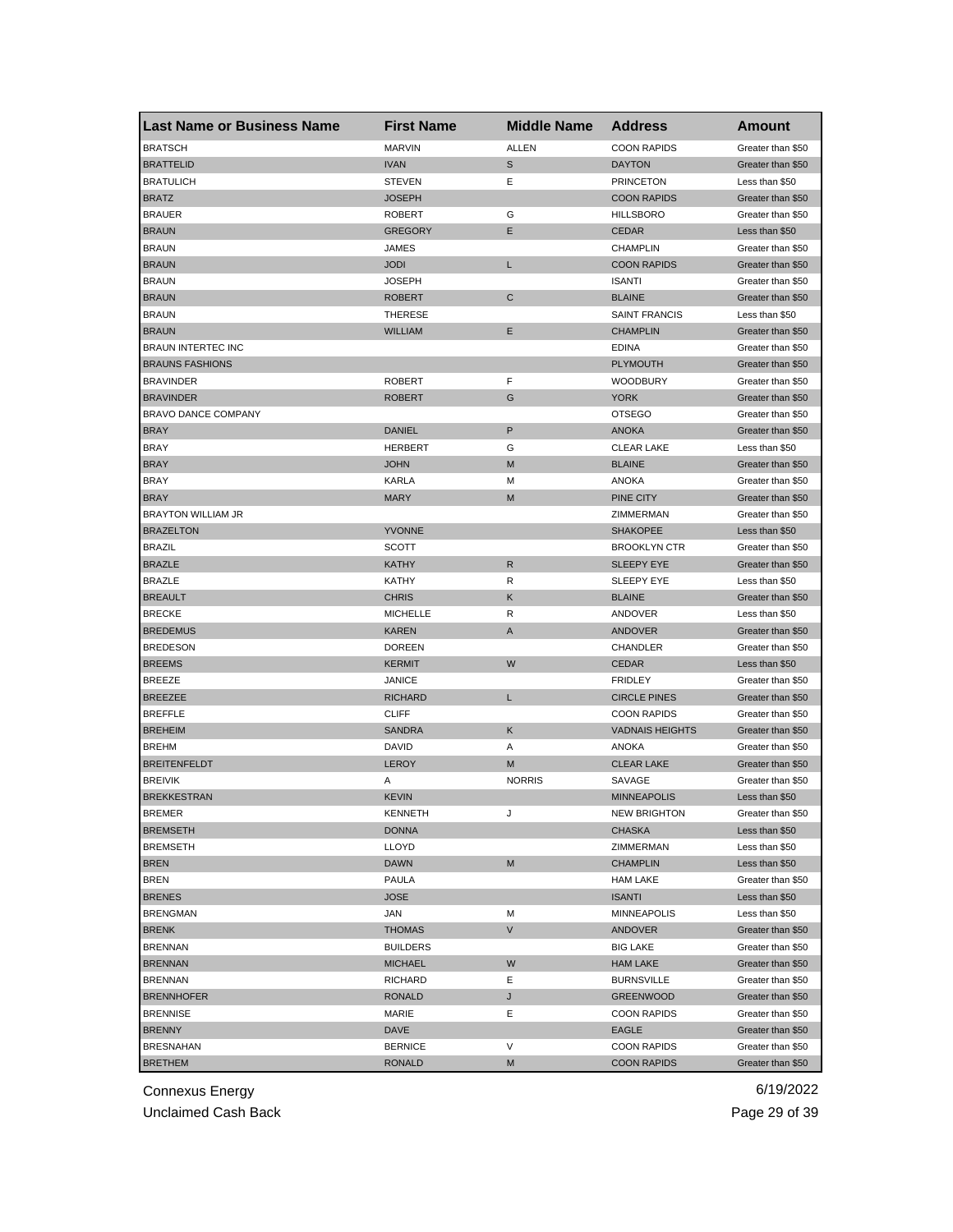| Last Name or Business Name | First Name | Middle Name | Address | Amount |
|---|---|---|---|---|
| BRATSCH | MARVIN | ALLEN | COON RAPIDS | Greater than $50 |
| BRATTELID | IVAN | S | DAYTON | Greater than $50 |
| BRATULICH | STEVEN | E | PRINCETON | Less than $50 |
| BRATZ | JOSEPH | | COON RAPIDS | Greater than $50 |
| BRAUER | ROBERT | G | HILLSBORO | Greater than $50 |
| BRAUN | GREGORY | E | CEDAR | Less than $50 |
| BRAUN | JAMES | | CHAMPLIN | Greater than $50 |
| BRAUN | JODI | L | COON RAPIDS | Greater than $50 |
| BRAUN | JOSEPH | | ISANTI | Greater than $50 |
| BRAUN | ROBERT | C | BLAINE | Greater than $50 |
| BRAUN | THERESE | | SAINT FRANCIS | Less than $50 |
| BRAUN | WILLIAM | E | CHAMPLIN | Greater than $50 |
| BRAUN INTERTEC INC | | | EDINA | Greater than $50 |
| BRAUNS FASHIONS | | | PLYMOUTH | Greater than $50 |
| BRAVINDER | ROBERT | F | WOODBURY | Greater than $50 |
| BRAVINDER | ROBERT | G | YORK | Greater than $50 |
| BRAVO DANCE COMPANY | | | OTSEGO | Greater than $50 |
| BRAY | DANIEL | P | ANOKA | Greater than $50 |
| BRAY | HERBERT | G | CLEAR LAKE | Less than $50 |
| BRAY | JOHN | M | BLAINE | Greater than $50 |
| BRAY | KARLA | M | ANOKA | Greater than $50 |
| BRAY | MARY | M | PINE CITY | Greater than $50 |
| BRAYTON WILLIAM JR | | | ZIMMERMAN | Greater than $50 |
| BRAZELTON | YVONNE | | SHAKOPEE | Less than $50 |
| BRAZIL | SCOTT | | BROOKLYN CTR | Greater than $50 |
| BRAZLE | KATHY | R | SLEEPY EYE | Greater than $50 |
| BRAZLE | KATHY | R | SLEEPY EYE | Less than $50 |
| BREAULT | CHRIS | K | BLAINE | Greater than $50 |
| BRECKE | MICHELLE | R | ANDOVER | Less than $50 |
| BREDEMUS | KAREN | A | ANDOVER | Greater than $50 |
| BREDESON | DOREEN | | CHANDLER | Greater than $50 |
| BREEMS | KERMIT | W | CEDAR | Less than $50 |
| BREEZE | JANICE | | FRIDLEY | Greater than $50 |
| BREEZEE | RICHARD | L | CIRCLE PINES | Greater than $50 |
| BREFFLE | CLIFF | | COON RAPIDS | Greater than $50 |
| BREHEIM | SANDRA | K | VADNAIS HEIGHTS | Greater than $50 |
| BREHM | DAVID | A | ANOKA | Greater than $50 |
| BREITENFELDT | LEROY | M | CLEAR LAKE | Greater than $50 |
| BREIVIK | A | NORRIS | SAVAGE | Greater than $50 |
| BREKKESTRAN | KEVIN | | MINNEAPOLIS | Less than $50 |
| BREMER | KENNETH | J | NEW BRIGHTON | Greater than $50 |
| BREMSETH | DONNA | | CHASKA | Less than $50 |
| BREMSETH | LLOYD | | ZIMMERMAN | Less than $50 |
| BREN | DAWN | M | CHAMPLIN | Less than $50 |
| BREN | PAULA | | HAM LAKE | Greater than $50 |
| BRENES | JOSE | | ISANTI | Less than $50 |
| BRENGMAN | JAN | M | MINNEAPOLIS | Less than $50 |
| BRENK | THOMAS | V | ANDOVER | Greater than $50 |
| BRENNAN | BUILDERS | | BIG LAKE | Greater than $50 |
| BRENNAN | MICHAEL | W | HAM LAKE | Greater than $50 |
| BRENNAN | RICHARD | E | BURNSVILLE | Greater than $50 |
| BRENNHOFER | RONALD | J | GREENWOOD | Greater than $50 |
| BRENNISE | MARIE | E | COON RAPIDS | Greater than $50 |
| BRENNY | DAVE | | EAGLE | Greater than $50 |
| BRESNAHAN | BERNICE | V | COON RAPIDS | Greater than $50 |
| BRETHEM | RONALD | M | COON RAPIDS | Greater than $50 |

Connexus Energy
Unclaimed Cash Back

6/19/2022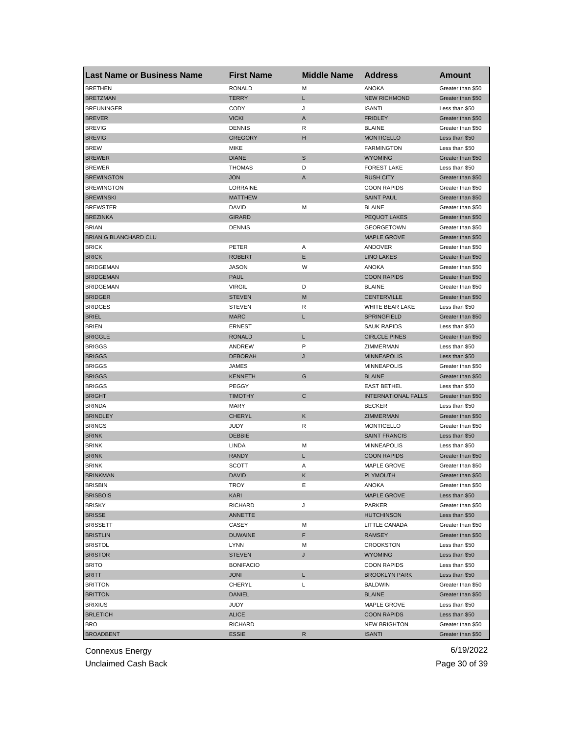| Last Name or Business Name | First Name | Middle Name | Address | Amount |
| --- | --- | --- | --- | --- |
| BRETHEN | RONALD | M | ANOKA | Greater than $50 |
| BRETZMAN | TERRY | L | NEW RICHMOND | Greater than $50 |
| BREUNINGER | CODY | J | ISANTI | Less than $50 |
| BREVER | VICKI | A | FRIDLEY | Greater than $50 |
| BREVIG | DENNIS | R | BLAINE | Greater than $50 |
| BREVIG | GREGORY | H | MONTICELLO | Less than $50 |
| BREW | MIKE | | FARMINGTON | Less than $50 |
| BREWER | DIANE | S | WYOMING | Greater than $50 |
| BREWER | THOMAS | D | FOREST LAKE | Less than $50 |
| BREWINGTON | JON | A | RUSH CITY | Greater than $50 |
| BREWINGTON | LORRAINE | | COON RAPIDS | Greater than $50 |
| BREWINSKI | MATTHEW | | SAINT PAUL | Greater than $50 |
| BREWSTER | DAVID | M | BLAINE | Greater than $50 |
| BREZINKA | GIRARD | | PEQUOT LAKES | Greater than $50 |
| BRIAN | DENNIS | | GEORGETOWN | Greater than $50 |
| BRIAN G BLANCHARD CLU | | | MAPLE GROVE | Greater than $50 |
| BRICK | PETER | A | ANDOVER | Greater than $50 |
| BRICK | ROBERT | E | LINO LAKES | Greater than $50 |
| BRIDGEMAN | JASON | W | ANOKA | Greater than $50 |
| BRIDGEMAN | PAUL | | COON RAPIDS | Greater than $50 |
| BRIDGEMAN | VIRGIL | D | BLAINE | Greater than $50 |
| BRIDGER | STEVEN | M | CENTERVILLE | Greater than $50 |
| BRIDGES | STEVEN | R | WHITE BEAR LAKE | Less than $50 |
| BRIEL | MARC | L | SPRINGFIELD | Greater than $50 |
| BRIEN | ERNEST | | SAUK RAPIDS | Less than $50 |
| BRIGGLE | RONALD | L | CIRLCLE PINES | Greater than $50 |
| BRIGGS | ANDREW | P | ZIMMERMAN | Less than $50 |
| BRIGGS | DEBORAH | J | MINNEAPOLIS | Less than $50 |
| BRIGGS | JAMES | | MINNEAPOLIS | Greater than $50 |
| BRIGGS | KENNETH | G | BLAINE | Greater than $50 |
| BRIGGS | PEGGY | | EAST BETHEL | Less than $50 |
| BRIGHT | TIMOTHY | C | INTERNATIONAL FALLS | Greater than $50 |
| BRINDA | MARY | | BECKER | Less than $50 |
| BRINDLEY | CHERYL | K | ZIMMERMAN | Greater than $50 |
| BRINGS | JUDY | R | MONTICELLO | Greater than $50 |
| BRINK | DEBBIE | | SAINT FRANCIS | Less than $50 |
| BRINK | LINDA | M | MINNEAPOLIS | Less than $50 |
| BRINK | RANDY | L | COON RAPIDS | Greater than $50 |
| BRINK | SCOTT | A | MAPLE GROVE | Greater than $50 |
| BRINKMAN | DAVID | K | PLYMOUTH | Greater than $50 |
| BRISBIN | TROY | E | ANOKA | Greater than $50 |
| BRISBOIS | KARI | | MAPLE GROVE | Less than $50 |
| BRISKY | RICHARD | J | PARKER | Greater than $50 |
| BRISSE | ANNETTE | | HUTCHINSON | Less than $50 |
| BRISSETT | CASEY | M | LITTLE CANADA | Greater than $50 |
| BRISTLIN | DUWAINE | F | RAMSEY | Greater than $50 |
| BRISTOL | LYNN | M | CROOKSTON | Less than $50 |
| BRISTOR | STEVEN | J | WYOMING | Less than $50 |
| BRITO | BONIFACIO | | COON RAPIDS | Less than $50 |
| BRITT | JONI | L | BROOKLYN PARK | Less than $50 |
| BRITTON | CHERYL | L | BALDWIN | Greater than $50 |
| BRITTON | DANIEL | | BLAINE | Greater than $50 |
| BRIXIUS | JUDY | | MAPLE GROVE | Less than $50 |
| BRLETICH | ALICE | | COON RAPIDS | Less than $50 |
| BRO | RICHARD | | NEW BRIGHTON | Greater than $50 |
| BROADBENT | ESSIE | R | ISANTI | Greater than $50 |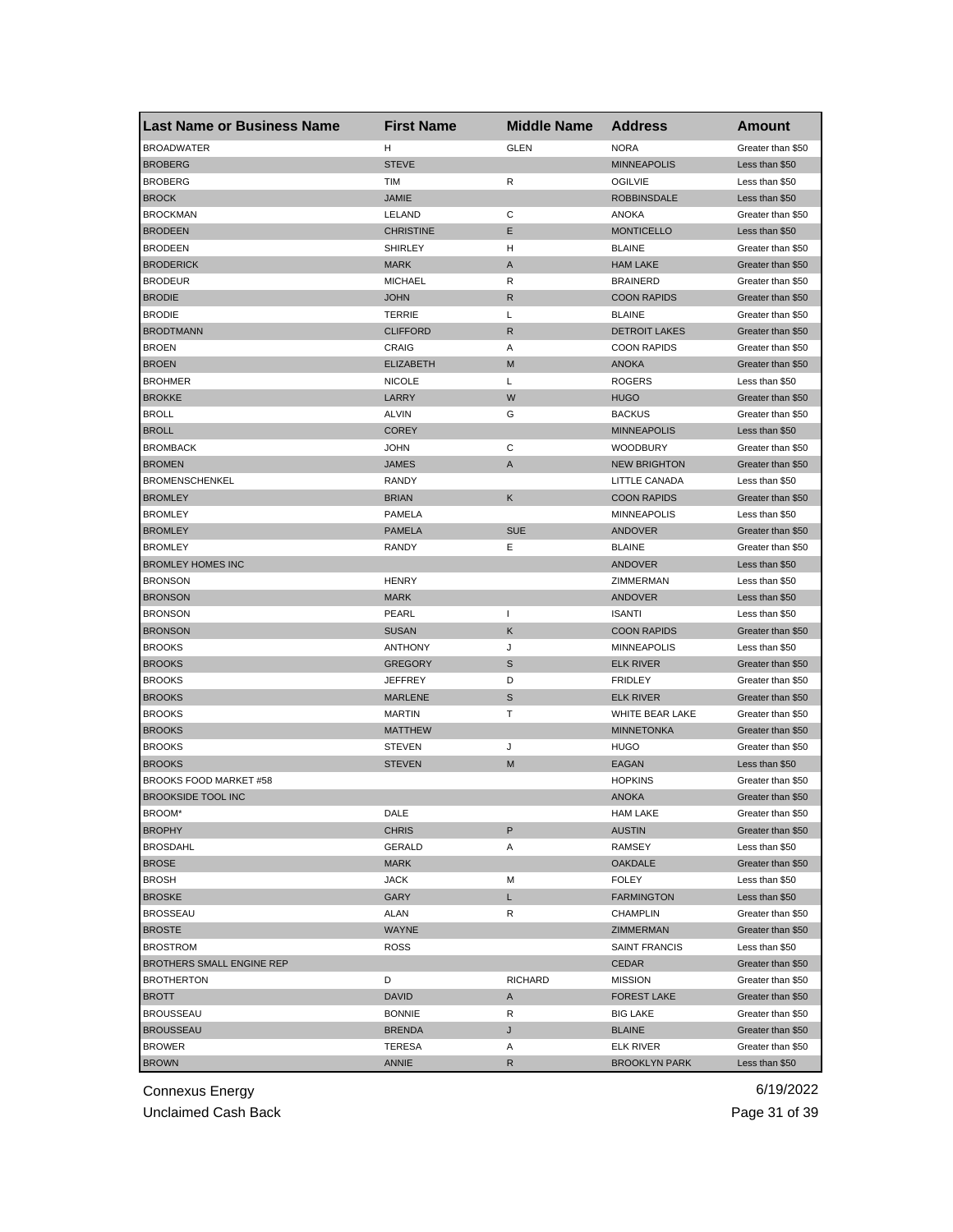| Last Name or Business Name | First Name | Middle Name | Address | Amount |
|---|---|---|---|---|
| BROADWATER | H | GLEN | NORA | Greater than $50 |
| BROBERG | STEVE | | MINNEAPOLIS | Less than $50 |
| BROBERG | TIM | R | OGILVIE | Less than $50 |
| BROCK | JAMIE | | ROBBINSDALE | Less than $50 |
| BROCKMAN | LELAND | C | ANOKA | Greater than $50 |
| BRODEEN | CHRISTINE | E | MONTICELLO | Less than $50 |
| BRODEEN | SHIRLEY | H | BLAINE | Greater than $50 |
| BRODERICK | MARK | A | HAM LAKE | Greater than $50 |
| BRODEUR | MICHAEL | R | BRAINERD | Greater than $50 |
| BRODIE | JOHN | R | COON RAPIDS | Greater than $50 |
| BRODIE | TERRIE | L | BLAINE | Greater than $50 |
| BRODTMANN | CLIFFORD | R | DETROIT LAKES | Greater than $50 |
| BROEN | CRAIG | A | COON RAPIDS | Greater than $50 |
| BROEN | ELIZABETH | M | ANOKA | Greater than $50 |
| BROHMER | NICOLE | L | ROGERS | Less than $50 |
| BROKKE | LARRY | W | HUGO | Greater than $50 |
| BROLL | ALVIN | G | BACKUS | Greater than $50 |
| BROLL | COREY | | MINNEAPOLIS | Less than $50 |
| BROMBACK | JOHN | C | WOODBURY | Greater than $50 |
| BROMEN | JAMES | A | NEW BRIGHTON | Greater than $50 |
| BROMENSCHENKEL | RANDY | | LITTLE CANADA | Less than $50 |
| BROMLEY | BRIAN | K | COON RAPIDS | Greater than $50 |
| BROMLEY | PAMELA | | MINNEAPOLIS | Less than $50 |
| BROMLEY | PAMELA | SUE | ANDOVER | Greater than $50 |
| BROMLEY | RANDY | E | BLAINE | Greater than $50 |
| BROMLEY HOMES INC | | | ANDOVER | Less than $50 |
| BRONSON | HENRY | | ZIMMERMAN | Less than $50 |
| BRONSON | MARK | | ANDOVER | Less than $50 |
| BRONSON | PEARL | I | ISANTI | Less than $50 |
| BRONSON | SUSAN | K | COON RAPIDS | Greater than $50 |
| BROOKS | ANTHONY | J | MINNEAPOLIS | Less than $50 |
| BROOKS | GREGORY | S | ELK RIVER | Greater than $50 |
| BROOKS | JEFFREY | D | FRIDLEY | Greater than $50 |
| BROOKS | MARLENE | S | ELK RIVER | Greater than $50 |
| BROOKS | MARTIN | T | WHITE BEAR LAKE | Greater than $50 |
| BROOKS | MATTHEW | | MINNETONKA | Greater than $50 |
| BROOKS | STEVEN | J | HUGO | Greater than $50 |
| BROOKS | STEVEN | M | EAGAN | Less than $50 |
| BROOKS FOOD MARKET #58 | | | HOPKINS | Greater than $50 |
| BROOKSIDE TOOL INC | | | ANOKA | Greater than $50 |
| BROOM* | DALE | | HAM LAKE | Greater than $50 |
| BROPHY | CHRIS | P | AUSTIN | Greater than $50 |
| BROSDAHL | GERALD | A | RAMSEY | Less than $50 |
| BROSE | MARK | | OAKDALE | Greater than $50 |
| BROSH | JACK | M | FOLEY | Less than $50 |
| BROSKE | GARY | L | FARMINGTON | Less than $50 |
| BROSSEAU | ALAN | R | CHAMPLIN | Greater than $50 |
| BROSTE | WAYNE | | ZIMMERMAN | Greater than $50 |
| BROSTROM | ROSS | | SAINT FRANCIS | Less than $50 |
| BROTHERS SMALL ENGINE REP | | | CEDAR | Greater than $50 |
| BROTHERTON | D | RICHARD | MISSION | Greater than $50 |
| BROTT | DAVID | A | FOREST LAKE | Greater than $50 |
| BROUSSEAU | BONNIE | R | BIG LAKE | Greater than $50 |
| BROUSSEAU | BRENDA | J | BLAINE | Greater than $50 |
| BROWER | TERESA | A | ELK RIVER | Greater than $50 |
| BROWN | ANNIE | R | BROOKLYN PARK | Less than $50 |

Connexus Energy 6/19/2022

Unclaimed Cash Back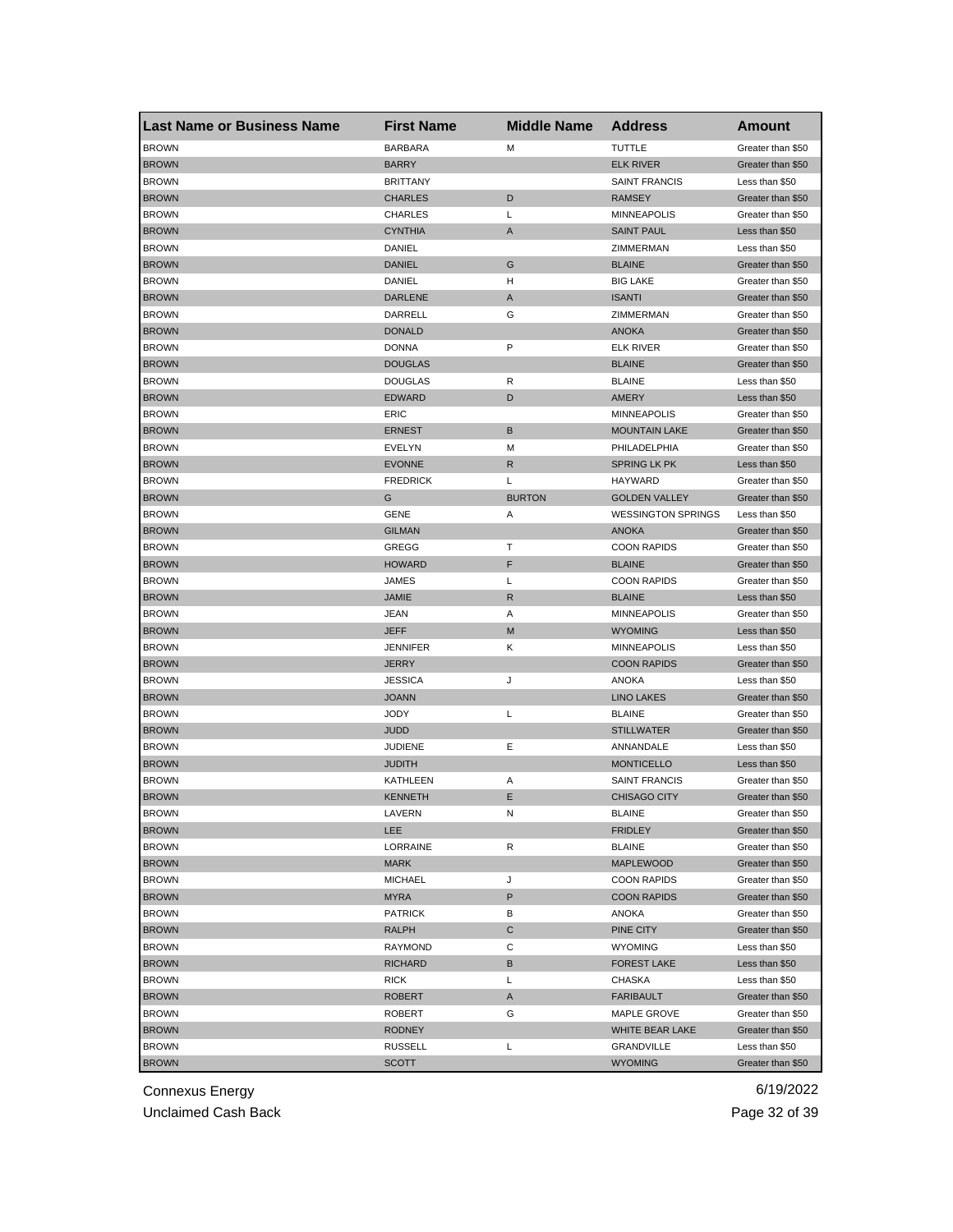| Last Name or Business Name | First Name | Middle Name | Address | Amount |
|---|---|---|---|---|
| BROWN | BARBARA | M | TUTTLE | Greater than $50 |
| BROWN | BARRY | | ELK RIVER | Greater than $50 |
| BROWN | BRITTANY | | SAINT FRANCIS | Less than $50 |
| BROWN | CHARLES | D | RAMSEY | Greater than $50 |
| BROWN | CHARLES | L | MINNEAPOLIS | Greater than $50 |
| BROWN | CYNTHIA | A | SAINT PAUL | Less than $50 |
| BROWN | DANIEL | | ZIMMERMAN | Less than $50 |
| BROWN | DANIEL | G | BLAINE | Greater than $50 |
| BROWN | DANIEL | H | BIG LAKE | Greater than $50 |
| BROWN | DARLENE | A | ISANTI | Greater than $50 |
| BROWN | DARRELL | G | ZIMMERMAN | Greater than $50 |
| BROWN | DONALD | | ANOKA | Greater than $50 |
| BROWN | DONNA | P | ELK RIVER | Greater than $50 |
| BROWN | DOUGLAS | | BLAINE | Greater than $50 |
| BROWN | DOUGLAS | R | BLAINE | Less than $50 |
| BROWN | EDWARD | D | AMERY | Less than $50 |
| BROWN | ERIC | | MINNEAPOLIS | Greater than $50 |
| BROWN | ERNEST | B | MOUNTAIN LAKE | Greater than $50 |
| BROWN | EVELYN | M | PHILADELPHIA | Greater than $50 |
| BROWN | EVONNE | R | SPRING LK PK | Less than $50 |
| BROWN | FREDRICK | L | HAYWARD | Greater than $50 |
| BROWN | G | BURTON | GOLDEN VALLEY | Greater than $50 |
| BROWN | GENE | A | WESSINGTON SPRINGS | Less than $50 |
| BROWN | GILMAN | | ANOKA | Greater than $50 |
| BROWN | GREGG | T | COON RAPIDS | Greater than $50 |
| BROWN | HOWARD | F | BLAINE | Greater than $50 |
| BROWN | JAMES | L | COON RAPIDS | Greater than $50 |
| BROWN | JAMIE | R | BLAINE | Less than $50 |
| BROWN | JEAN | A | MINNEAPOLIS | Greater than $50 |
| BROWN | JEFF | M | WYOMING | Less than $50 |
| BROWN | JENNIFER | K | MINNEAPOLIS | Less than $50 |
| BROWN | JERRY | | COON RAPIDS | Greater than $50 |
| BROWN | JESSICA | J | ANOKA | Less than $50 |
| BROWN | JOANN | | LINO LAKES | Greater than $50 |
| BROWN | JODY | L | BLAINE | Greater than $50 |
| BROWN | JUDD | | STILLWATER | Greater than $50 |
| BROWN | JUDIENE | E | ANNANDALE | Less than $50 |
| BROWN | JUDITH | | MONTICELLO | Less than $50 |
| BROWN | KATHLEEN | A | SAINT FRANCIS | Greater than $50 |
| BROWN | KENNETH | E | CHISAGO CITY | Greater than $50 |
| BROWN | LAVERN | N | BLAINE | Greater than $50 |
| BROWN | LEE | | FRIDLEY | Greater than $50 |
| BROWN | LORRAINE | R | BLAINE | Greater than $50 |
| BROWN | MARK | | MAPLEWOOD | Greater than $50 |
| BROWN | MICHAEL | J | COON RAPIDS | Greater than $50 |
| BROWN | MYRA | P | COON RAPIDS | Greater than $50 |
| BROWN | PATRICK | B | ANOKA | Greater than $50 |
| BROWN | RALPH | C | PINE CITY | Greater than $50 |
| BROWN | RAYMOND | C | WYOMING | Less than $50 |
| BROWN | RICHARD | B | FOREST LAKE | Less than $50 |
| BROWN | RICK | L | CHASKA | Less than $50 |
| BROWN | ROBERT | A | FARIBAULT | Greater than $50 |
| BROWN | ROBERT | G | MAPLE GROVE | Greater than $50 |
| BROWN | RODNEY | | WHITE BEAR LAKE | Greater than $50 |
| BROWN | RUSSELL | L | GRANDVILLE | Less than $50 |
| BROWN | SCOTT | | WYOMING | Greater than $50 |

Connexus Energy
Unclaimed Cash Back

6/19/2022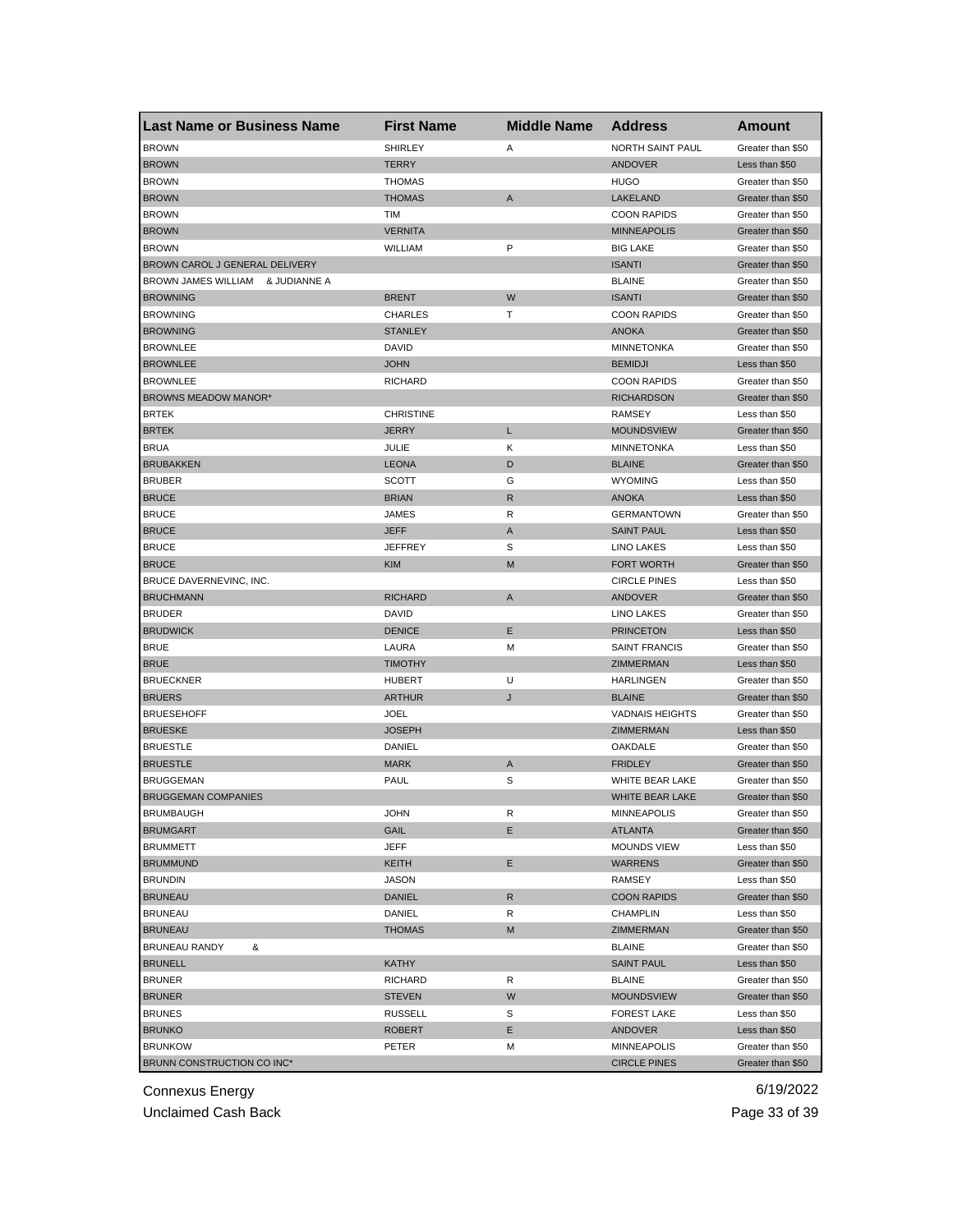| Last Name or Business Name | First Name | Middle Name | Address | Amount |
|---|---|---|---|---|
| BROWN | SHIRLEY | A | NORTH SAINT PAUL | Greater than $50 |
| BROWN | TERRY | | ANDOVER | Less than $50 |
| BROWN | THOMAS | | HUGO | Greater than $50 |
| BROWN | THOMAS | A | LAKELAND | Greater than $50 |
| BROWN | TIM | | COON RAPIDS | Greater than $50 |
| BROWN | VERNITA | | MINNEAPOLIS | Greater than $50 |
| BROWN | WILLIAM | P | BIG LAKE | Greater than $50 |
| BROWN CAROL J GENERAL DELIVERY | | | ISANTI | Greater than $50 |
| BROWN JAMES WILLIAM & JUDIANNE A | | | BLAINE | Greater than $50 |
| BROWNING | BRENT | W | ISANTI | Greater than $50 |
| BROWNING | CHARLES | T | COON RAPIDS | Greater than $50 |
| BROWNING | STANLEY | | ANOKA | Greater than $50 |
| BROWNLEE | DAVID | | MINNETONKA | Greater than $50 |
| BROWNLEE | JOHN | | BEMIDJI | Less than $50 |
| BROWNLEE | RICHARD | | COON RAPIDS | Greater than $50 |
| BROWNS MEADOW MANOR* | | | RICHARDSON | Greater than $50 |
| BRTEK | CHRISTINE | | RAMSEY | Less than $50 |
| BRTEK | JERRY | L | MOUNDSVIEW | Greater than $50 |
| BRUA | JULIE | K | MINNETONKA | Less than $50 |
| BRUBAKKEN | LEONA | D | BLAINE | Greater than $50 |
| BRUBER | SCOTT | G | WYOMING | Less than $50 |
| BRUCE | BRIAN | R | ANOKA | Less than $50 |
| BRUCE | JAMES | R | GERMANTOWN | Greater than $50 |
| BRUCE | JEFF | A | SAINT PAUL | Less than $50 |
| BRUCE | JEFFREY | S | LINO LAKES | Less than $50 |
| BRUCE | KIM | M | FORT WORTH | Greater than $50 |
| BRUCE DAVERNEVINC, INC. | | | CIRCLE PINES | Less than $50 |
| BRUCHMANN | RICHARD | A | ANDOVER | Greater than $50 |
| BRUDER | DAVID | | LINO LAKES | Greater than $50 |
| BRUDWICK | DENICE | E | PRINCETON | Less than $50 |
| BRUE | LAURA | M | SAINT FRANCIS | Greater than $50 |
| BRUE | TIMOTHY | | ZIMMERMAN | Less than $50 |
| BRUECKNER | HUBERT | U | HARLINGEN | Greater than $50 |
| BRUERS | ARTHUR | J | BLAINE | Greater than $50 |
| BRUESEHOFF | JOEL | | VADNAIS HEIGHTS | Greater than $50 |
| BRUESKE | JOSEPH | | ZIMMERMAN | Less than $50 |
| BRUESTLE | DANIEL | | OAKDALE | Greater than $50 |
| BRUESTLE | MARK | A | FRIDLEY | Greater than $50 |
| BRUGGEMAN | PAUL | S | WHITE BEAR LAKE | Greater than $50 |
| BRUGGEMAN COMPANIES | | | WHITE BEAR LAKE | Greater than $50 |
| BRUMBAUGH | JOHN | R | MINNEAPOLIS | Greater than $50 |
| BRUMGART | GAIL | E | ATLANTA | Greater than $50 |
| BRUMMETT | JEFF | | MOUNDS VIEW | Less than $50 |
| BRUMMUND | KEITH | E | WARRENS | Greater than $50 |
| BRUNDIN | JASON | | RAMSEY | Less than $50 |
| BRUNEAU | DANIEL | R | COON RAPIDS | Greater than $50 |
| BRUNEAU | DANIEL | R | CHAMPLIN | Less than $50 |
| BRUNEAU | THOMAS | M | ZIMMERMAN | Greater than $50 |
| BRUNEAU RANDY & | | | BLAINE | Greater than $50 |
| BRUNELL | KATHY | | SAINT PAUL | Less than $50 |
| BRUNER | RICHARD | R | BLAINE | Greater than $50 |
| BRUNER | STEVEN | W | MOUNDSVIEW | Greater than $50 |
| BRUNES | RUSSELL | S | FOREST LAKE | Less than $50 |
| BRUNKO | ROBERT | E | ANDOVER | Less than $50 |
| BRUNKOW | PETER | M | MINNEAPOLIS | Greater than $50 |
| BRUNN CONSTRUCTION CO INC* | | | CIRCLE PINES | Greater than $50 |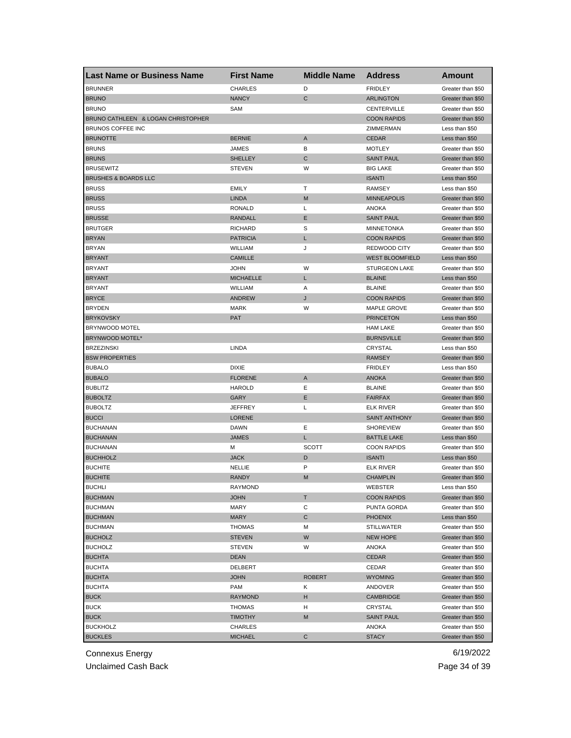| Last Name or Business Name | First Name | Middle Name | Address | Amount |
|---|---|---|---|---|
| BRUNNER | CHARLES | D | FRIDLEY | Greater than $50 |
| BRUNO | NANCY | C | ARLINGTON | Greater than $50 |
| BRUNO | SAM | | CENTERVILLE | Greater than $50 |
| BRUNO CATHLEEN & LOGAN CHRISTOPHER | | | COON RAPIDS | Greater than $50 |
| BRUNOS COFFEE INC | | | ZIMMERMAN | Less than $50 |
| BRUNOTTE | BERNIE | A | CEDAR | Less than $50 |
| BRUNS | JAMES | B | MOTLEY | Greater than $50 |
| BRUNS | SHELLEY | C | SAINT PAUL | Greater than $50 |
| BRUSEWITZ | STEVEN | W | BIG LAKE | Greater than $50 |
| BRUSHES & BOARDS LLC | | | ISANTI | Less than $50 |
| BRUSS | EMILY | T | RAMSEY | Less than $50 |
| BRUSS | LINDA | M | MINNEAPOLIS | Greater than $50 |
| BRUSS | RONALD | L | ANOKA | Greater than $50 |
| BRUSSE | RANDALL | E | SAINT PAUL | Greater than $50 |
| BRUTGER | RICHARD | S | MINNETONKA | Greater than $50 |
| BRYAN | PATRICIA | L | COON RAPIDS | Greater than $50 |
| BRYAN | WILLIAM | J | REDWOOD CITY | Greater than $50 |
| BRYANT | CAMILLE | | WEST BLOOMFIELD | Less than $50 |
| BRYANT | JOHN | W | STURGEON LAKE | Greater than $50 |
| BRYANT | MICHAELLE | L | BLAINE | Less than $50 |
| BRYANT | WILLIAM | A | BLAINE | Greater than $50 |
| BRYCE | ANDREW | J | COON RAPIDS | Greater than $50 |
| BRYDEN | MARK | W | MAPLE GROVE | Greater than $50 |
| BRYKOVSKY | PAT | | PRINCETON | Less than $50 |
| BRYNWOOD MOTEL | | | HAM LAKE | Greater than $50 |
| BRYNWOOD MOTEL* | | | BURNSVILLE | Greater than $50 |
| BRZEZINSKI | LINDA | | CRYSTAL | Less than $50 |
| BSW PROPERTIES | | | RAMSEY | Greater than $50 |
| BUBALO | DIXIE | | FRIDLEY | Less than $50 |
| BUBALO | FLORENE | A | ANOKA | Greater than $50 |
| BUBLITZ | HAROLD | E | BLAINE | Greater than $50 |
| BUBOLTZ | GARY | E | FAIRFAX | Greater than $50 |
| BUBOLTZ | JEFFREY | L | ELK RIVER | Greater than $50 |
| BUCCI | LORENE | | SAINT ANTHONY | Greater than $50 |
| BUCHANAN | DAWN | E | SHOREVIEW | Greater than $50 |
| BUCHANAN | JAMES | L | BATTLE LAKE | Less than $50 |
| BUCHANAN | M | SCOTT | COON RAPIDS | Greater than $50 |
| BUCHHOLZ | JACK | D | ISANTI | Less than $50 |
| BUCHITE | NELLIE | P | ELK RIVER | Greater than $50 |
| BUCHITE | RANDY | M | CHAMPLIN | Greater than $50 |
| BUCHLI | RAYMOND | | WEBSTER | Less than $50 |
| BUCHMAN | JOHN | T | COON RAPIDS | Greater than $50 |
| BUCHMAN | MARY | C | PUNTA GORDA | Greater than $50 |
| BUCHMAN | MARY | C | PHOENIX | Less than $50 |
| BUCHMAN | THOMAS | M | STILLWATER | Greater than $50 |
| BUCHOLZ | STEVEN | W | NEW HOPE | Greater than $50 |
| BUCHOLZ | STEVEN | W | ANOKA | Greater than $50 |
| BUCHTA | DEAN | | CEDAR | Greater than $50 |
| BUCHTA | DELBERT | | CEDAR | Greater than $50 |
| BUCHTA | JOHN | ROBERT | WYOMING | Greater than $50 |
| BUCHTA | PAM | K | ANDOVER | Greater than $50 |
| BUCK | RAYMOND | H | CAMBRIDGE | Greater than $50 |
| BUCK | THOMAS | H | CRYSTAL | Greater than $50 |
| BUCK | TIMOTHY | M | SAINT PAUL | Greater than $50 |
| BUCKHOLZ | CHARLES | | ANOKA | Greater than $50 |
| BUCKLES | MICHAEL | C | STACY | Greater than $50 |

Connexus Energy
Unclaimed Cash Back

6/19/2022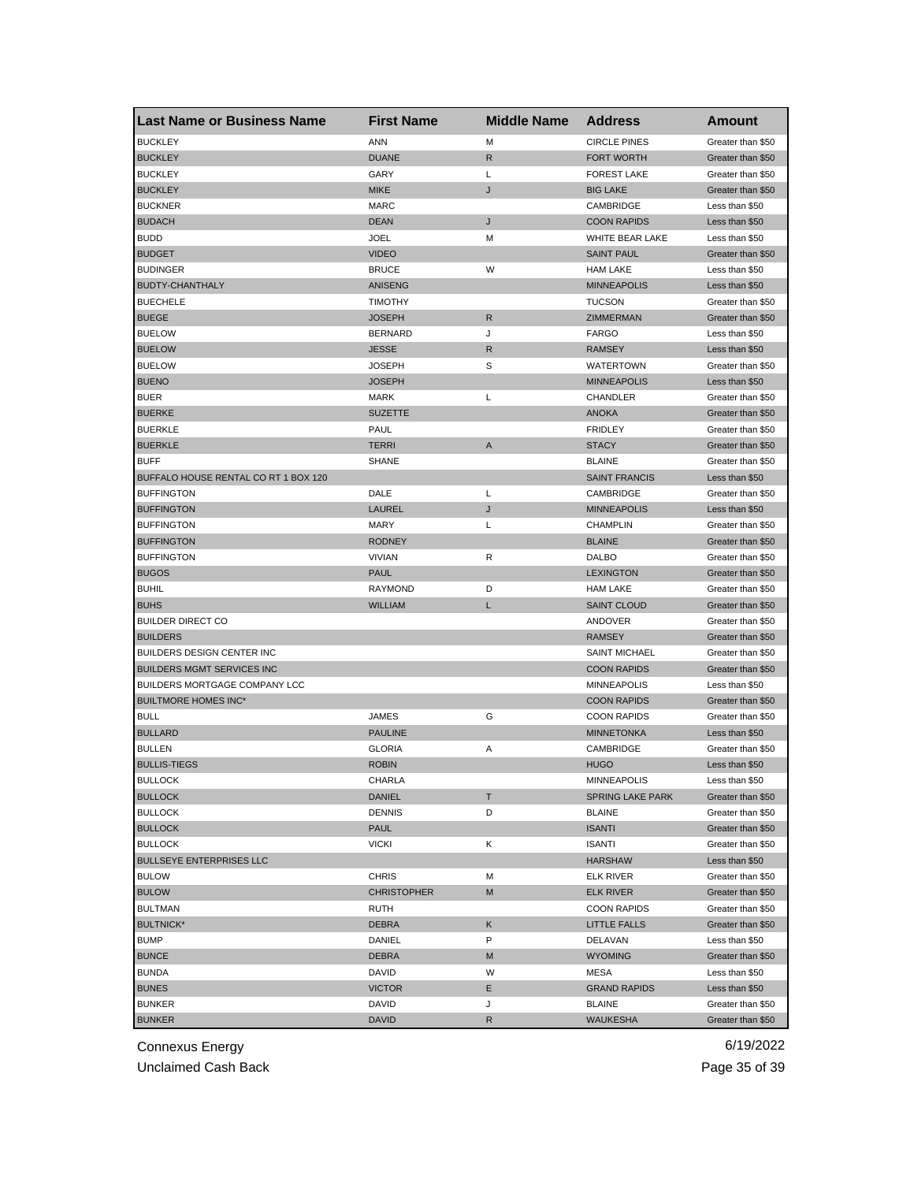| Last Name or Business Name | First Name | Middle Name | Address | Amount |
|---|---|---|---|---|
| BUCKLEY | ANN | M | CIRCLE PINES | Greater than $50 |
| BUCKLEY | DUANE | R | FORT WORTH | Greater than $50 |
| BUCKLEY | GARY | L | FOREST LAKE | Greater than $50 |
| BUCKLEY | MIKE | J | BIG LAKE | Greater than $50 |
| BUCKNER | MARC | | CAMBRIDGE | Less than $50 |
| BUDACH | DEAN | J | COON RAPIDS | Less than $50 |
| BUDD | JOEL | M | WHITE BEAR LAKE | Less than $50 |
| BUDGET | VIDEO | | SAINT PAUL | Greater than $50 |
| BUDINGER | BRUCE | W | HAM LAKE | Less than $50 |
| BUDTY-CHANTHALY | ANISENG | | MINNEAPOLIS | Less than $50 |
| BUECHELE | TIMOTHY | | TUCSON | Greater than $50 |
| BUEGE | JOSEPH | R | ZIMMERMAN | Greater than $50 |
| BUELOW | BERNARD | J | FARGO | Less than $50 |
| BUELOW | JESSE | R | RAMSEY | Less than $50 |
| BUELOW | JOSEPH | S | WATERTOWN | Greater than $50 |
| BUENO | JOSEPH | | MINNEAPOLIS | Less than $50 |
| BUER | MARK | L | CHANDLER | Greater than $50 |
| BUERKE | SUZETTE | | ANOKA | Greater than $50 |
| BUERKLE | PAUL | | FRIDLEY | Greater than $50 |
| BUERKLE | TERRI | A | STACY | Greater than $50 |
| BUFF | SHANE | | BLAINE | Greater than $50 |
| BUFFALO HOUSE RENTAL CO RT 1 BOX 120 | | | SAINT FRANCIS | Less than $50 |
| BUFFINGTON | DALE | L | CAMBRIDGE | Greater than $50 |
| BUFFINGTON | LAUREL | J | MINNEAPOLIS | Less than $50 |
| BUFFINGTON | MARY | L | CHAMPLIN | Greater than $50 |
| BUFFINGTON | RODNEY | | BLAINE | Greater than $50 |
| BUFFINGTON | VIVIAN | R | DALBO | Greater than $50 |
| BUGOS | PAUL | | LEXINGTON | Greater than $50 |
| BUHIL | RAYMOND | D | HAM LAKE | Greater than $50 |
| BUHS | WILLIAM | L | SAINT CLOUD | Greater than $50 |
| BUILDER DIRECT CO | | | ANDOVER | Greater than $50 |
| BUILDERS | | | RAMSEY | Greater than $50 |
| BUILDERS DESIGN CENTER INC | | | SAINT MICHAEL | Greater than $50 |
| BUILDERS MGMT SERVICES INC | | | COON RAPIDS | Greater than $50 |
| BUILDERS MORTGAGE COMPANY LCC | | | MINNEAPOLIS | Less than $50 |
| BUILTMORE HOMES INC* | | | COON RAPIDS | Greater than $50 |
| BULL | JAMES | G | COON RAPIDS | Greater than $50 |
| BULLARD | PAULINE | | MINNETONKA | Less than $50 |
| BULLEN | GLORIA | A | CAMBRIDGE | Greater than $50 |
| BULLIS-TIEGS | ROBIN | | HUGO | Less than $50 |
| BULLOCK | CHARLA | | MINNEAPOLIS | Less than $50 |
| BULLOCK | DANIEL | T | SPRING LAKE PARK | Greater than $50 |
| BULLOCK | DENNIS | D | BLAINE | Greater than $50 |
| BULLOCK | PAUL | | ISANTI | Greater than $50 |
| BULLOCK | VICKI | K | ISANTI | Greater than $50 |
| BULLSEYE ENTERPRISES LLC | | | HARSHAW | Less than $50 |
| BULOW | CHRIS | M | ELK RIVER | Greater than $50 |
| BULOW | CHRISTOPHER | M | ELK RIVER | Greater than $50 |
| BULTMAN | RUTH | | COON RAPIDS | Greater than $50 |
| BULTNICK* | DEBRA | K | LITTLE FALLS | Greater than $50 |
| BUMP | DANIEL | P | DELAVAN | Less than $50 |
| BUNCE | DEBRA | M | WYOMING | Greater than $50 |
| BUNDA | DAVID | W | MESA | Less than $50 |
| BUNES | VICTOR | E | GRAND RAPIDS | Less than $50 |
| BUNKER | DAVID | J | BLAINE | Greater than $50 |
| BUNKER | DAVID | R | WAUKESHA | Greater than $50 |

Connexus Energy
Unclaimed Cash Back

6/19/2022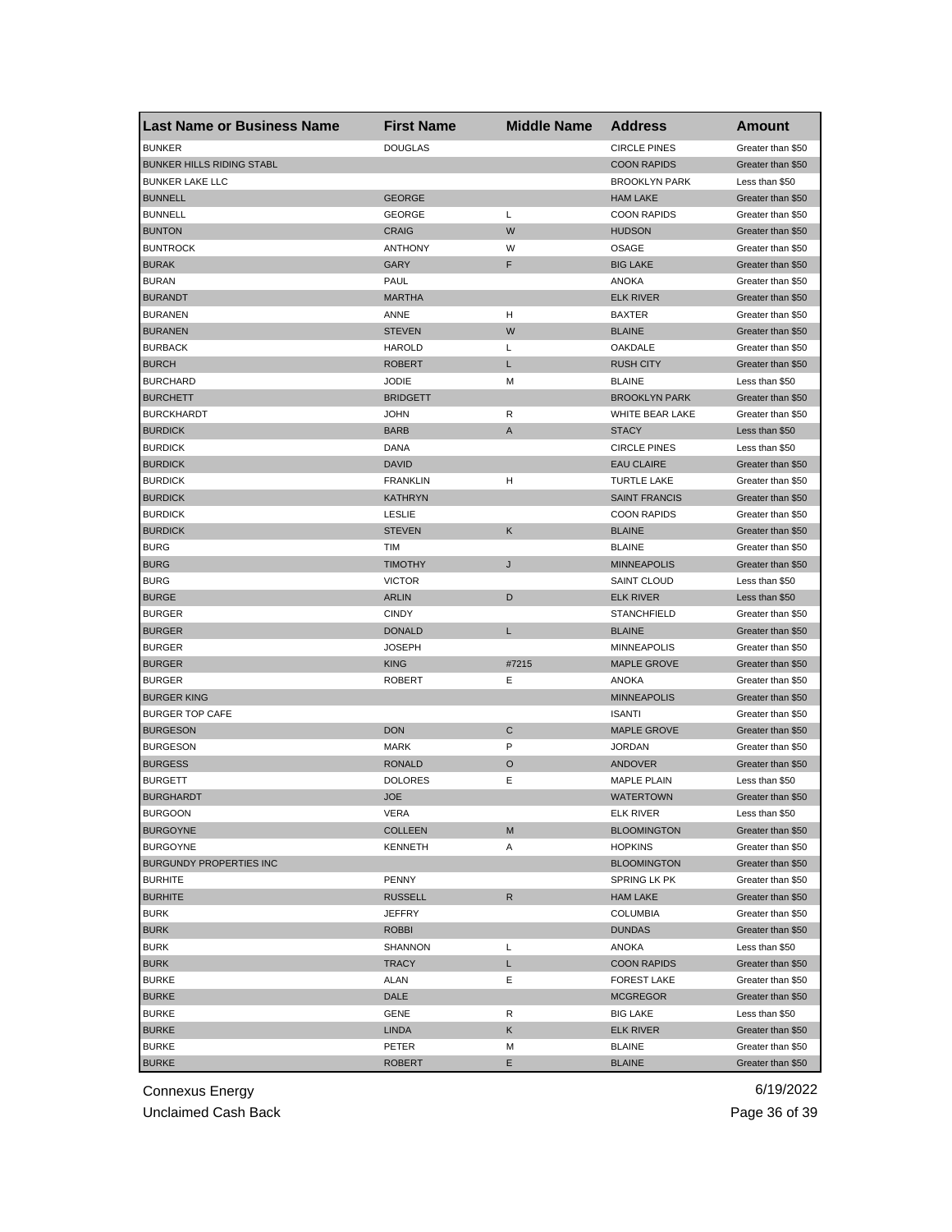| Last Name or Business Name | First Name | Middle Name | Address | Amount |
|---|---|---|---|---|
| BUNKER | DOUGLAS | | CIRCLE PINES | Greater than $50 |
| BUNKER HILLS RIDING STABL | | | COON RAPIDS | Greater than $50 |
| BUNKER LAKE LLC | | | BROOKLYN PARK | Less than $50 |
| BUNNELL | GEORGE | | HAM LAKE | Greater than $50 |
| BUNNELL | GEORGE | L | COON RAPIDS | Greater than $50 |
| BUNTON | CRAIG | W | HUDSON | Greater than $50 |
| BUNTROCK | ANTHONY | W | OSAGE | Greater than $50 |
| BURAK | GARY | F | BIG LAKE | Greater than $50 |
| BURAN | PAUL | | ANOKA | Greater than $50 |
| BURANDT | MARTHA | | ELK RIVER | Greater than $50 |
| BURANEN | ANNE | H | BAXTER | Greater than $50 |
| BURANEN | STEVEN | W | BLAINE | Greater than $50 |
| BURBACK | HAROLD | L | OAKDALE | Greater than $50 |
| BURCH | ROBERT | L | RUSH CITY | Greater than $50 |
| BURCHARD | JODIE | M | BLAINE | Less than $50 |
| BURCHETT | BRIDGETT | | BROOKLYN PARK | Greater than $50 |
| BURCKHARDT | JOHN | R | WHITE BEAR LAKE | Greater than $50 |
| BURDICK | BARB | A | STACY | Less than $50 |
| BURDICK | DANA | | CIRCLE PINES | Less than $50 |
| BURDICK | DAVID | | EAU CLAIRE | Greater than $50 |
| BURDICK | FRANKLIN | H | TURTLE LAKE | Greater than $50 |
| BURDICK | KATHRYN | | SAINT FRANCIS | Greater than $50 |
| BURDICK | LESLIE | | COON RAPIDS | Greater than $50 |
| BURDICK | STEVEN | K | BLAINE | Greater than $50 |
| BURG | TIM | | BLAINE | Greater than $50 |
| BURG | TIMOTHY | J | MINNEAPOLIS | Greater than $50 |
| BURG | VICTOR | | SAINT CLOUD | Less than $50 |
| BURGE | ARLIN | D | ELK RIVER | Less than $50 |
| BURGER | CINDY | | STANCHFIELD | Greater than $50 |
| BURGER | DONALD | L | BLAINE | Greater than $50 |
| BURGER | JOSEPH | | MINNEAPOLIS | Greater than $50 |
| BURGER | KING | #7215 | MAPLE GROVE | Greater than $50 |
| BURGER | ROBERT | E | ANOKA | Greater than $50 |
| BURGER KING | | | MINNEAPOLIS | Greater than $50 |
| BURGER TOP CAFE | | | ISANTI | Greater than $50 |
| BURGESON | DON | C | MAPLE GROVE | Greater than $50 |
| BURGESON | MARK | P | JORDAN | Greater than $50 |
| BURGESS | RONALD | O | ANDOVER | Greater than $50 |
| BURGETT | DOLORES | E | MAPLE PLAIN | Less than $50 |
| BURGHARDT | JOE | | WATERTOWN | Greater than $50 |
| BURGOON | VERA | | ELK RIVER | Less than $50 |
| BURGOYNE | COLLEEN | M | BLOOMINGTON | Greater than $50 |
| BURGOYNE | KENNETH | A | HOPKINS | Greater than $50 |
| BURGUNDY PROPERTIES INC | | | BLOOMINGTON | Greater than $50 |
| BURHITE | PENNY | | SPRING LK PK | Greater than $50 |
| BURHITE | RUSSELL | R | HAM LAKE | Greater than $50 |
| BURK | JEFFRY | | COLUMBIA | Greater than $50 |
| BURK | ROBBI | | DUNDAS | Greater than $50 |
| BURK | SHANNON | L | ANOKA | Less than $50 |
| BURK | TRACY | L | COON RAPIDS | Greater than $50 |
| BURKE | ALAN | E | FOREST LAKE | Greater than $50 |
| BURKE | DALE | | MCGREGOR | Greater than $50 |
| BURKE | GENE | R | BIG LAKE | Less than $50 |
| BURKE | LINDA | K | ELK RIVER | Greater than $50 |
| BURKE | PETER | M | BLAINE | Greater than $50 |
| BURKE | ROBERT | E | BLAINE | Greater than $50 |

Connexus Energy
Unclaimed Cash Back

6/19/2022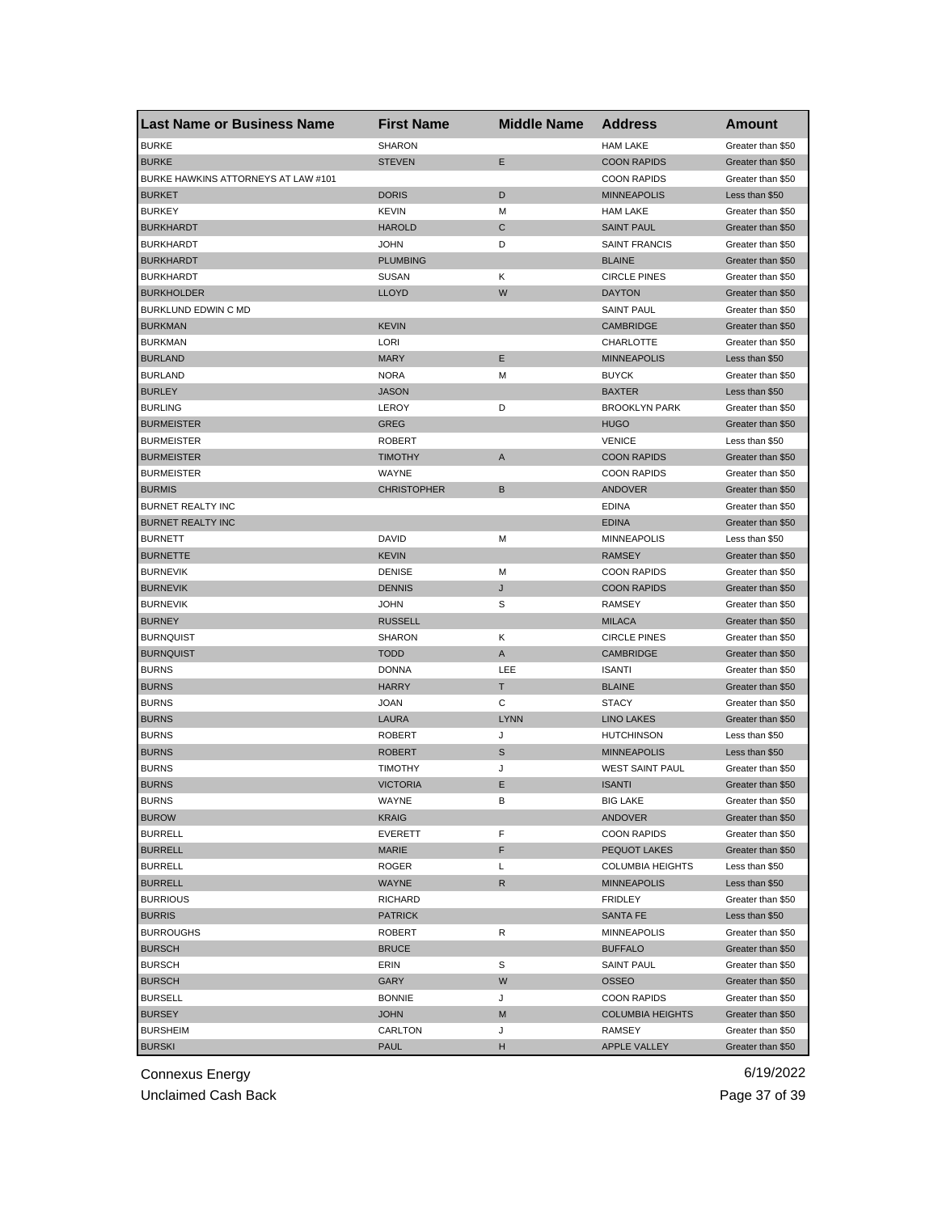| Last Name or Business Name | First Name | Middle Name | Address | Amount |
|---|---|---|---|---|
| BURKE | SHARON | | HAM LAKE | Greater than $50 |
| BURKE | STEVEN | E | COON RAPIDS | Greater than $50 |
| BURKE HAWKINS ATTORNEYS AT LAW #101 | | | COON RAPIDS | Greater than $50 |
| BURKET | DORIS | D | MINNEAPOLIS | Less than $50 |
| BURKEY | KEVIN | M | HAM LAKE | Greater than $50 |
| BURKHARDT | HAROLD | C | SAINT PAUL | Greater than $50 |
| BURKHARDT | JOHN | D | SAINT FRANCIS | Greater than $50 |
| BURKHARDT | PLUMBING | | BLAINE | Greater than $50 |
| BURKHARDT | SUSAN | K | CIRCLE PINES | Greater than $50 |
| BURKHOLDER | LLOYD | W | DAYTON | Greater than $50 |
| BURKLUND EDWIN C MD | | | SAINT PAUL | Greater than $50 |
| BURKMAN | KEVIN | | CAMBRIDGE | Greater than $50 |
| BURKMAN | LORI | | CHARLOTTE | Greater than $50 |
| BURLAND | MARY | E | MINNEAPOLIS | Less than $50 |
| BURLAND | NORA | M | BUYCK | Greater than $50 |
| BURLEY | JASON | | BAXTER | Less than $50 |
| BURLING | LEROY | D | BROOKLYN PARK | Greater than $50 |
| BURMEISTER | GREG | | HUGO | Greater than $50 |
| BURMEISTER | ROBERT | | VENICE | Less than $50 |
| BURMEISTER | TIMOTHY | A | COON RAPIDS | Greater than $50 |
| BURMEISTER | WAYNE | | COON RAPIDS | Greater than $50 |
| BURMIS | CHRISTOPHER | B | ANDOVER | Greater than $50 |
| BURNET REALTY INC | | | EDINA | Greater than $50 |
| BURNET REALTY INC | | | EDINA | Greater than $50 |
| BURNETT | DAVID | M | MINNEAPOLIS | Less than $50 |
| BURNETTE | KEVIN | | RAMSEY | Greater than $50 |
| BURNEVIK | DENISE | M | COON RAPIDS | Greater than $50 |
| BURNEVIK | DENNIS | J | COON RAPIDS | Greater than $50 |
| BURNEVIK | JOHN | S | RAMSEY | Greater than $50 |
| BURNEY | RUSSELL | | MILACA | Greater than $50 |
| BURNQUIST | SHARON | K | CIRCLE PINES | Greater than $50 |
| BURNQUIST | TODD | A | CAMBRIDGE | Greater than $50 |
| BURNS | DONNA | LEE | ISANTI | Greater than $50 |
| BURNS | HARRY | T | BLAINE | Greater than $50 |
| BURNS | JOAN | C | STACY | Greater than $50 |
| BURNS | LAURA | LYNN | LINO LAKES | Greater than $50 |
| BURNS | ROBERT | J | HUTCHINSON | Less than $50 |
| BURNS | ROBERT | S | MINNEAPOLIS | Less than $50 |
| BURNS | TIMOTHY | J | WEST SAINT PAUL | Greater than $50 |
| BURNS | VICTORIA | E | ISANTI | Greater than $50 |
| BURNS | WAYNE | B | BIG LAKE | Greater than $50 |
| BUROW | KRAIG | | ANDOVER | Greater than $50 |
| BURRELL | EVERETT | F | COON RAPIDS | Greater than $50 |
| BURRELL | MARIE | F | PEQUOT LAKES | Greater than $50 |
| BURRELL | ROGER | L | COLUMBIA HEIGHTS | Less than $50 |
| BURRELL | WAYNE | R | MINNEAPOLIS | Less than $50 |
| BURRIOUS | RICHARD | | FRIDLEY | Greater than $50 |
| BURRIS | PATRICK | | SANTA FE | Less than $50 |
| BURROUGHS | ROBERT | R | MINNEAPOLIS | Greater than $50 |
| BURSCH | BRUCE | | BUFFALO | Greater than $50 |
| BURSCH | ERIN | S | SAINT PAUL | Greater than $50 |
| BURSCH | GARY | W | OSSEO | Greater than $50 |
| BURSELL | BONNIE | J | COON RAPIDS | Greater than $50 |
| BURSEY | JOHN | M | COLUMBIA HEIGHTS | Greater than $50 |
| BURSHEIM | CARLTON | J | RAMSEY | Greater than $50 |
| BURSKI | PAUL | H | APPLE VALLEY | Greater than $50 |

Connexus Energy
Unclaimed Cash Back
6/19/2022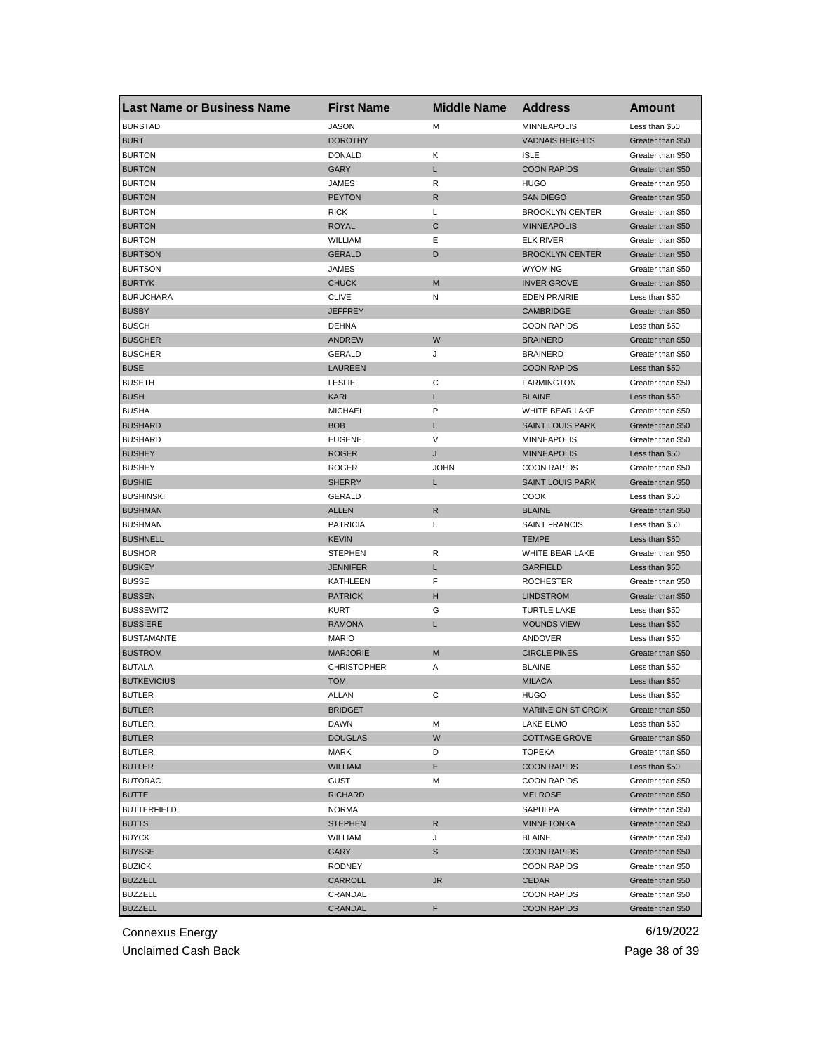| Last Name or Business Name | First Name | Middle Name | Address | Amount |
|---|---|---|---|---|
| BURSTAD | JASON | M | MINNEAPOLIS | Less than $50 |
| BURT | DOROTHY | | VADNAIS HEIGHTS | Greater than $50 |
| BURTON | DONALD | K | ISLE | Greater than $50 |
| BURTON | GARY | L | COON RAPIDS | Greater than $50 |
| BURTON | JAMES | R | HUGO | Greater than $50 |
| BURTON | PEYTON | R | SAN DIEGO | Greater than $50 |
| BURTON | RICK | L | BROOKLYN CENTER | Greater than $50 |
| BURTON | ROYAL | C | MINNEAPOLIS | Greater than $50 |
| BURTON | WILLIAM | E | ELK RIVER | Greater than $50 |
| BURTSON | GERALD | D | BROOKLYN CENTER | Greater than $50 |
| BURTSON | JAMES | | WYOMING | Greater than $50 |
| BURTYK | CHUCK | M | INVER GROVE | Greater than $50 |
| BURUCHARA | CLIVE | N | EDEN PRAIRIE | Less than $50 |
| BUSBY | JEFFREY | | CAMBRIDGE | Greater than $50 |
| BUSCH | DEHNA | | COON RAPIDS | Less than $50 |
| BUSCHER | ANDREW | W | BRAINERD | Greater than $50 |
| BUSCHER | GERALD | J | BRAINERD | Greater than $50 |
| BUSE | LAUREEN | | COON RAPIDS | Less than $50 |
| BUSETH | LESLIE | C | FARMINGTON | Greater than $50 |
| BUSH | KARI | L | BLAINE | Less than $50 |
| BUSHA | MICHAEL | P | WHITE BEAR LAKE | Greater than $50 |
| BUSHARD | BOB | L | SAINT LOUIS PARK | Greater than $50 |
| BUSHARD | EUGENE | V | MINNEAPOLIS | Greater than $50 |
| BUSHEY | ROGER | J | MINNEAPOLIS | Less than $50 |
| BUSHEY | ROGER | JOHN | COON RAPIDS | Greater than $50 |
| BUSHIE | SHERRY | L | SAINT LOUIS PARK | Greater than $50 |
| BUSHINSKI | GERALD | | COOK | Less than $50 |
| BUSHMAN | ALLEN | R | BLAINE | Greater than $50 |
| BUSHMAN | PATRICIA | L | SAINT FRANCIS | Less than $50 |
| BUSHNELL | KEVIN | | TEMPE | Less than $50 |
| BUSHOR | STEPHEN | R | WHITE BEAR LAKE | Greater than $50 |
| BUSKEY | JENNIFER | L | GARFIELD | Less than $50 |
| BUSSE | KATHLEEN | F | ROCHESTER | Greater than $50 |
| BUSSEN | PATRICK | H | LINDSTROM | Greater than $50 |
| BUSSEWITZ | KURT | G | TURTLE LAKE | Less than $50 |
| BUSSIERE | RAMONA | L | MOUNDS VIEW | Less than $50 |
| BUSTAMANTE | MARIO | | ANDOVER | Less than $50 |
| BUSTROM | MARJORIE | M | CIRCLE PINES | Greater than $50 |
| BUTALA | CHRISTOPHER | A | BLAINE | Less than $50 |
| BUTKEVICIUS | TOM | | MILACA | Less than $50 |
| BUTLER | ALLAN | C | HUGO | Less than $50 |
| BUTLER | BRIDGET | | MARINE ON ST CROIX | Greater than $50 |
| BUTLER | DAWN | M | LAKE ELMO | Less than $50 |
| BUTLER | DOUGLAS | W | COTTAGE GROVE | Greater than $50 |
| BUTLER | MARK | D | TOPEKA | Greater than $50 |
| BUTLER | WILLIAM | E | COON RAPIDS | Less than $50 |
| BUTORAC | GUST | M | COON RAPIDS | Greater than $50 |
| BUTTE | RICHARD | | MELROSE | Greater than $50 |
| BUTTERFIELD | NORMA | | SAPULPA | Greater than $50 |
| BUTTS | STEPHEN | R | MINNETONKA | Greater than $50 |
| BUYCK | WILLIAM | J | BLAINE | Greater than $50 |
| BUYSSE | GARY | S | COON RAPIDS | Greater than $50 |
| BUZICK | RODNEY | | COON RAPIDS | Greater than $50 |
| BUZZELL | CARROLL | JR | CEDAR | Greater than $50 |
| BUZZELL | CRANDAL | | COON RAPIDS | Greater than $50 |
| BUZZELL | CRANDAL | F | COON RAPIDS | Greater than $50 |

Connexus Energy  
Unclaimed Cash Back  
6/19/2022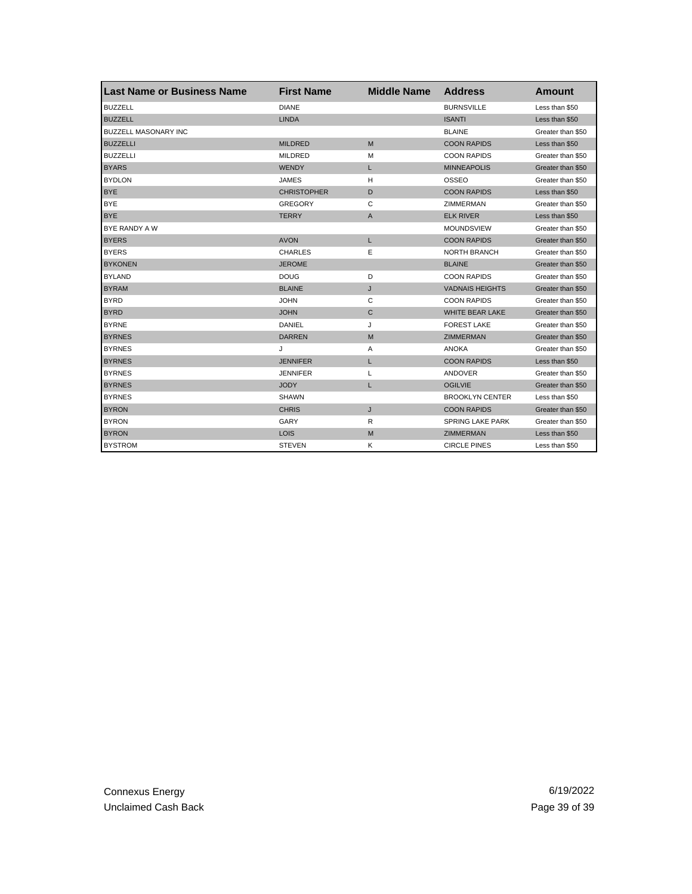| Last Name or Business Name | First Name | Middle Name | Address | Amount |
| --- | --- | --- | --- | --- |
| BUZZELL | DIANE | | BURNSVILLE | Less than $50 |
| BUZZELL | LINDA | | ISANTI | Less than $50 |
| BUZZELL MASONARY INC | | | BLAINE | Greater than $50 |
| BUZZELLI | MILDRED | M | COON RAPIDS | Less than $50 |
| BUZZELLI | MILDRED | M | COON RAPIDS | Greater than $50 |
| BYARS | WENDY | L | MINNEAPOLIS | Greater than $50 |
| BYDLON | JAMES | H | OSSEO | Greater than $50 |
| BYE | CHRISTOPHER | D | COON RAPIDS | Less than $50 |
| BYE | GREGORY | C | ZIMMERMAN | Greater than $50 |
| BYE | TERRY | A | ELK RIVER | Less than $50 |
| BYE RANDY A W | | | MOUNDSVIEW | Greater than $50 |
| BYERS | AVON | L | COON RAPIDS | Greater than $50 |
| BYERS | CHARLES | E | NORTH BRANCH | Greater than $50 |
| BYKONEN | JEROME | | BLAINE | Greater than $50 |
| BYLAND | DOUG | D | COON RAPIDS | Greater than $50 |
| BYRAM | BLAINE | J | VADNAIS HEIGHTS | Greater than $50 |
| BYRD | JOHN | C | COON RAPIDS | Greater than $50 |
| BYRD | JOHN | C | WHITE BEAR LAKE | Greater than $50 |
| BYRNE | DANIEL | J | FOREST LAKE | Greater than $50 |
| BYRNES | DARREN | M | ZIMMERMAN | Greater than $50 |
| BYRNES | J | A | ANOKA | Greater than $50 |
| BYRNES | JENNIFER | L | COON RAPIDS | Less than $50 |
| BYRNES | JENNIFER | L | ANDOVER | Greater than $50 |
| BYRNES | JODY | L | OGILVIE | Greater than $50 |
| BYRNES | SHAWN | | BROOKLYN CENTER | Less than $50 |
| BYRON | CHRIS | J | COON RAPIDS | Greater than $50 |
| BYRON | GARY | R | SPRING LAKE PARK | Greater than $50 |
| BYRON | LOIS | M | ZIMMERMAN | Less than $50 |
| BYSTROM | STEVEN | K | CIRCLE PINES | Less than $50 |